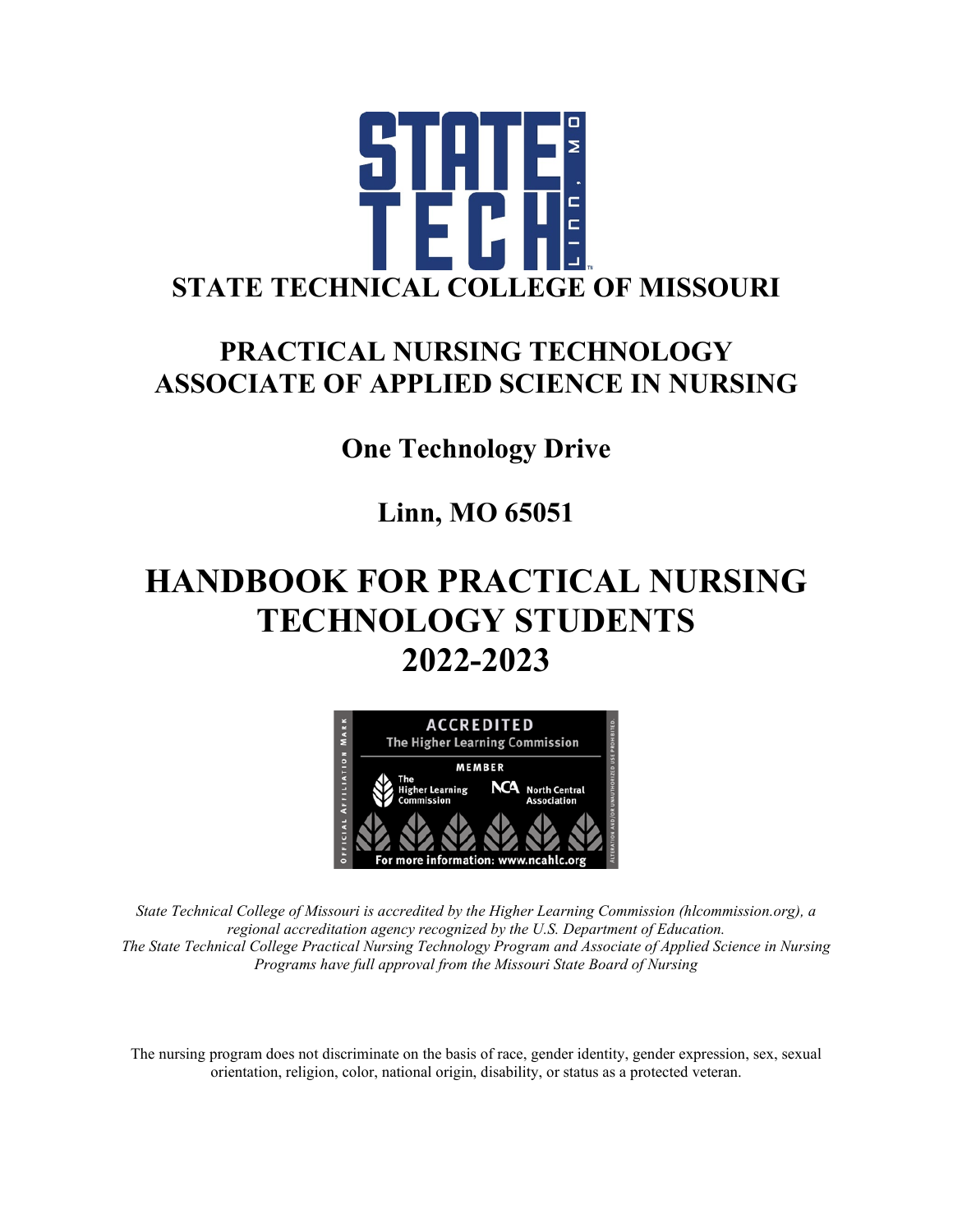# STATE TECHNICAL COLLEGE OF MISSOURI

## PRACTICAL NURSING TECHNOLOGY
## ASSOCIATE OF APPLIED SCIENCE IN NURSING

### One Technology Drive

### Linn, MO 65051

# HANDBOOK FOR PRACTICAL NURSING TECHNOLOGY STUDENTS 2022-2023

*State Technical College of Missouri is accredited by the Higher Learning Commission (hlcommission.org), a regional accreditation agency recognized by the U.S. Department of Education.*
*The State Technical College Practical Nursing Technology Program and Associate of Applied Science in Nursing Programs have full approval from the Missouri State Board of Nursing*

The nursing program does not discriminate on the basis of race, gender identity, gender expression, sex, sexual orientation, religion, color, national origin, disability, or status as a protected veteran.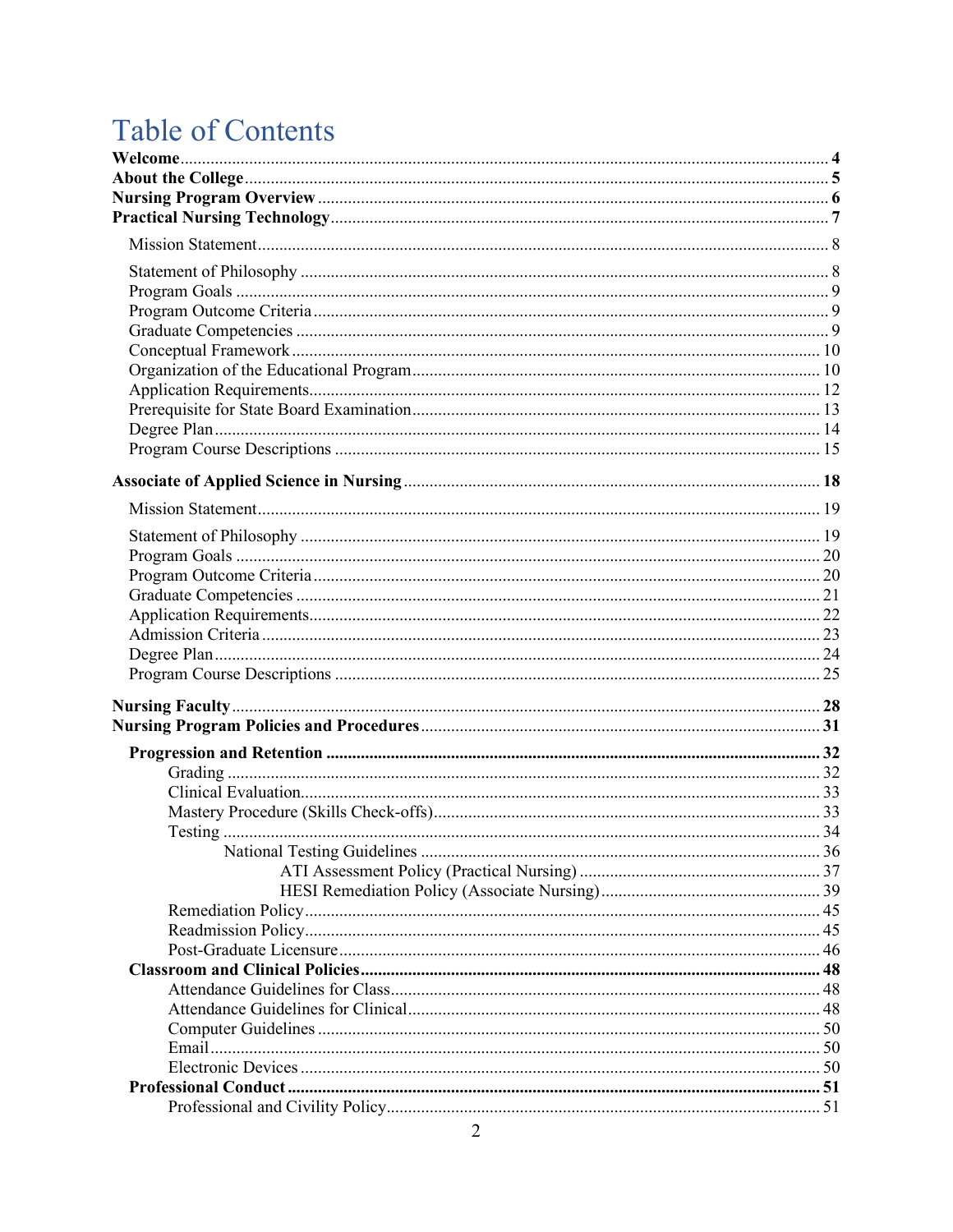# Table of Contents

**Welcome** .......... **4**
**About the College** .......... **5**
**Nursing Program Overview** .......... **6**
**Practical Nursing Technology** .......... **7**

- Mission Statement .......... 8
- Statement of Philosophy .......... 8
- Program Goals .......... 9
- Program Outcome Criteria .......... 9
- Graduate Competencies .......... 9
- Conceptual Framework .......... 10
- Organization of the Educational Program .......... 10
- Application Requirements .......... 12
- Prerequisite for State Board Examination .......... 13
- Degree Plan .......... 14
- Program Course Descriptions .......... 15

**Associate of Applied Science in Nursing** .......... **18**

- Mission Statement .......... 19
- Statement of Philosophy .......... 19
- Program Goals .......... 20
- Program Outcome Criteria .......... 20
- Graduate Competencies .......... 21
- Application Requirements .......... 22
- Admission Criteria .......... 23
- Degree Plan .......... 24
- Program Course Descriptions .......... 25

**Nursing Faculty** .......... **28**
**Nursing Program Policies and Procedures** .......... **31**

- **Progression and Retention** .......... **32**
  - Grading .......... 32
  - Clinical Evaluation .......... 33
  - Mastery Procedure (Skills Check-offs) .......... 33
  - Testing .......... 34
    - National Testing Guidelines .......... 36
      - ATI Assessment Policy (Practical Nursing) .......... 37
      - HESI Remediation Policy (Associate Nursing) .......... 39
  - Remediation Policy .......... 45
  - Readmission Policy .......... 45
  - Post-Graduate Licensure .......... 46
- **Classroom and Clinical Policies** .......... **48**
  - Attendance Guidelines for Class .......... 48
  - Attendance Guidelines for Clinical .......... 48
  - Computer Guidelines .......... 50
  - Email .......... 50
  - Electronic Devices .......... 50
- **Professional Conduct** .......... **51**
  - Professional and Civility Policy .......... 51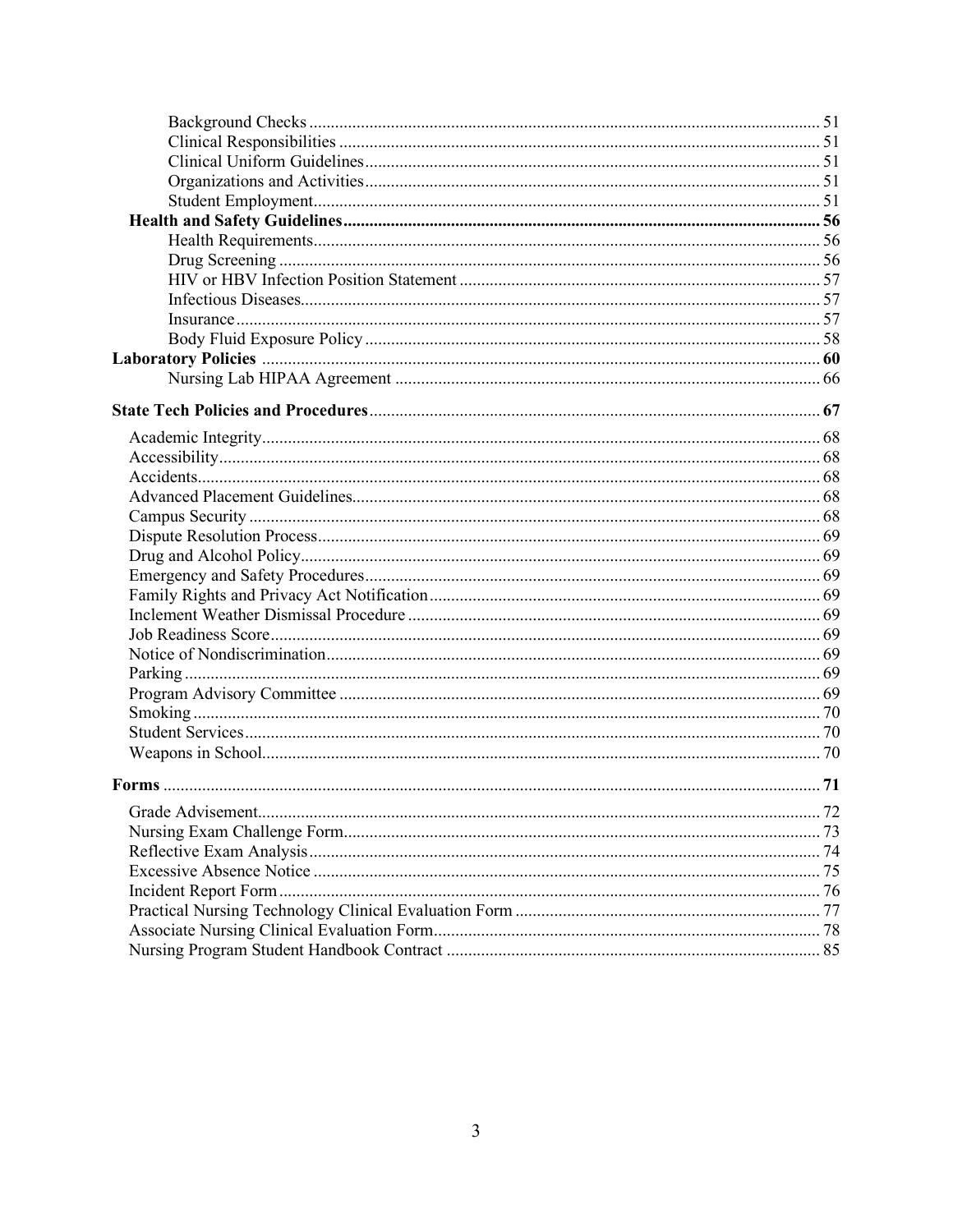- Background Checks ..... 51
- Clinical Responsibilities ..... 51
- Clinical Uniform Guidelines ..... 51
- Organizations and Activities ..... 51
- Student Employment ..... 51

**Health and Safety Guidelines ..... 56**

- Health Requirements ..... 56
- Drug Screening ..... 56
- HIV or HBV Infection Position Statement ..... 57
- Infectious Diseases ..... 57
- Insurance ..... 57
- Body Fluid Exposure Policy ..... 58

**Laboratory Policies ..... 60**

- Nursing Lab HIPAA Agreement ..... 66

**State Tech Policies and Procedures ..... 67**

- Academic Integrity ..... 68
- Accessibility ..... 68
- Accidents ..... 68
- Advanced Placement Guidelines ..... 68
- Campus Security ..... 68
- Dispute Resolution Process ..... 69
- Drug and Alcohol Policy ..... 69
- Emergency and Safety Procedures ..... 69
- Family Rights and Privacy Act Notification ..... 69
- Inclement Weather Dismissal Procedure ..... 69
- Job Readiness Score ..... 69
- Notice of Nondiscrimination ..... 69
- Parking ..... 69
- Program Advisory Committee ..... 69
- Smoking ..... 70
- Student Services ..... 70
- Weapons in School ..... 70

**Forms ..... 71**

- Grade Advisement ..... 72
- Nursing Exam Challenge Form ..... 73
- Reflective Exam Analysis ..... 74
- Excessive Absence Notice ..... 75
- Incident Report Form ..... 76
- Practical Nursing Technology Clinical Evaluation Form ..... 77
- Associate Nursing Clinical Evaluation Form ..... 78
- Nursing Program Student Handbook Contract ..... 85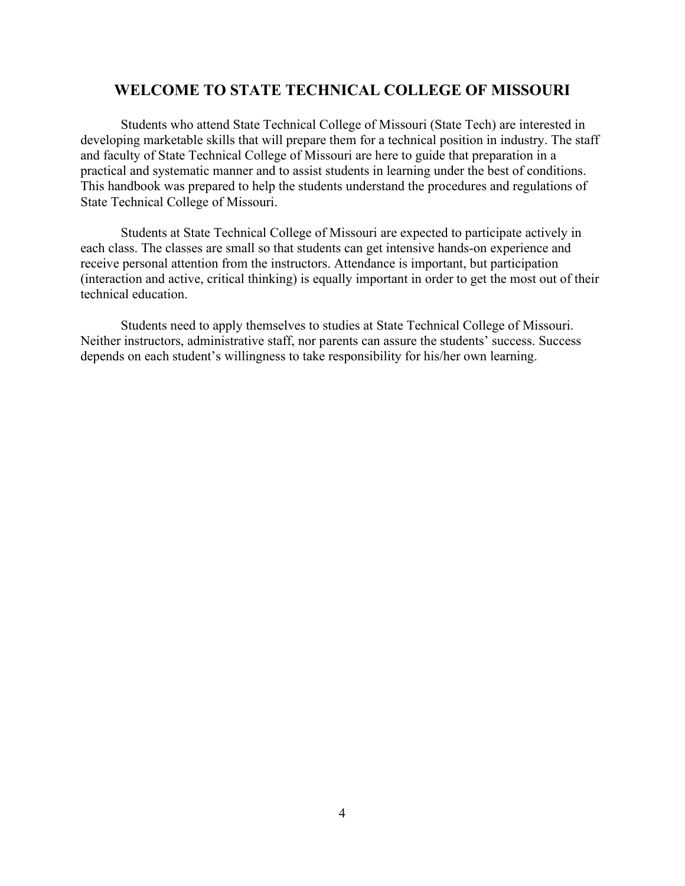# WELCOME TO STATE TECHNICAL COLLEGE OF MISSOURI

Students who attend State Technical College of Missouri (State Tech) are interested in developing marketable skills that will prepare them for a technical position in industry. The staff and faculty of State Technical College of Missouri are here to guide that preparation in a practical and systematic manner and to assist students in learning under the best of conditions. This handbook was prepared to help the students understand the procedures and regulations of State Technical College of Missouri.

Students at State Technical College of Missouri are expected to participate actively in each class. The classes are small so that students can get intensive hands-on experience and receive personal attention from the instructors. Attendance is important, but participation (interaction and active, critical thinking) is equally important in order to get the most out of their technical education.

Students need to apply themselves to studies at State Technical College of Missouri. Neither instructors, administrative staff, nor parents can assure the students' success. Success depends on each student's willingness to take responsibility for his/her own learning.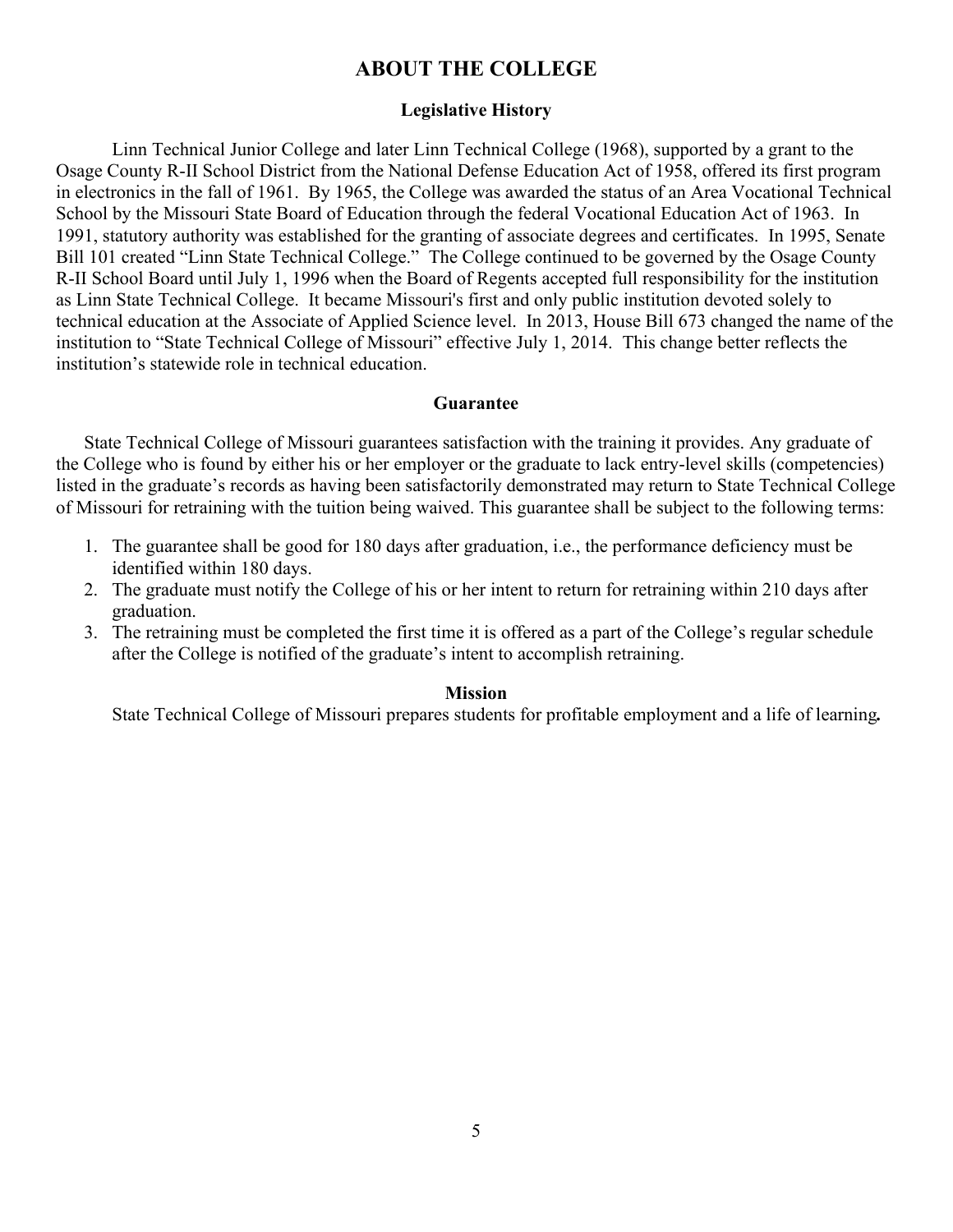# ABOUT THE COLLEGE

## Legislative History

Linn Technical Junior College and later Linn Technical College (1968), supported by a grant to the Osage County R-II School District from the National Defense Education Act of 1958, offered its first program in electronics in the fall of 1961. By 1965, the College was awarded the status of an Area Vocational Technical School by the Missouri State Board of Education through the federal Vocational Education Act of 1963. In 1991, statutory authority was established for the granting of associate degrees and certificates. In 1995, Senate Bill 101 created "Linn State Technical College." The College continued to be governed by the Osage County R-II School Board until July 1, 1996 when the Board of Regents accepted full responsibility for the institution as Linn State Technical College. It became Missouri's first and only public institution devoted solely to technical education at the Associate of Applied Science level. In 2013, House Bill 673 changed the name of the institution to "State Technical College of Missouri" effective July 1, 2014. This change better reflects the institution's statewide role in technical education.

## Guarantee

State Technical College of Missouri guarantees satisfaction with the training it provides. Any graduate of the College who is found by either his or her employer or the graduate to lack entry-level skills (competencies) listed in the graduate's records as having been satisfactorily demonstrated may return to State Technical College of Missouri for retraining with the tuition being waived. This guarantee shall be subject to the following terms:

1. The guarantee shall be good for 180 days after graduation, i.e., the performance deficiency must be identified within 180 days.
2. The graduate must notify the College of his or her intent to return for retraining within 210 days after graduation.
3. The retraining must be completed the first time it is offered as a part of the College's regular schedule after the College is notified of the graduate's intent to accomplish retraining.

## Mission

State Technical College of Missouri prepares students for profitable employment and a life of learning**.**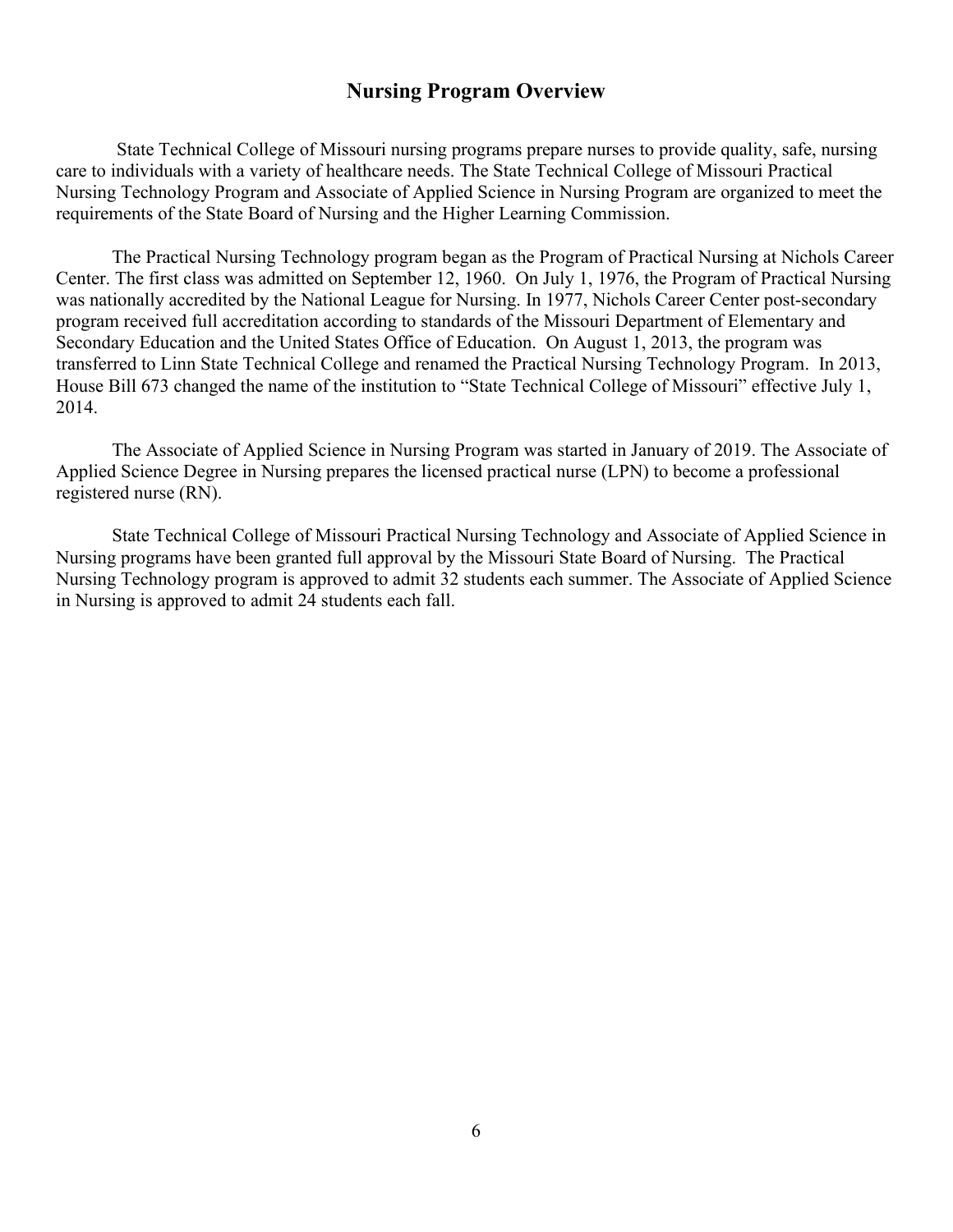## Nursing Program Overview

State Technical College of Missouri nursing programs prepare nurses to provide quality, safe, nursing care to individuals with a variety of healthcare needs. The State Technical College of Missouri Practical Nursing Technology Program and Associate of Applied Science in Nursing Program are organized to meet the requirements of the State Board of Nursing and the Higher Learning Commission.

The Practical Nursing Technology program began as the Program of Practical Nursing at Nichols Career Center. The first class was admitted on September 12, 1960. On July 1, 1976, the Program of Practical Nursing was nationally accredited by the National League for Nursing. In 1977, Nichols Career Center post-secondary program received full accreditation according to standards of the Missouri Department of Elementary and Secondary Education and the United States Office of Education. On August 1, 2013, the program was transferred to Linn State Technical College and renamed the Practical Nursing Technology Program. In 2013, House Bill 673 changed the name of the institution to "State Technical College of Missouri" effective July 1, 2014.

The Associate of Applied Science in Nursing Program was started in January of 2019. The Associate of Applied Science Degree in Nursing prepares the licensed practical nurse (LPN) to become a professional registered nurse (RN).

State Technical College of Missouri Practical Nursing Technology and Associate of Applied Science in Nursing programs have been granted full approval by the Missouri State Board of Nursing. The Practical Nursing Technology program is approved to admit 32 students each summer. The Associate of Applied Science in Nursing is approved to admit 24 students each fall.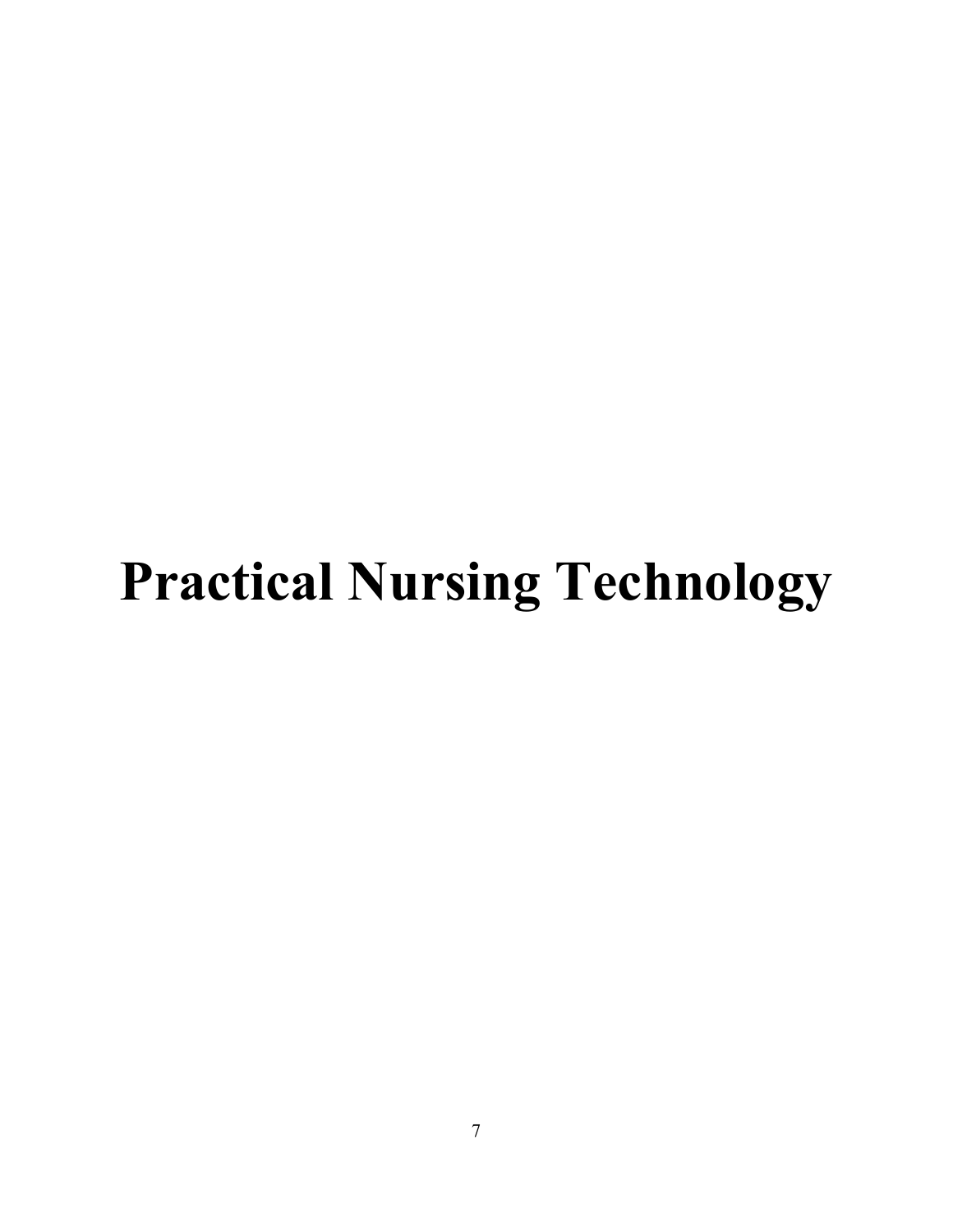# Practical Nursing Technology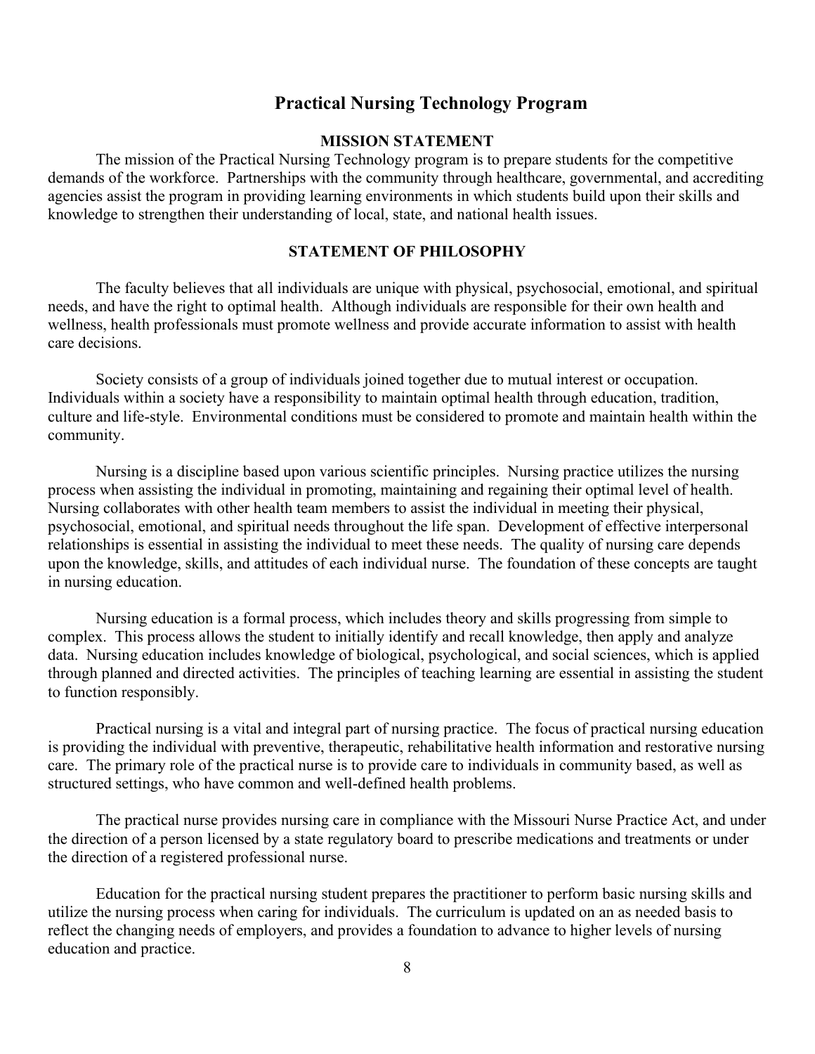# Practical Nursing Technology Program

## MISSION STATEMENT

The mission of the Practical Nursing Technology program is to prepare students for the competitive demands of the workforce. Partnerships with the community through healthcare, governmental, and accrediting agencies assist the program in providing learning environments in which students build upon their skills and knowledge to strengthen their understanding of local, state, and national health issues.

## STATEMENT OF PHILOSOPHY

The faculty believes that all individuals are unique with physical, psychosocial, emotional, and spiritual needs, and have the right to optimal health. Although individuals are responsible for their own health and wellness, health professionals must promote wellness and provide accurate information to assist with health care decisions.

Society consists of a group of individuals joined together due to mutual interest or occupation. Individuals within a society have a responsibility to maintain optimal health through education, tradition, culture and life-style. Environmental conditions must be considered to promote and maintain health within the community.

Nursing is a discipline based upon various scientific principles. Nursing practice utilizes the nursing process when assisting the individual in promoting, maintaining and regaining their optimal level of health. Nursing collaborates with other health team members to assist the individual in meeting their physical, psychosocial, emotional, and spiritual needs throughout the life span. Development of effective interpersonal relationships is essential in assisting the individual to meet these needs. The quality of nursing care depends upon the knowledge, skills, and attitudes of each individual nurse. The foundation of these concepts are taught in nursing education.

Nursing education is a formal process, which includes theory and skills progressing from simple to complex. This process allows the student to initially identify and recall knowledge, then apply and analyze data. Nursing education includes knowledge of biological, psychological, and social sciences, which is applied through planned and directed activities. The principles of teaching learning are essential in assisting the student to function responsibly.

Practical nursing is a vital and integral part of nursing practice. The focus of practical nursing education is providing the individual with preventive, therapeutic, rehabilitative health information and restorative nursing care. The primary role of the practical nurse is to provide care to individuals in community based, as well as structured settings, who have common and well-defined health problems.

The practical nurse provides nursing care in compliance with the Missouri Nurse Practice Act, and under the direction of a person licensed by a state regulatory board to prescribe medications and treatments or under the direction of a registered professional nurse.

Education for the practical nursing student prepares the practitioner to perform basic nursing skills and utilize the nursing process when caring for individuals. The curriculum is updated on an as needed basis to reflect the changing needs of employers, and provides a foundation to advance to higher levels of nursing education and practice.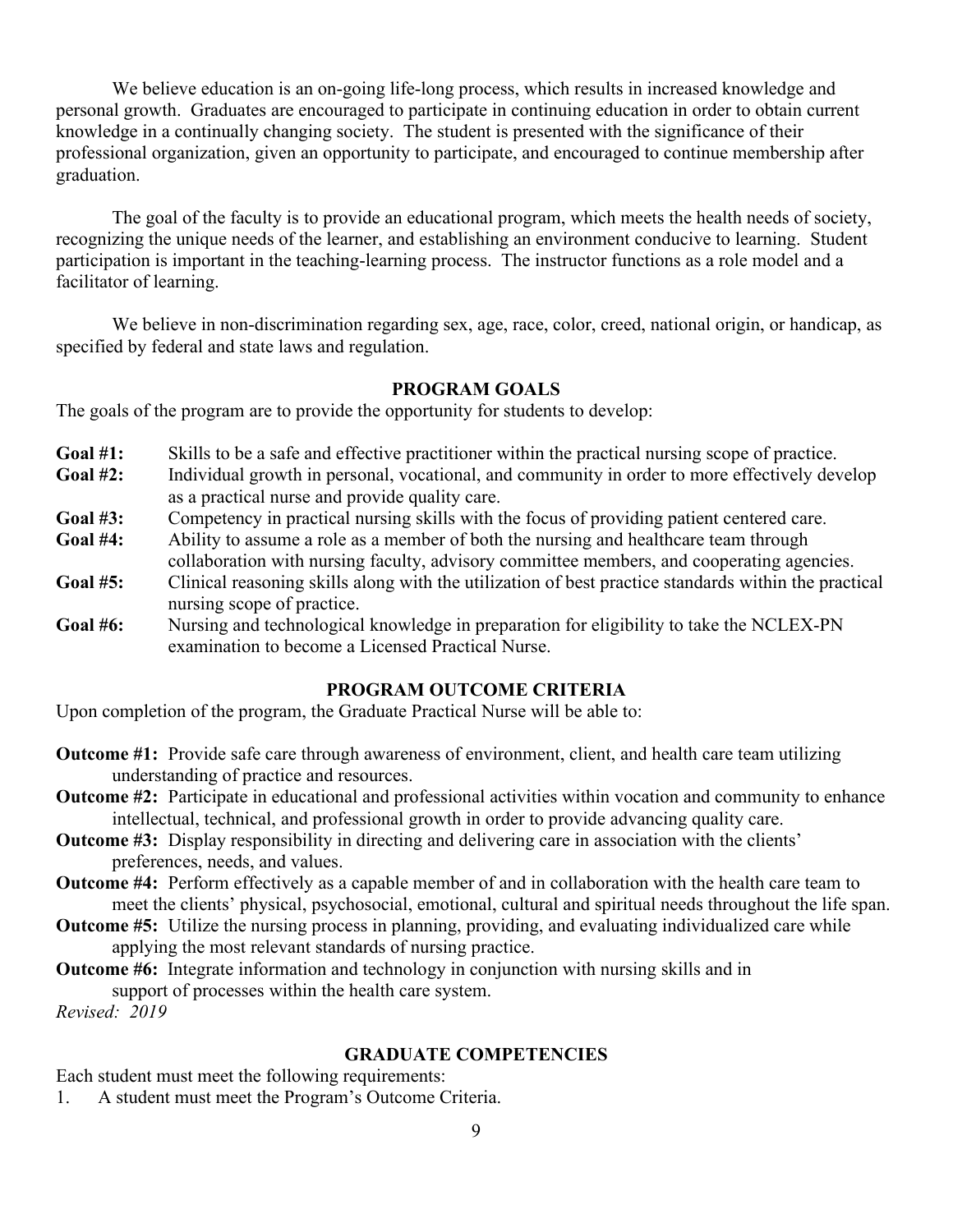We believe education is an on-going life-long process, which results in increased knowledge and personal growth. Graduates are encouraged to participate in continuing education in order to obtain current knowledge in a continually changing society. The student is presented with the significance of their professional organization, given an opportunity to participate, and encouraged to continue membership after graduation.

The goal of the faculty is to provide an educational program, which meets the health needs of society, recognizing the unique needs of the learner, and establishing an environment conducive to learning. Student participation is important in the teaching-learning process. The instructor functions as a role model and a facilitator of learning.

We believe in non-discrimination regarding sex, age, race, color, creed, national origin, or handicap, as specified by federal and state laws and regulation.

## PROGRAM GOALS

The goals of the program are to provide the opportunity for students to develop:

- **Goal #1:** Skills to be a safe and effective practitioner within the practical nursing scope of practice.
- **Goal #2:** Individual growth in personal, vocational, and community in order to more effectively develop as a practical nurse and provide quality care.
- **Goal #3:** Competency in practical nursing skills with the focus of providing patient centered care.
- **Goal #4:** Ability to assume a role as a member of both the nursing and healthcare team through collaboration with nursing faculty, advisory committee members, and cooperating agencies.
- **Goal #5:** Clinical reasoning skills along with the utilization of best practice standards within the practical nursing scope of practice.
- **Goal #6:** Nursing and technological knowledge in preparation for eligibility to take the NCLEX-PN examination to become a Licensed Practical Nurse.

## PROGRAM OUTCOME CRITERIA

Upon completion of the program, the Graduate Practical Nurse will be able to:

- **Outcome #1:** Provide safe care through awareness of environment, client, and health care team utilizing understanding of practice and resources.
- **Outcome #2:** Participate in educational and professional activities within vocation and community to enhance intellectual, technical, and professional growth in order to provide advancing quality care.
- **Outcome #3:** Display responsibility in directing and delivering care in association with the clients' preferences, needs, and values.
- **Outcome #4:** Perform effectively as a capable member of and in collaboration with the health care team to meet the clients' physical, psychosocial, emotional, cultural and spiritual needs throughout the life span.
- **Outcome #5:** Utilize the nursing process in planning, providing, and evaluating individualized care while applying the most relevant standards of nursing practice.
- **Outcome #6:** Integrate information and technology in conjunction with nursing skills and in support of processes within the health care system.

*Revised: 2019*

## GRADUATE COMPETENCIES

Each student must meet the following requirements:

1. A student must meet the Program's Outcome Criteria.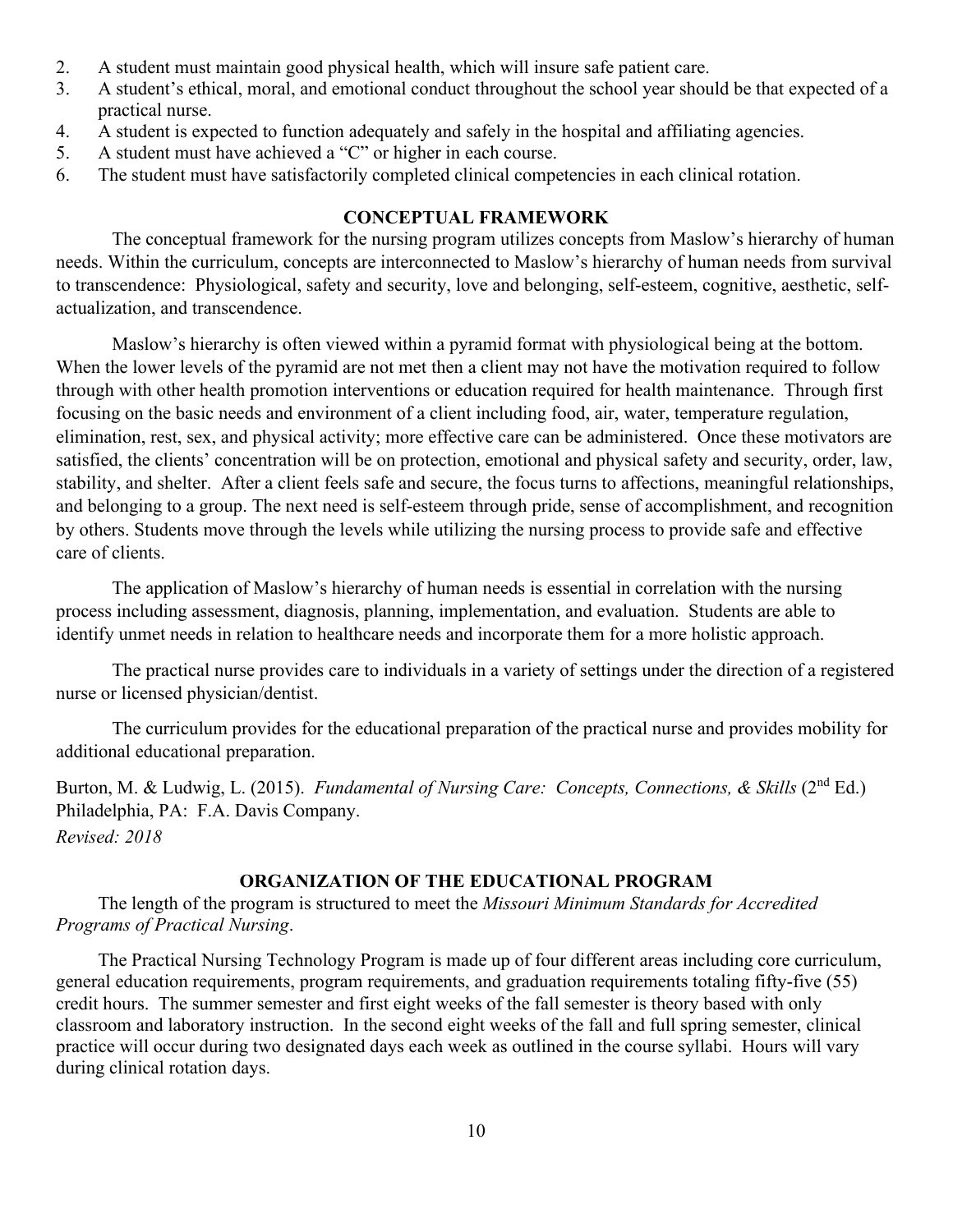2. A student must maintain good physical health, which will insure safe patient care.
3. A student's ethical, moral, and emotional conduct throughout the school year should be that expected of a practical nurse.
4. A student is expected to function adequately and safely in the hospital and affiliating agencies.
5. A student must have achieved a "C" or higher in each course.
6. The student must have satisfactorily completed clinical competencies in each clinical rotation.

## CONCEPTUAL FRAMEWORK

The conceptual framework for the nursing program utilizes concepts from Maslow's hierarchy of human needs. Within the curriculum, concepts are interconnected to Maslow's hierarchy of human needs from survival to transcendence: Physiological, safety and security, love and belonging, self-esteem, cognitive, aesthetic, self-actualization, and transcendence.

Maslow's hierarchy is often viewed within a pyramid format with physiological being at the bottom. When the lower levels of the pyramid are not met then a client may not have the motivation required to follow through with other health promotion interventions or education required for health maintenance. Through first focusing on the basic needs and environment of a client including food, air, water, temperature regulation, elimination, rest, sex, and physical activity; more effective care can be administered. Once these motivators are satisfied, the clients' concentration will be on protection, emotional and physical safety and security, order, law, stability, and shelter. After a client feels safe and secure, the focus turns to affections, meaningful relationships, and belonging to a group. The next need is self-esteem through pride, sense of accomplishment, and recognition by others. Students move through the levels while utilizing the nursing process to provide safe and effective care of clients.

The application of Maslow's hierarchy of human needs is essential in correlation with the nursing process including assessment, diagnosis, planning, implementation, and evaluation. Students are able to identify unmet needs in relation to healthcare needs and incorporate them for a more holistic approach.

The practical nurse provides care to individuals in a variety of settings under the direction of a registered nurse or licensed physician/dentist.

The curriculum provides for the educational preparation of the practical nurse and provides mobility for additional educational preparation.

Burton, M. & Ludwig, L. (2015). *Fundamental of Nursing Care: Concepts, Connections, & Skills* (2nd Ed.) Philadelphia, PA: F.A. Davis Company.
*Revised: 2018*

## ORGANIZATION OF THE EDUCATIONAL PROGRAM

The length of the program is structured to meet the *Missouri Minimum Standards for Accredited Programs of Practical Nursing*.

The Practical Nursing Technology Program is made up of four different areas including core curriculum, general education requirements, program requirements, and graduation requirements totaling fifty-five (55) credit hours. The summer semester and first eight weeks of the fall semester is theory based with only classroom and laboratory instruction. In the second eight weeks of the fall and full spring semester, clinical practice will occur during two designated days each week as outlined in the course syllabi. Hours will vary during clinical rotation days.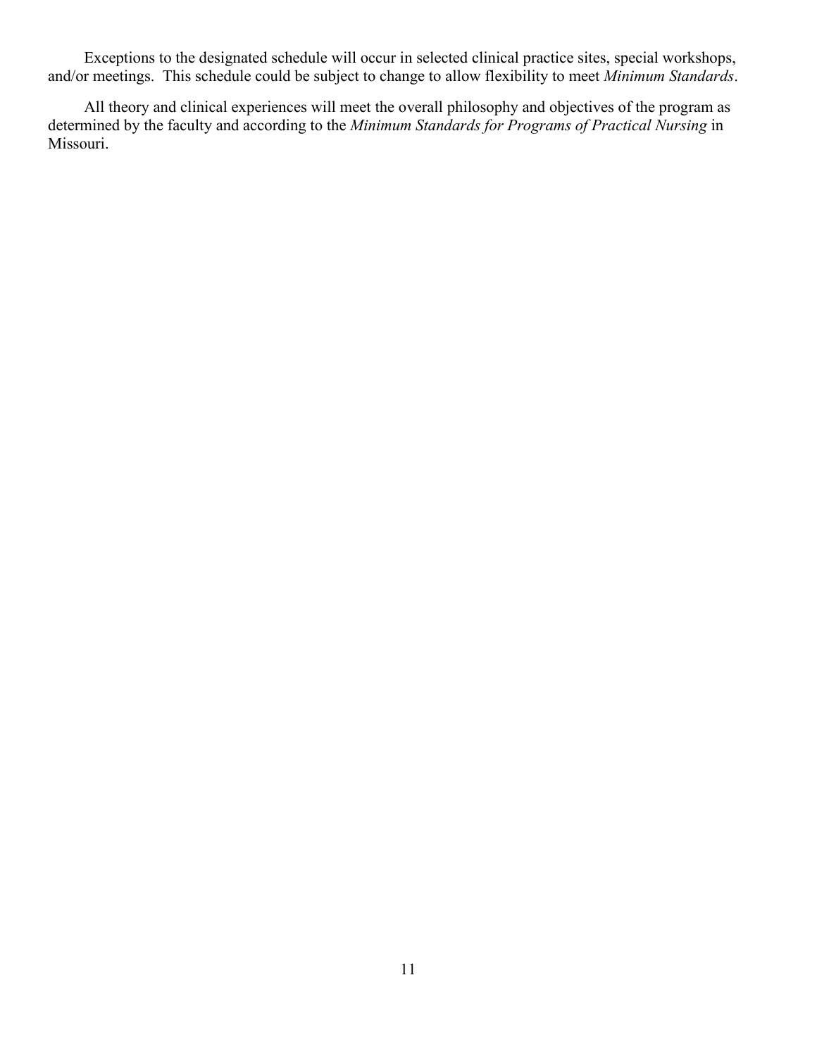Exceptions to the designated schedule will occur in selected clinical practice sites, special workshops, and/or meetings. This schedule could be subject to change to allow flexibility to meet *Minimum Standards*.

All theory and clinical experiences will meet the overall philosophy and objectives of the program as determined by the faculty and according to the *Minimum Standards for Programs of Practical Nursing* in Missouri.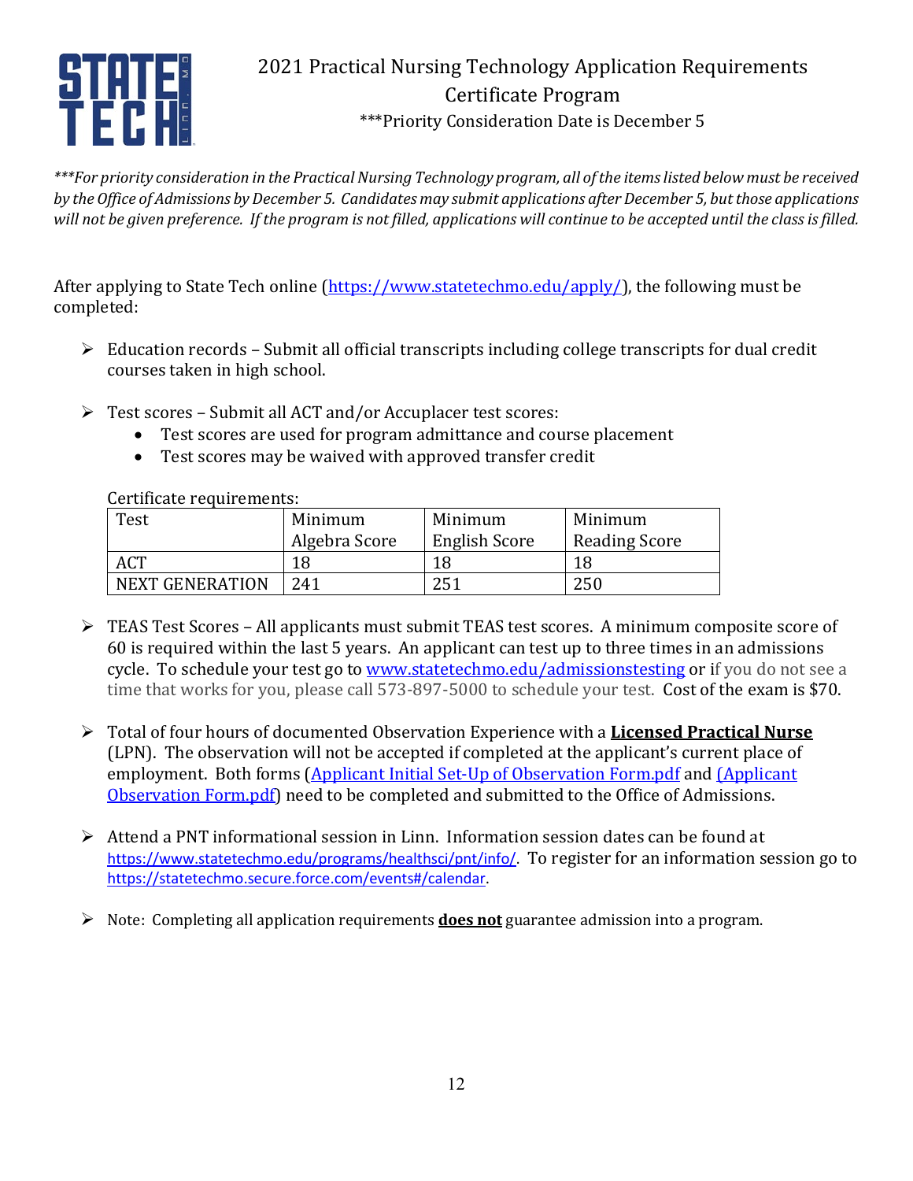# 2021 Practical Nursing Technology Application Requirements
## Certificate Program
***Priority Consideration Date is December 5

****For priority consideration in the Practical Nursing Technology program, all of the items listed below must be received by the Office of Admissions by December 5. Candidates may submit applications after December 5, but those applications will not be given preference. If the program is not filled, applications will continue to be accepted until the class is filled.*

After applying to State Tech online (https://www.statetechmo.edu/apply/), the following must be completed:

- Education records – Submit all official transcripts including college transcripts for dual credit courses taken in high school.

- Test scores – Submit all ACT and/or Accuplacer test scores:
  - Test scores are used for program admittance and course placement
  - Test scores may be waived with approved transfer credit

  Certificate requirements:

| Test | Minimum Algebra Score | Minimum English Score | Minimum Reading Score |
|---|---|---|---|
| ACT | 18 | 18 | 18 |
| NEXT GENERATION | 241 | 251 | 250 |

- TEAS Test Scores – All applicants must submit TEAS test scores. A minimum composite score of 60 is required within the last 5 years. An applicant can test up to three times in an admissions cycle. To schedule your test go to www.statetechmo.edu/admissionstesting or if you do not see a time that works for you, please call 573-897-5000 to schedule your test. Cost of the exam is $70.

- Total of four hours of documented Observation Experience with a **Licensed Practical Nurse** (LPN). The observation will not be accepted if completed at the applicant's current place of employment. Both forms (Applicant Initial Set-Up of Observation Form.pdf and (Applicant Observation Form.pdf) need to be completed and submitted to the Office of Admissions.

- Attend a PNT informational session in Linn. Information session dates can be found at https://www.statetechmo.edu/programs/healthsci/pnt/info/. To register for an information session go to https://statetechmo.secure.force.com/events#/calendar.

- Note: Completing all application requirements **does not** guarantee admission into a program.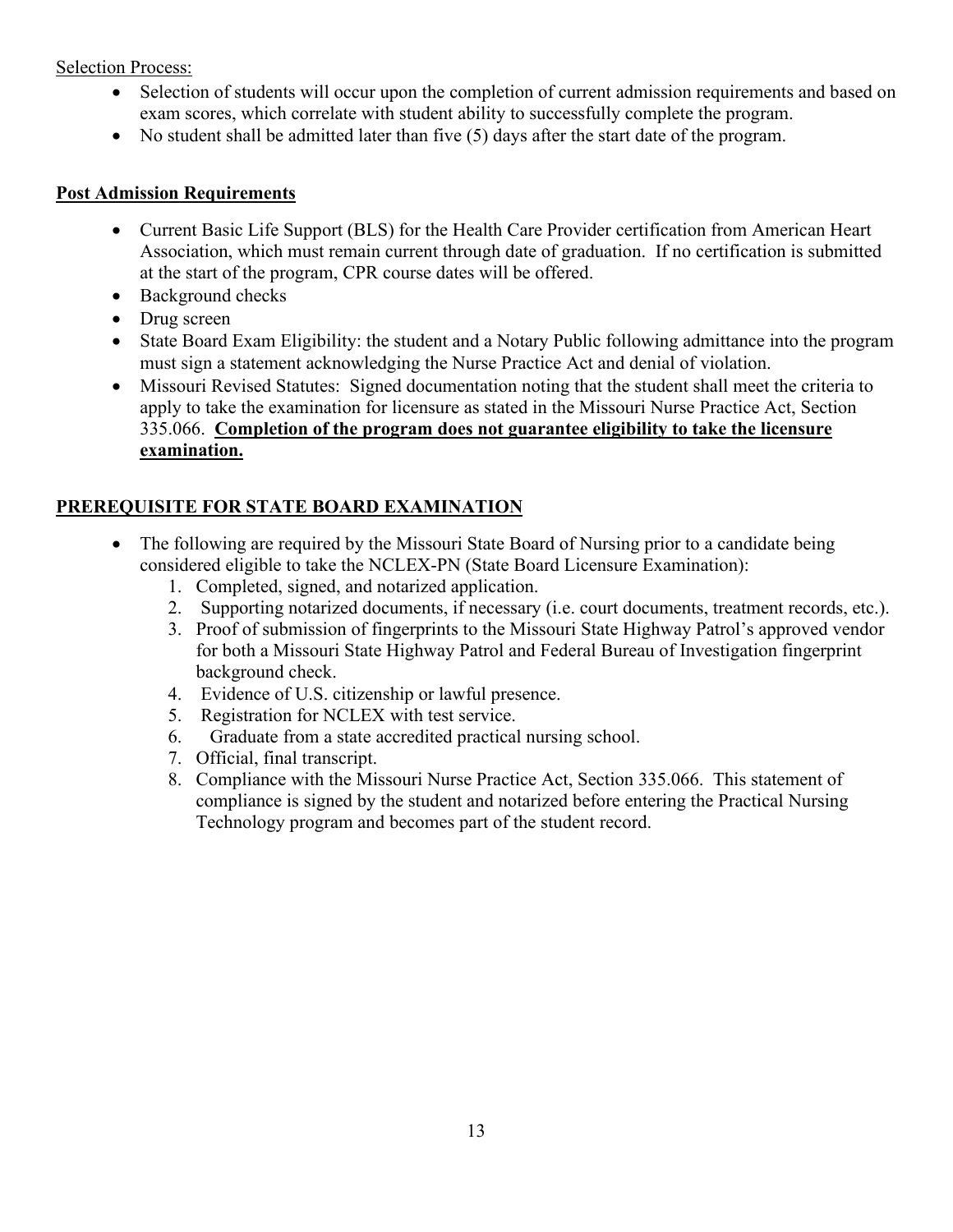Selection Process:

- Selection of students will occur upon the completion of current admission requirements and based on exam scores, which correlate with student ability to successfully complete the program.
- No student shall be admitted later than five (5) days after the start date of the program.

## Post Admission Requirements

- Current Basic Life Support (BLS) for the Health Care Provider certification from American Heart Association, which must remain current through date of graduation. If no certification is submitted at the start of the program, CPR course dates will be offered.
- Background checks
- Drug screen
- State Board Exam Eligibility: the student and a Notary Public following admittance into the program must sign a statement acknowledging the Nurse Practice Act and denial of violation.
- Missouri Revised Statutes: Signed documentation noting that the student shall meet the criteria to apply to take the examination for licensure as stated in the Missouri Nurse Practice Act, Section 335.066. **Completion of the program does not guarantee eligibility to take the licensure examination.**

## PREREQUISITE FOR STATE BOARD EXAMINATION

- The following are required by the Missouri State Board of Nursing prior to a candidate being considered eligible to take the NCLEX-PN (State Board Licensure Examination):
  1. Completed, signed, and notarized application.
  2. Supporting notarized documents, if necessary (i.e. court documents, treatment records, etc.).
  3. Proof of submission of fingerprints to the Missouri State Highway Patrol's approved vendor for both a Missouri State Highway Patrol and Federal Bureau of Investigation fingerprint background check.
  4. Evidence of U.S. citizenship or lawful presence.
  5. Registration for NCLEX with test service.
  6. Graduate from a state accredited practical nursing school.
  7. Official, final transcript.
  8. Compliance with the Missouri Nurse Practice Act, Section 335.066. This statement of compliance is signed by the student and notarized before entering the Practical Nursing Technology program and becomes part of the student record.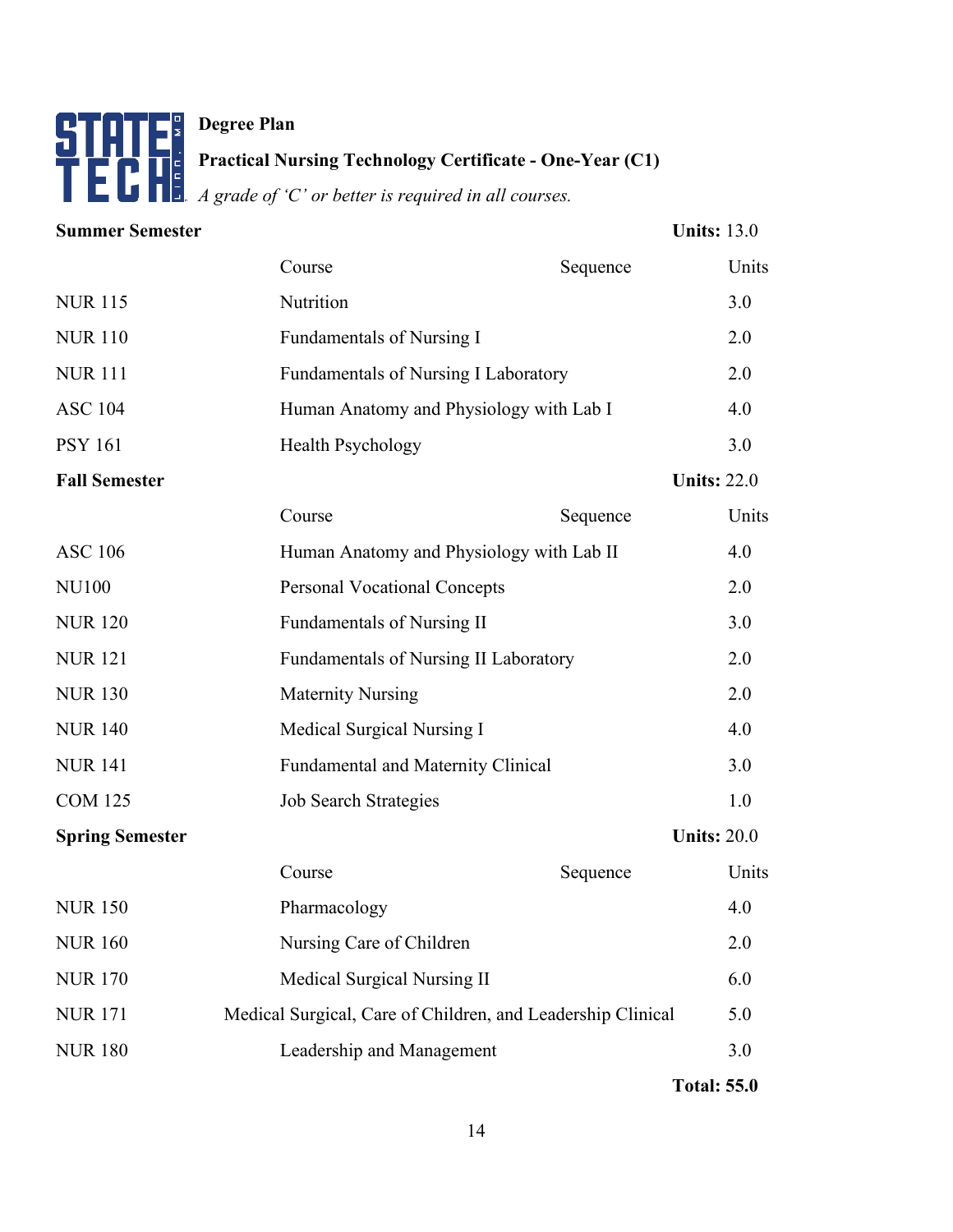# Degree Plan

## Practical Nursing Technology Certificate - One-Year (C1)

*A grade of 'C' or better is required in all courses.*

### Summer Semester — Units: 13.0

| | Course | Sequence | Units |
|---|---|---|---|
| NUR 115 | Nutrition | | 3.0 |
| NUR 110 | Fundamentals of Nursing I | | 2.0 |
| NUR 111 | Fundamentals of Nursing I Laboratory | | 2.0 |
| ASC 104 | Human Anatomy and Physiology with Lab I | | 4.0 |
| PSY 161 | Health Psychology | | 3.0 |

### Fall Semester — Units: 22.0

| | Course | Sequence | Units |
|---|---|---|---|
| ASC 106 | Human Anatomy and Physiology with Lab II | | 4.0 |
| NU100 | Personal Vocational Concepts | | 2.0 |
| NUR 120 | Fundamentals of Nursing II | | 3.0 |
| NUR 121 | Fundamentals of Nursing II Laboratory | | 2.0 |
| NUR 130 | Maternity Nursing | | 2.0 |
| NUR 140 | Medical Surgical Nursing I | | 4.0 |
| NUR 141 | Fundamental and Maternity Clinical | | 3.0 |
| COM 125 | Job Search Strategies | | 1.0 |

### Spring Semester — Units: 20.0

| | Course | Sequence | Units |
|---|---|---|---|
| NUR 150 | Pharmacology | | 4.0 |
| NUR 160 | Nursing Care of Children | | 2.0 |
| NUR 170 | Medical Surgical Nursing II | | 6.0 |
| NUR 171 | Medical Surgical, Care of Children, and Leadership Clinical | | 5.0 |
| NUR 180 | Leadership and Management | | 3.0 |

**Total: 55.0**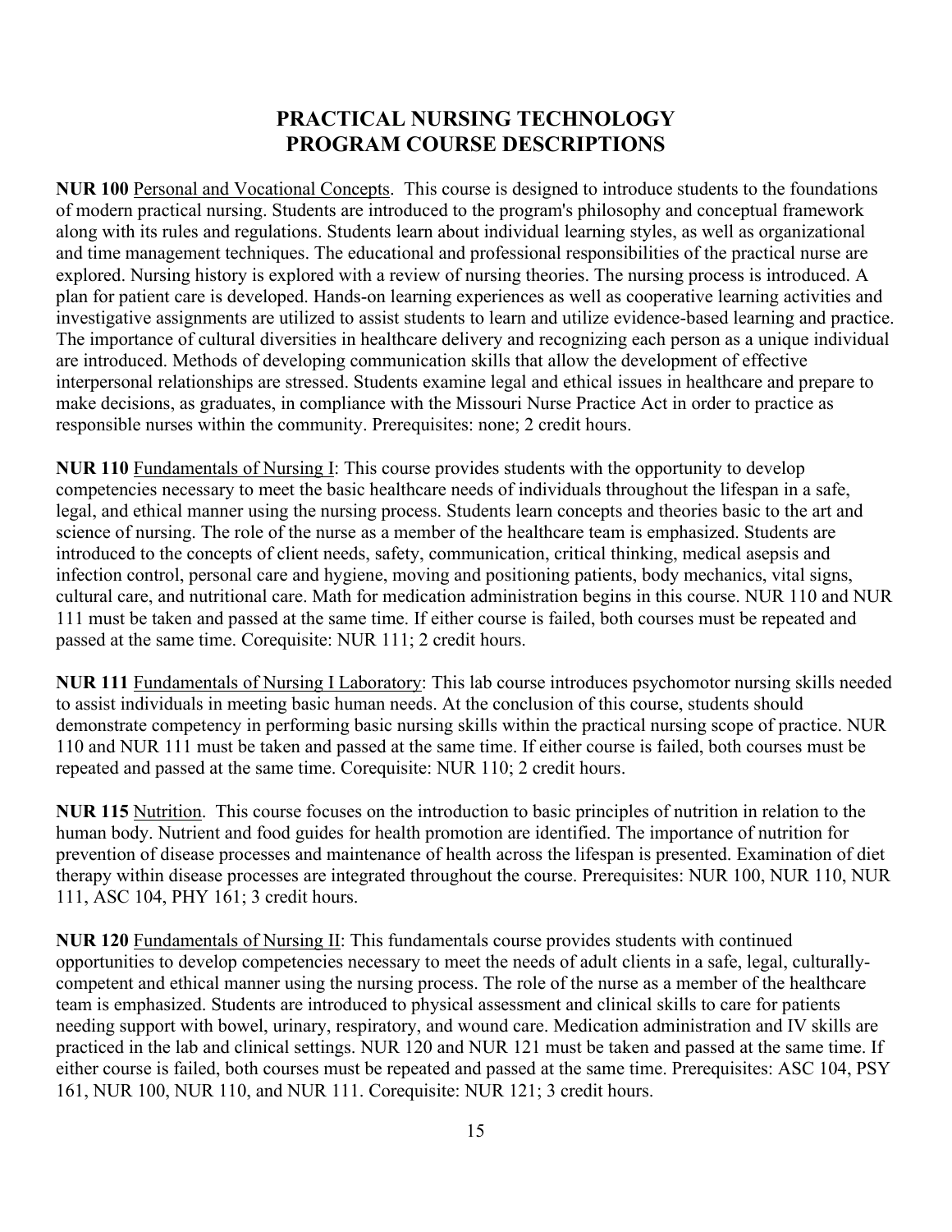# PRACTICAL NURSING TECHNOLOGY
# PROGRAM COURSE DESCRIPTIONS

**NUR 100** Personal and Vocational Concepts. This course is designed to introduce students to the foundations of modern practical nursing. Students are introduced to the program's philosophy and conceptual framework along with its rules and regulations. Students learn about individual learning styles, as well as organizational and time management techniques. The educational and professional responsibilities of the practical nurse are explored. Nursing history is explored with a review of nursing theories. The nursing process is introduced. A plan for patient care is developed. Hands-on learning experiences as well as cooperative learning activities and investigative assignments are utilized to assist students to learn and utilize evidence-based learning and practice. The importance of cultural diversities in healthcare delivery and recognizing each person as a unique individual are introduced. Methods of developing communication skills that allow the development of effective interpersonal relationships are stressed. Students examine legal and ethical issues in healthcare and prepare to make decisions, as graduates, in compliance with the Missouri Nurse Practice Act in order to practice as responsible nurses within the community. Prerequisites: none; 2 credit hours.

**NUR 110** Fundamentals of Nursing I: This course provides students with the opportunity to develop competencies necessary to meet the basic healthcare needs of individuals throughout the lifespan in a safe, legal, and ethical manner using the nursing process. Students learn concepts and theories basic to the art and science of nursing. The role of the nurse as a member of the healthcare team is emphasized. Students are introduced to the concepts of client needs, safety, communication, critical thinking, medical asepsis and infection control, personal care and hygiene, moving and positioning patients, body mechanics, vital signs, cultural care, and nutritional care. Math for medication administration begins in this course. NUR 110 and NUR 111 must be taken and passed at the same time. If either course is failed, both courses must be repeated and passed at the same time. Corequisite: NUR 111; 2 credit hours.

**NUR 111** Fundamentals of Nursing I Laboratory: This lab course introduces psychomotor nursing skills needed to assist individuals in meeting basic human needs. At the conclusion of this course, students should demonstrate competency in performing basic nursing skills within the practical nursing scope of practice. NUR 110 and NUR 111 must be taken and passed at the same time. If either course is failed, both courses must be repeated and passed at the same time. Corequisite: NUR 110; 2 credit hours.

**NUR 115** Nutrition. This course focuses on the introduction to basic principles of nutrition in relation to the human body. Nutrient and food guides for health promotion are identified. The importance of nutrition for prevention of disease processes and maintenance of health across the lifespan is presented. Examination of diet therapy within disease processes are integrated throughout the course. Prerequisites: NUR 100, NUR 110, NUR 111, ASC 104, PHY 161; 3 credit hours.

**NUR 120** Fundamentals of Nursing II: This fundamentals course provides students with continued opportunities to develop competencies necessary to meet the needs of adult clients in a safe, legal, culturally-competent and ethical manner using the nursing process. The role of the nurse as a member of the healthcare team is emphasized. Students are introduced to physical assessment and clinical skills to care for patients needing support with bowel, urinary, respiratory, and wound care. Medication administration and IV skills are practiced in the lab and clinical settings. NUR 120 and NUR 121 must be taken and passed at the same time. If either course is failed, both courses must be repeated and passed at the same time. Prerequisites: ASC 104, PSY 161, NUR 100, NUR 110, and NUR 111. Corequisite: NUR 121; 3 credit hours.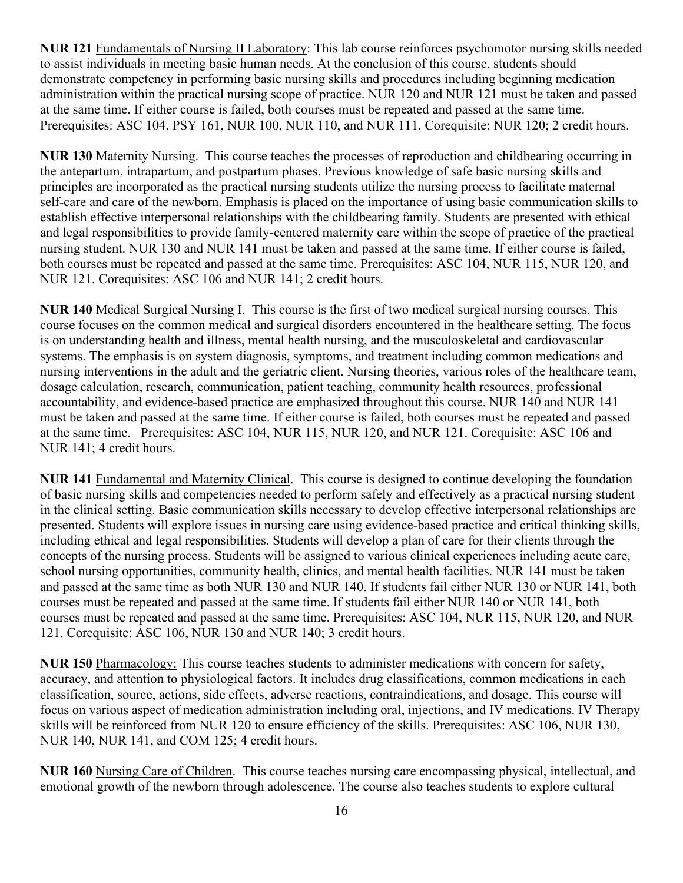**NUR 121** Fundamentals of Nursing II Laboratory: This lab course reinforces psychomotor nursing skills needed to assist individuals in meeting basic human needs. At the conclusion of this course, students should demonstrate competency in performing basic nursing skills and procedures including beginning medication administration within the practical nursing scope of practice. NUR 120 and NUR 121 must be taken and passed at the same time. If either course is failed, both courses must be repeated and passed at the same time. Prerequisites: ASC 104, PSY 161, NUR 100, NUR 110, and NUR 111. Corequisite: NUR 120; 2 credit hours.

**NUR 130** Maternity Nursing. This course teaches the processes of reproduction and childbearing occurring in the antepartum, intrapartum, and postpartum phases. Previous knowledge of safe basic nursing skills and principles are incorporated as the practical nursing students utilize the nursing process to facilitate maternal self-care and care of the newborn. Emphasis is placed on the importance of using basic communication skills to establish effective interpersonal relationships with the childbearing family. Students are presented with ethical and legal responsibilities to provide family-centered maternity care within the scope of practice of the practical nursing student. NUR 130 and NUR 141 must be taken and passed at the same time. If either course is failed, both courses must be repeated and passed at the same time. Prerequisites: ASC 104, NUR 115, NUR 120, and NUR 121. Corequisites: ASC 106 and NUR 141; 2 credit hours.

**NUR 140** Medical Surgical Nursing I. This course is the first of two medical surgical nursing courses. This course focuses on the common medical and surgical disorders encountered in the healthcare setting. The focus is on understanding health and illness, mental health nursing, and the musculoskeletal and cardiovascular systems. The emphasis is on system diagnosis, symptoms, and treatment including common medications and nursing interventions in the adult and the geriatric client. Nursing theories, various roles of the healthcare team, dosage calculation, research, communication, patient teaching, community health resources, professional accountability, and evidence-based practice are emphasized throughout this course. NUR 140 and NUR 141 must be taken and passed at the same time. If either course is failed, both courses must be repeated and passed at the same time. Prerequisites: ASC 104, NUR 115, NUR 120, and NUR 121. Corequisite: ASC 106 and NUR 141; 4 credit hours.

**NUR 141** Fundamental and Maternity Clinical. This course is designed to continue developing the foundation of basic nursing skills and competencies needed to perform safely and effectively as a practical nursing student in the clinical setting. Basic communication skills necessary to develop effective interpersonal relationships are presented. Students will explore issues in nursing care using evidence-based practice and critical thinking skills, including ethical and legal responsibilities. Students will develop a plan of care for their clients through the concepts of the nursing process. Students will be assigned to various clinical experiences including acute care, school nursing opportunities, community health, clinics, and mental health facilities. NUR 141 must be taken and passed at the same time as both NUR 130 and NUR 140. If students fail either NUR 130 or NUR 141, both courses must be repeated and passed at the same time. If students fail either NUR 140 or NUR 141, both courses must be repeated and passed at the same time. Prerequisites: ASC 104, NUR 115, NUR 120, and NUR 121. Corequisite: ASC 106, NUR 130 and NUR 140; 3 credit hours.

**NUR 150** Pharmacology: This course teaches students to administer medications with concern for safety, accuracy, and attention to physiological factors. It includes drug classifications, common medications in each classification, source, actions, side effects, adverse reactions, contraindications, and dosage. This course will focus on various aspect of medication administration including oral, injections, and IV medications. IV Therapy skills will be reinforced from NUR 120 to ensure efficiency of the skills. Prerequisites: ASC 106, NUR 130, NUR 140, NUR 141, and COM 125; 4 credit hours.

**NUR 160** Nursing Care of Children. This course teaches nursing care encompassing physical, intellectual, and emotional growth of the newborn through adolescence. The course also teaches students to explore cultural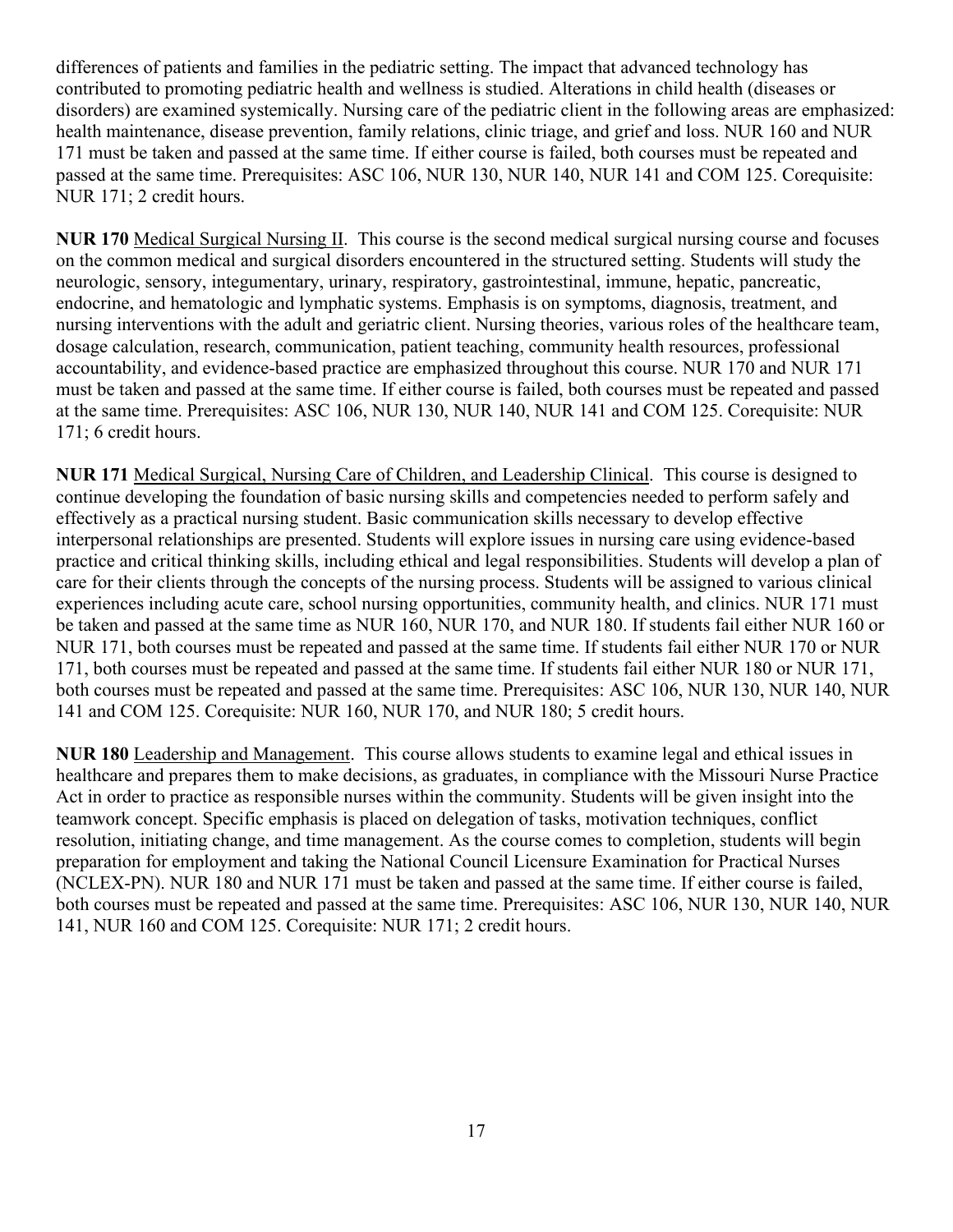differences of patients and families in the pediatric setting. The impact that advanced technology has contributed to promoting pediatric health and wellness is studied. Alterations in child health (diseases or disorders) are examined systemically. Nursing care of the pediatric client in the following areas are emphasized: health maintenance, disease prevention, family relations, clinic triage, and grief and loss. NUR 160 and NUR 171 must be taken and passed at the same time. If either course is failed, both courses must be repeated and passed at the same time. Prerequisites: ASC 106, NUR 130, NUR 140, NUR 141 and COM 125. Corequisite: NUR 171; 2 credit hours.

**NUR 170** Medical Surgical Nursing II. This course is the second medical surgical nursing course and focuses on the common medical and surgical disorders encountered in the structured setting. Students will study the neurologic, sensory, integumentary, urinary, respiratory, gastrointestinal, immune, hepatic, pancreatic, endocrine, and hematologic and lymphatic systems. Emphasis is on symptoms, diagnosis, treatment, and nursing interventions with the adult and geriatric client. Nursing theories, various roles of the healthcare team, dosage calculation, research, communication, patient teaching, community health resources, professional accountability, and evidence-based practice are emphasized throughout this course. NUR 170 and NUR 171 must be taken and passed at the same time. If either course is failed, both courses must be repeated and passed at the same time. Prerequisites: ASC 106, NUR 130, NUR 140, NUR 141 and COM 125. Corequisite: NUR 171; 6 credit hours.

**NUR 171** Medical Surgical, Nursing Care of Children, and Leadership Clinical. This course is designed to continue developing the foundation of basic nursing skills and competencies needed to perform safely and effectively as a practical nursing student. Basic communication skills necessary to develop effective interpersonal relationships are presented. Students will explore issues in nursing care using evidence-based practice and critical thinking skills, including ethical and legal responsibilities. Students will develop a plan of care for their clients through the concepts of the nursing process. Students will be assigned to various clinical experiences including acute care, school nursing opportunities, community health, and clinics. NUR 171 must be taken and passed at the same time as NUR 160, NUR 170, and NUR 180. If students fail either NUR 160 or NUR 171, both courses must be repeated and passed at the same time. If students fail either NUR 170 or NUR 171, both courses must be repeated and passed at the same time. If students fail either NUR 180 or NUR 171, both courses must be repeated and passed at the same time. Prerequisites: ASC 106, NUR 130, NUR 140, NUR 141 and COM 125. Corequisite: NUR 160, NUR 170, and NUR 180; 5 credit hours.

**NUR 180** Leadership and Management. This course allows students to examine legal and ethical issues in healthcare and prepares them to make decisions, as graduates, in compliance with the Missouri Nurse Practice Act in order to practice as responsible nurses within the community. Students will be given insight into the teamwork concept. Specific emphasis is placed on delegation of tasks, motivation techniques, conflict resolution, initiating change, and time management. As the course comes to completion, students will begin preparation for employment and taking the National Council Licensure Examination for Practical Nurses (NCLEX-PN). NUR 180 and NUR 171 must be taken and passed at the same time. If either course is failed, both courses must be repeated and passed at the same time. Prerequisites: ASC 106, NUR 130, NUR 140, NUR 141, NUR 160 and COM 125. Corequisite: NUR 171; 2 credit hours.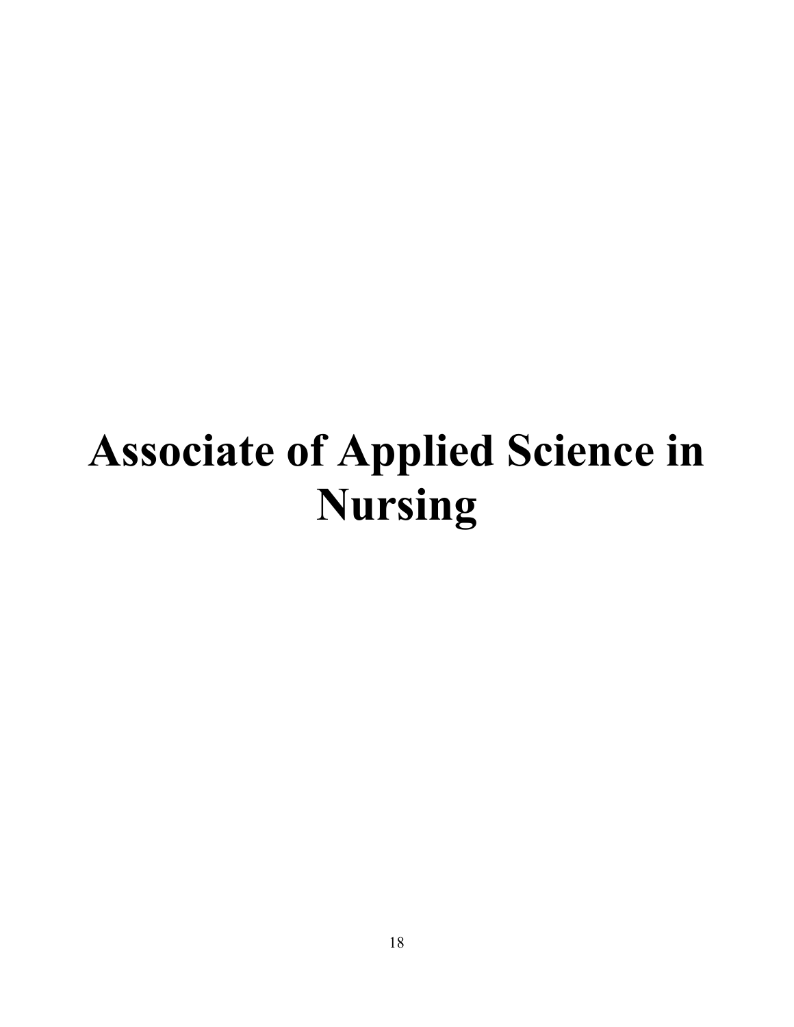# Associate of Applied Science in Nursing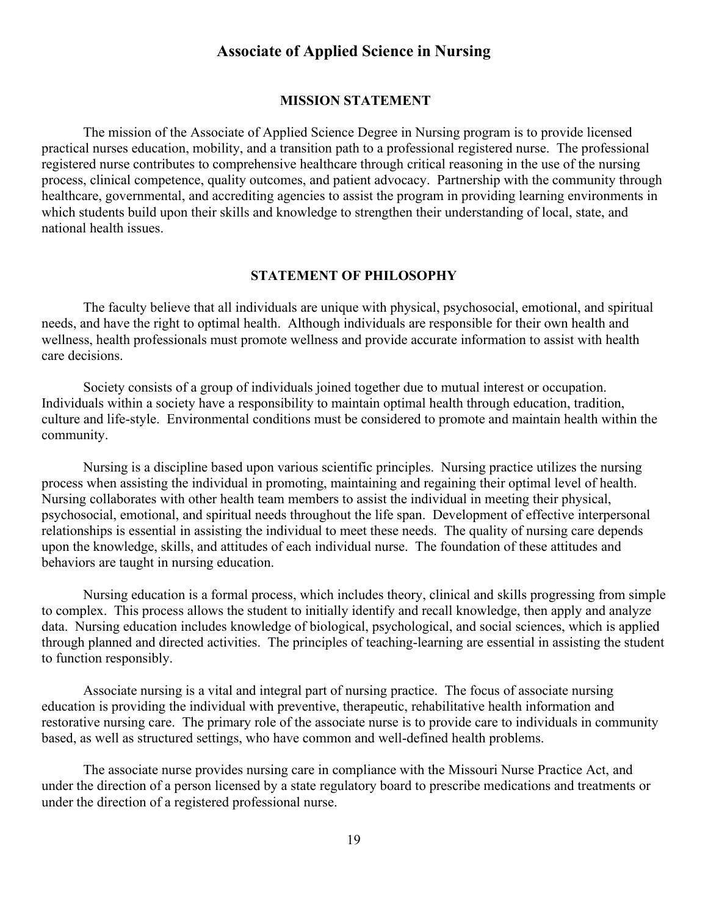# Associate of Applied Science in Nursing

## MISSION STATEMENT

The mission of the Associate of Applied Science Degree in Nursing program is to provide licensed practical nurses education, mobility, and a transition path to a professional registered nurse. The professional registered nurse contributes to comprehensive healthcare through critical reasoning in the use of the nursing process, clinical competence, quality outcomes, and patient advocacy. Partnership with the community through healthcare, governmental, and accrediting agencies to assist the program in providing learning environments in which students build upon their skills and knowledge to strengthen their understanding of local, state, and national health issues.

## STATEMENT OF PHILOSOPHY

The faculty believe that all individuals are unique with physical, psychosocial, emotional, and spiritual needs, and have the right to optimal health. Although individuals are responsible for their own health and wellness, health professionals must promote wellness and provide accurate information to assist with health care decisions.

Society consists of a group of individuals joined together due to mutual interest or occupation. Individuals within a society have a responsibility to maintain optimal health through education, tradition, culture and life-style. Environmental conditions must be considered to promote and maintain health within the community.

Nursing is a discipline based upon various scientific principles. Nursing practice utilizes the nursing process when assisting the individual in promoting, maintaining and regaining their optimal level of health. Nursing collaborates with other health team members to assist the individual in meeting their physical, psychosocial, emotional, and spiritual needs throughout the life span. Development of effective interpersonal relationships is essential in assisting the individual to meet these needs. The quality of nursing care depends upon the knowledge, skills, and attitudes of each individual nurse. The foundation of these attitudes and behaviors are taught in nursing education.

Nursing education is a formal process, which includes theory, clinical and skills progressing from simple to complex. This process allows the student to initially identify and recall knowledge, then apply and analyze data. Nursing education includes knowledge of biological, psychological, and social sciences, which is applied through planned and directed activities. The principles of teaching-learning are essential in assisting the student to function responsibly.

Associate nursing is a vital and integral part of nursing practice. The focus of associate nursing education is providing the individual with preventive, therapeutic, rehabilitative health information and restorative nursing care. The primary role of the associate nurse is to provide care to individuals in community based, as well as structured settings, who have common and well-defined health problems.

The associate nurse provides nursing care in compliance with the Missouri Nurse Practice Act, and under the direction of a person licensed by a state regulatory board to prescribe medications and treatments or under the direction of a registered professional nurse.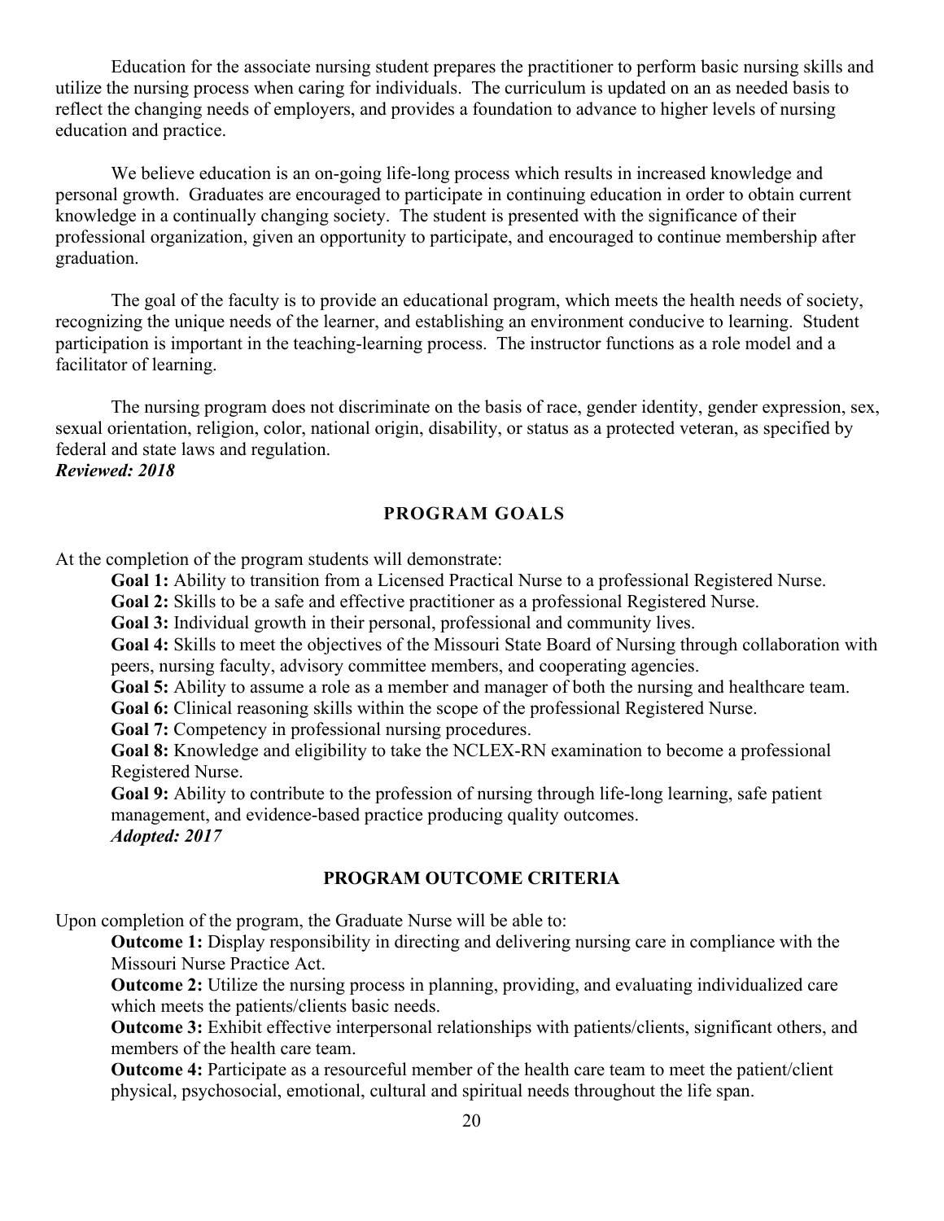Education for the associate nursing student prepares the practitioner to perform basic nursing skills and utilize the nursing process when caring for individuals. The curriculum is updated on an as needed basis to reflect the changing needs of employers, and provides a foundation to advance to higher levels of nursing education and practice.

We believe education is an on-going life-long process which results in increased knowledge and personal growth. Graduates are encouraged to participate in continuing education in order to obtain current knowledge in a continually changing society. The student is presented with the significance of their professional organization, given an opportunity to participate, and encouraged to continue membership after graduation.

The goal of the faculty is to provide an educational program, which meets the health needs of society, recognizing the unique needs of the learner, and establishing an environment conducive to learning. Student participation is important in the teaching-learning process. The instructor functions as a role model and a facilitator of learning.

The nursing program does not discriminate on the basis of race, gender identity, gender expression, sex, sexual orientation, religion, color, national origin, disability, or status as a protected veteran, as specified by federal and state laws and regulation.
***Reviewed: 2018***

## PROGRAM GOALS

At the completion of the program students will demonstrate:

**Goal 1:** Ability to transition from a Licensed Practical Nurse to a professional Registered Nurse.
**Goal 2:** Skills to be a safe and effective practitioner as a professional Registered Nurse.
**Goal 3:** Individual growth in their personal, professional and community lives.
**Goal 4:** Skills to meet the objectives of the Missouri State Board of Nursing through collaboration with peers, nursing faculty, advisory committee members, and cooperating agencies.
**Goal 5:** Ability to assume a role as a member and manager of both the nursing and healthcare team.
**Goal 6:** Clinical reasoning skills within the scope of the professional Registered Nurse.
**Goal 7:** Competency in professional nursing procedures.
**Goal 8:** Knowledge and eligibility to take the NCLEX-RN examination to become a professional Registered Nurse.
**Goal 9:** Ability to contribute to the profession of nursing through life-long learning, safe patient management, and evidence-based practice producing quality outcomes.
***Adopted: 2017***

## PROGRAM OUTCOME CRITERIA

Upon completion of the program, the Graduate Nurse will be able to:

**Outcome 1:** Display responsibility in directing and delivering nursing care in compliance with the Missouri Nurse Practice Act.
**Outcome 2:** Utilize the nursing process in planning, providing, and evaluating individualized care which meets the patients/clients basic needs.
**Outcome 3:** Exhibit effective interpersonal relationships with patients/clients, significant others, and members of the health care team.
**Outcome 4:** Participate as a resourceful member of the health care team to meet the patient/client physical, psychosocial, emotional, cultural and spiritual needs throughout the life span.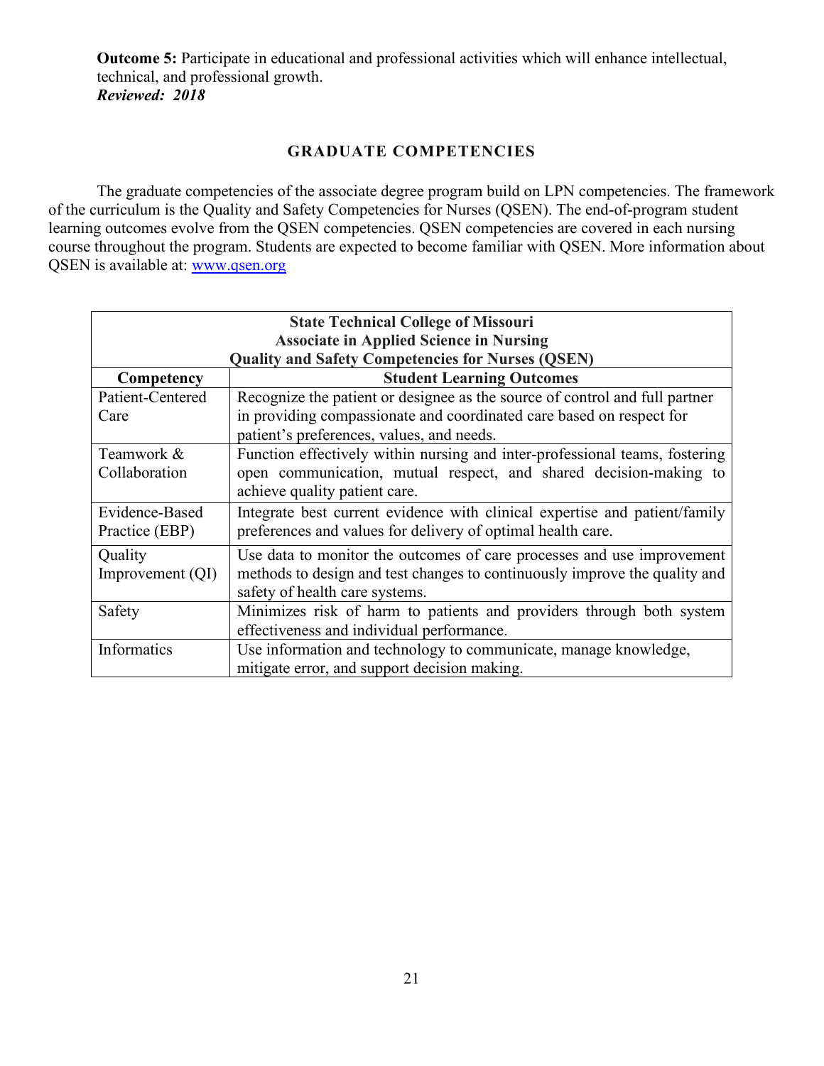**Outcome 5:** Participate in educational and professional activities which will enhance intellectual, technical, and professional growth.
***Reviewed: 2018***

## GRADUATE COMPETENCIES

The graduate competencies of the associate degree program build on LPN competencies. The framework of the curriculum is the Quality and Safety Competencies for Nurses (QSEN). The end-of-program student learning outcomes evolve from the QSEN competencies. QSEN competencies are covered in each nursing course throughout the program. Students are expected to become familiar with QSEN. More information about QSEN is available at: [www.qsen.org](http://www.qsen.org)

| **State Technical College of Missouri<br>Associate in Applied Science in Nursing<br>Quality and Safety Competencies for Nurses (QSEN)** | |
|---|---|
| **Competency** | **Student Learning Outcomes** |
| Patient-Centered Care | Recognize the patient or designee as the source of control and full partner in providing compassionate and coordinated care based on respect for patient's preferences, values, and needs. |
| Teamwork & Collaboration | Function effectively within nursing and inter-professional teams, fostering open communication, mutual respect, and shared decision-making to achieve quality patient care. |
| Evidence-Based Practice (EBP) | Integrate best current evidence with clinical expertise and patient/family preferences and values for delivery of optimal health care. |
| Quality Improvement (QI) | Use data to monitor the outcomes of care processes and use improvement methods to design and test changes to continuously improve the quality and safety of health care systems. |
| Safety | Minimizes risk of harm to patients and providers through both system effectiveness and individual performance. |
| Informatics | Use information and technology to communicate, manage knowledge, mitigate error, and support decision making. |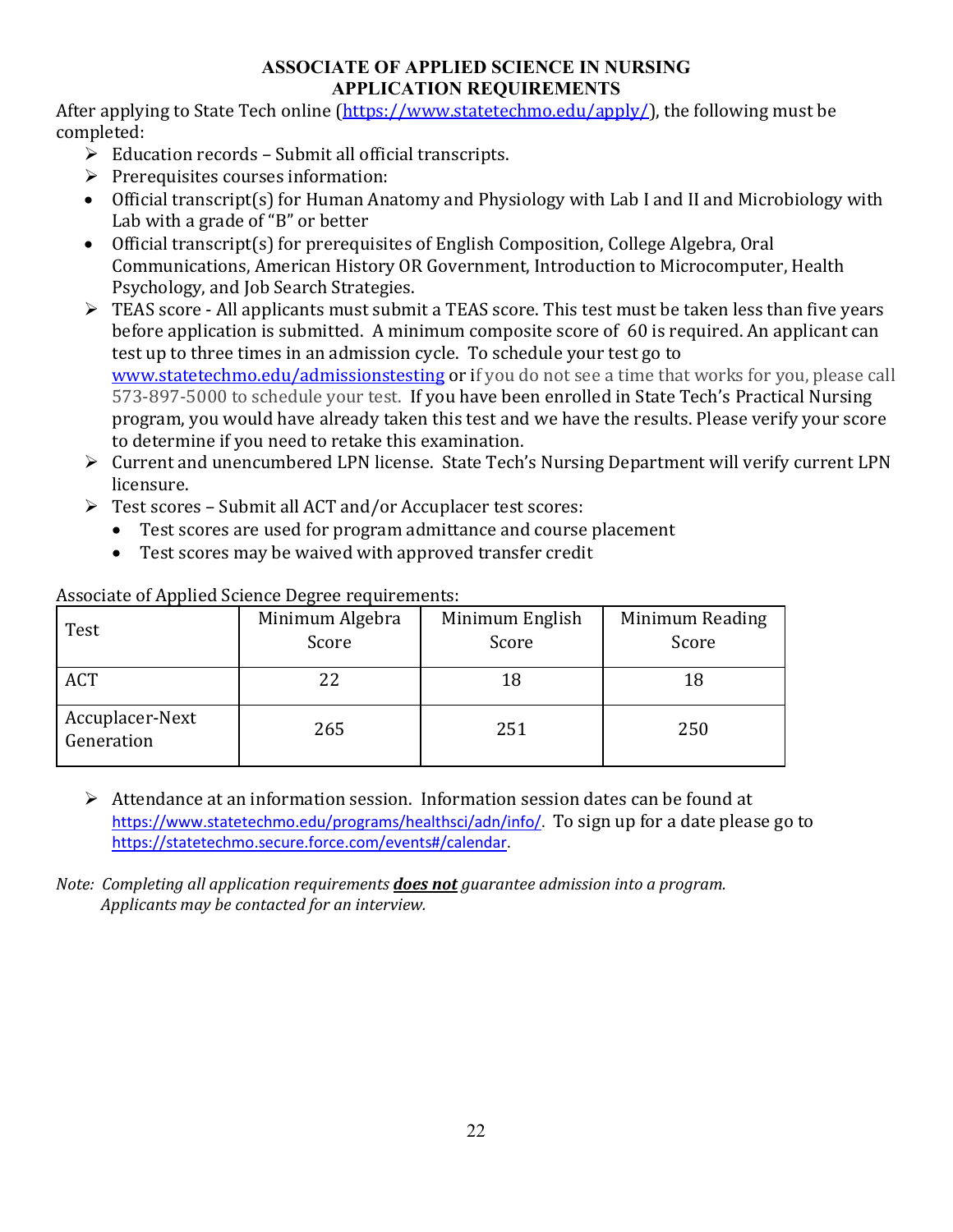# ASSOCIATE OF APPLIED SCIENCE IN NURSING
# APPLICATION REQUIREMENTS

After applying to State Tech online (https://www.statetechmo.edu/apply/), the following must be completed:

- Education records – Submit all official transcripts.
- Prerequisites courses information:
- Official transcript(s) for Human Anatomy and Physiology with Lab I and II and Microbiology with Lab with a grade of "B" or better
- Official transcript(s) for prerequisites of English Composition, College Algebra, Oral Communications, American History OR Government, Introduction to Microcomputer, Health Psychology, and Job Search Strategies.
- TEAS score - All applicants must submit a TEAS score. This test must be taken less than five years before application is submitted. A minimum composite score of 60 is required. An applicant can test up to three times in an admission cycle. To schedule your test go to www.statetechmo.edu/admissionstesting or if you do not see a time that works for you, please call 573-897-5000 to schedule your test. If you have been enrolled in State Tech's Practical Nursing program, you would have already taken this test and we have the results. Please verify your score to determine if you need to retake this examination.
- Current and unencumbered LPN license. State Tech's Nursing Department will verify current LPN licensure.
- Test scores – Submit all ACT and/or Accuplacer test scores:
  - Test scores are used for program admittance and course placement
  - Test scores may be waived with approved transfer credit

Associate of Applied Science Degree requirements:

| Test | Minimum Algebra Score | Minimum English Score | Minimum Reading Score |
|---|---|---|---|
| ACT | 22 | 18 | 18 |
| Accuplacer-Next Generation | 265 | 251 | 250 |

- Attendance at an information session. Information session dates can be found at https://www.statetechmo.edu/programs/healthsci/adn/info/. To sign up for a date please go to https://statetechmo.secure.force.com/events#/calendar.

*Note: Completing all application requirements **does not** guarantee admission into a program. Applicants may be contacted for an interview.*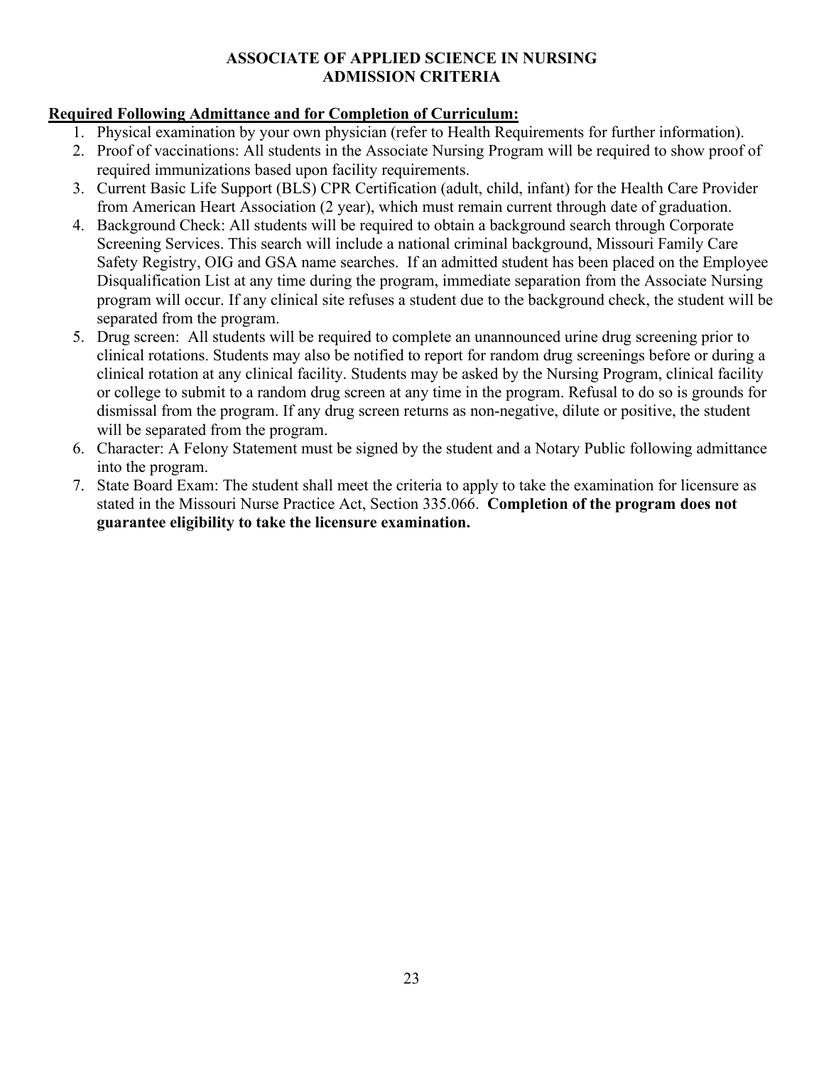# ASSOCIATE OF APPLIED SCIENCE IN NURSING
# ADMISSION CRITERIA

**Required Following Admittance and for Completion of Curriculum:**

1. Physical examination by your own physician (refer to Health Requirements for further information).
2. Proof of vaccinations: All students in the Associate Nursing Program will be required to show proof of required immunizations based upon facility requirements.
3. Current Basic Life Support (BLS) CPR Certification (adult, child, infant) for the Health Care Provider from American Heart Association (2 year), which must remain current through date of graduation.
4. Background Check: All students will be required to obtain a background search through Corporate Screening Services. This search will include a national criminal background, Missouri Family Care Safety Registry, OIG and GSA name searches. If an admitted student has been placed on the Employee Disqualification List at any time during the program, immediate separation from the Associate Nursing program will occur. If any clinical site refuses a student due to the background check, the student will be separated from the program.
5. Drug screen: All students will be required to complete an unannounced urine drug screening prior to clinical rotations. Students may also be notified to report for random drug screenings before or during a clinical rotation at any clinical facility. Students may be asked by the Nursing Program, clinical facility or college to submit to a random drug screen at any time in the program. Refusal to do so is grounds for dismissal from the program. If any drug screen returns as non-negative, dilute or positive, the student will be separated from the program.
6. Character: A Felony Statement must be signed by the student and a Notary Public following admittance into the program.
7. State Board Exam: The student shall meet the criteria to apply to take the examination for licensure as stated in the Missouri Nurse Practice Act, Section 335.066. **Completion of the program does not guarantee eligibility to take the licensure examination.**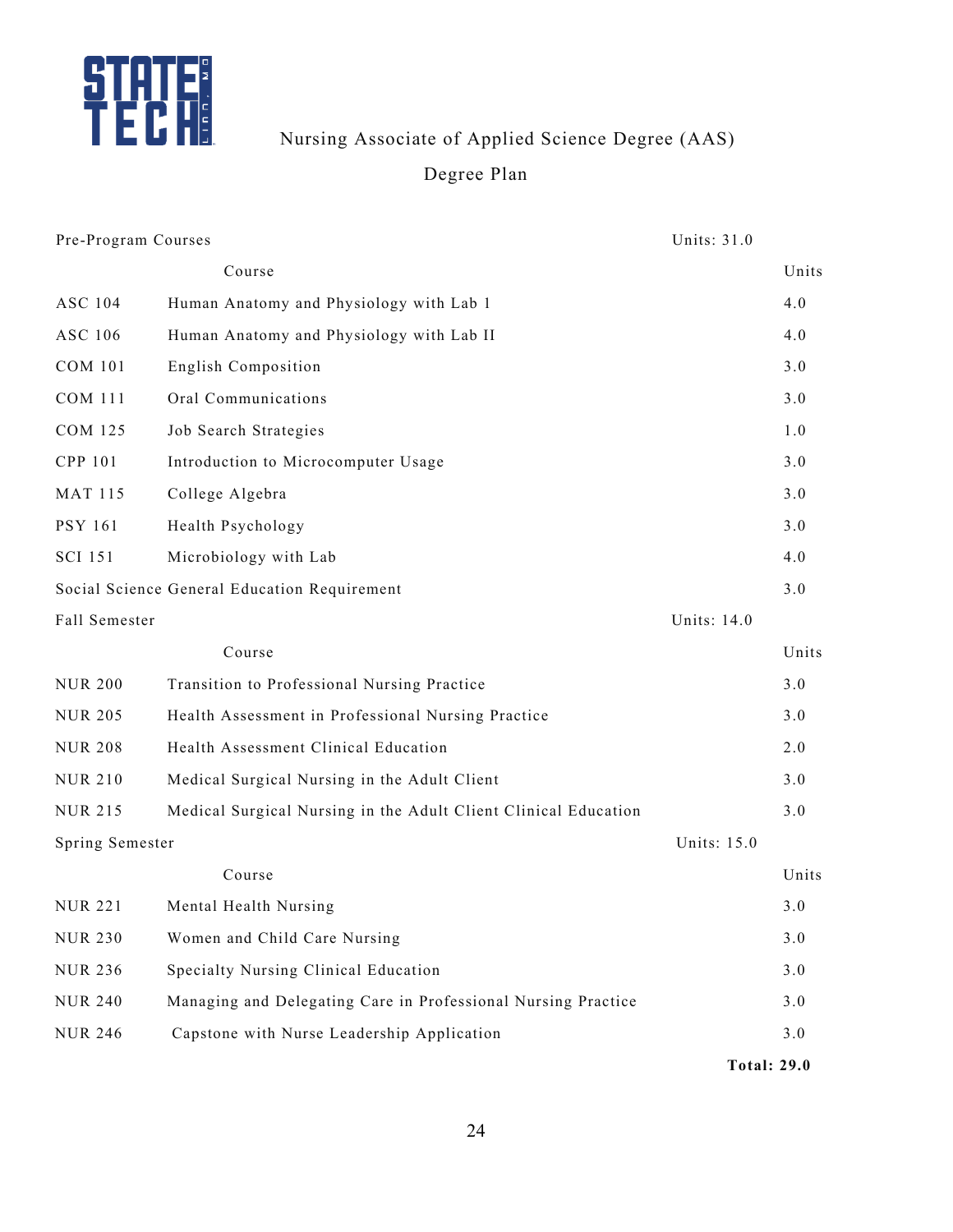# Nursing Associate of Applied Science Degree (AAS)

## Degree Plan

| Pre-Program Courses | | Units: 31.0 | |
|---|---|---|---|
| | Course | | Units |
| ASC 104 | Human Anatomy and Physiology with Lab 1 | | 4.0 |
| ASC 106 | Human Anatomy and Physiology with Lab II | | 4.0 |
| COM 101 | English Composition | | 3.0 |
| COM 111 | Oral Communications | | 3.0 |
| COM 125 | Job Search Strategies | | 1.0 |
| CPP 101 | Introduction to Microcomputer Usage | | 3.0 |
| MAT 115 | College Algebra | | 3.0 |
| PSY 161 | Health Psychology | | 3.0 |
| SCI 151 | Microbiology with Lab | | 4.0 |
| Social Science General Education Requirement | | | 3.0 |
| Fall Semester | | Units: 14.0 | |
| | Course | | Units |
| NUR 200 | Transition to Professional Nursing Practice | | 3.0 |
| NUR 205 | Health Assessment in Professional Nursing Practice | | 3.0 |
| NUR 208 | Health Assessment Clinical Education | | 2.0 |
| NUR 210 | Medical Surgical Nursing in the Adult Client | | 3.0 |
| NUR 215 | Medical Surgical Nursing in the Adult Client Clinical Education | | 3.0 |
| Spring Semester | | Units: 15.0 | |
| | Course | | Units |
| NUR 221 | Mental Health Nursing | | 3.0 |
| NUR 230 | Women and Child Care Nursing | | 3.0 |
| NUR 236 | Specialty Nursing Clinical Education | | 3.0 |
| NUR 240 | Managing and Delegating Care in Professional Nursing Practice | | 3.0 |
| NUR 246 | Capstone with Nurse Leadership Application | | 3.0 |
| | | | **Total: 29.0** |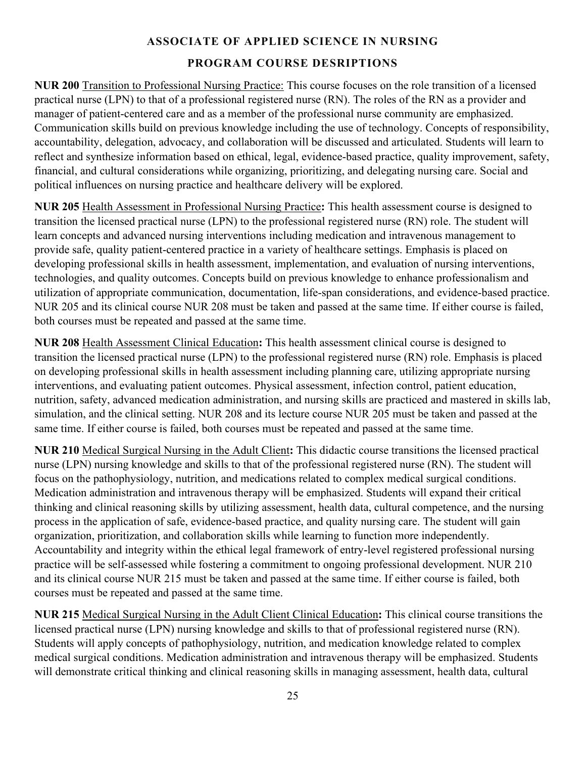## ASSOCIATE OF APPLIED SCIENCE IN NURSING

## PROGRAM COURSE DESRIPTIONS

**NUR 200** Transition to Professional Nursing Practice: This course focuses on the role transition of a licensed practical nurse (LPN) to that of a professional registered nurse (RN). The roles of the RN as a provider and manager of patient-centered care and as a member of the professional nurse community are emphasized. Communication skills build on previous knowledge including the use of technology. Concepts of responsibility, accountability, delegation, advocacy, and collaboration will be discussed and articulated. Students will learn to reflect and synthesize information based on ethical, legal, evidence-based practice, quality improvement, safety, financial, and cultural considerations while organizing, prioritizing, and delegating nursing care. Social and political influences on nursing practice and healthcare delivery will be explored.

**NUR 205** Health Assessment in Professional Nursing Practice**:** This health assessment course is designed to transition the licensed practical nurse (LPN) to the professional registered nurse (RN) role. The student will learn concepts and advanced nursing interventions including medication and intravenous management to provide safe, quality patient-centered practice in a variety of healthcare settings. Emphasis is placed on developing professional skills in health assessment, implementation, and evaluation of nursing interventions, technologies, and quality outcomes. Concepts build on previous knowledge to enhance professionalism and utilization of appropriate communication, documentation, life-span considerations, and evidence-based practice. NUR 205 and its clinical course NUR 208 must be taken and passed at the same time. If either course is failed, both courses must be repeated and passed at the same time.

**NUR 208** Health Assessment Clinical Education**:** This health assessment clinical course is designed to transition the licensed practical nurse (LPN) to the professional registered nurse (RN) role. Emphasis is placed on developing professional skills in health assessment including planning care, utilizing appropriate nursing interventions, and evaluating patient outcomes. Physical assessment, infection control, patient education, nutrition, safety, advanced medication administration, and nursing skills are practiced and mastered in skills lab, simulation, and the clinical setting. NUR 208 and its lecture course NUR 205 must be taken and passed at the same time. If either course is failed, both courses must be repeated and passed at the same time.

**NUR 210** Medical Surgical Nursing in the Adult Client**:** This didactic course transitions the licensed practical nurse (LPN) nursing knowledge and skills to that of the professional registered nurse (RN). The student will focus on the pathophysiology, nutrition, and medications related to complex medical surgical conditions. Medication administration and intravenous therapy will be emphasized. Students will expand their critical thinking and clinical reasoning skills by utilizing assessment, health data, cultural competence, and the nursing process in the application of safe, evidence-based practice, and quality nursing care. The student will gain organization, prioritization, and collaboration skills while learning to function more independently. Accountability and integrity within the ethical legal framework of entry-level registered professional nursing practice will be self-assessed while fostering a commitment to ongoing professional development. NUR 210 and its clinical course NUR 215 must be taken and passed at the same time. If either course is failed, both courses must be repeated and passed at the same time.

**NUR 215** Medical Surgical Nursing in the Adult Client Clinical Education**:** This clinical course transitions the licensed practical nurse (LPN) nursing knowledge and skills to that of professional registered nurse (RN). Students will apply concepts of pathophysiology, nutrition, and medication knowledge related to complex medical surgical conditions. Medication administration and intravenous therapy will be emphasized. Students will demonstrate critical thinking and clinical reasoning skills in managing assessment, health data, cultural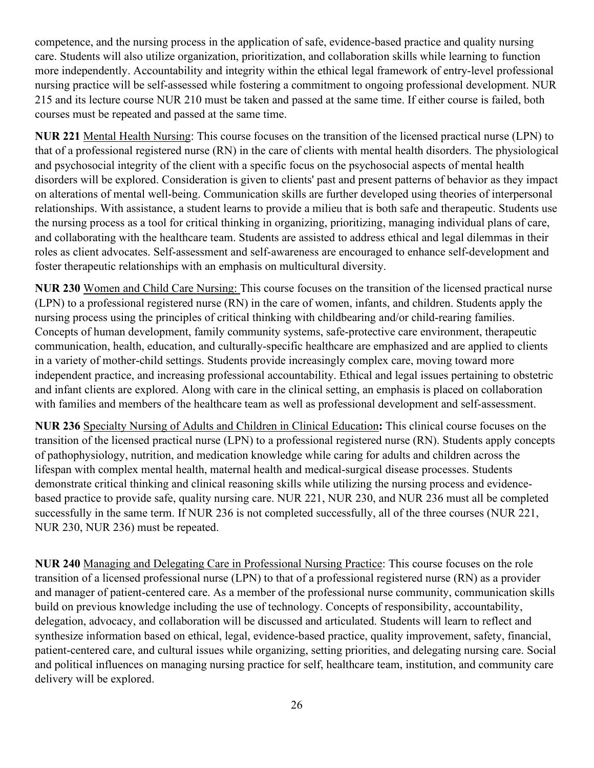competence, and the nursing process in the application of safe, evidence-based practice and quality nursing care. Students will also utilize organization, prioritization, and collaboration skills while learning to function more independently. Accountability and integrity within the ethical legal framework of entry-level professional nursing practice will be self-assessed while fostering a commitment to ongoing professional development. NUR 215 and its lecture course NUR 210 must be taken and passed at the same time. If either course is failed, both courses must be repeated and passed at the same time.

**NUR 221** Mental Health Nursing: This course focuses on the transition of the licensed practical nurse (LPN) to that of a professional registered nurse (RN) in the care of clients with mental health disorders. The physiological and psychosocial integrity of the client with a specific focus on the psychosocial aspects of mental health disorders will be explored. Consideration is given to clients' past and present patterns of behavior as they impact on alterations of mental well-being. Communication skills are further developed using theories of interpersonal relationships. With assistance, a student learns to provide a milieu that is both safe and therapeutic. Students use the nursing process as a tool for critical thinking in organizing, prioritizing, managing individual plans of care, and collaborating with the healthcare team. Students are assisted to address ethical and legal dilemmas in their roles as client advocates. Self-assessment and self-awareness are encouraged to enhance self-development and foster therapeutic relationships with an emphasis on multicultural diversity.

**NUR 230** Women and Child Care Nursing: This course focuses on the transition of the licensed practical nurse (LPN) to a professional registered nurse (RN) in the care of women, infants, and children. Students apply the nursing process using the principles of critical thinking with childbearing and/or child-rearing families. Concepts of human development, family community systems, safe-protective care environment, therapeutic communication, health, education, and culturally-specific healthcare are emphasized and are applied to clients in a variety of mother-child settings. Students provide increasingly complex care, moving toward more independent practice, and increasing professional accountability. Ethical and legal issues pertaining to obstetric and infant clients are explored. Along with care in the clinical setting, an emphasis is placed on collaboration with families and members of the healthcare team as well as professional development and self-assessment.

**NUR 236** Specialty Nursing of Adults and Children in Clinical Education**:** This clinical course focuses on the transition of the licensed practical nurse (LPN) to a professional registered nurse (RN). Students apply concepts of pathophysiology, nutrition, and medication knowledge while caring for adults and children across the lifespan with complex mental health, maternal health and medical-surgical disease processes. Students demonstrate critical thinking and clinical reasoning skills while utilizing the nursing process and evidence-based practice to provide safe, quality nursing care. NUR 221, NUR 230, and NUR 236 must all be completed successfully in the same term. If NUR 236 is not completed successfully, all of the three courses (NUR 221, NUR 230, NUR 236) must be repeated.

**NUR 240** Managing and Delegating Care in Professional Nursing Practice: This course focuses on the role transition of a licensed professional nurse (LPN) to that of a professional registered nurse (RN) as a provider and manager of patient-centered care. As a member of the professional nurse community, communication skills build on previous knowledge including the use of technology. Concepts of responsibility, accountability, delegation, advocacy, and collaboration will be discussed and articulated. Students will learn to reflect and synthesize information based on ethical, legal, evidence-based practice, quality improvement, safety, financial, patient-centered care, and cultural issues while organizing, setting priorities, and delegating nursing care. Social and political influences on managing nursing practice for self, healthcare team, institution, and community care delivery will be explored.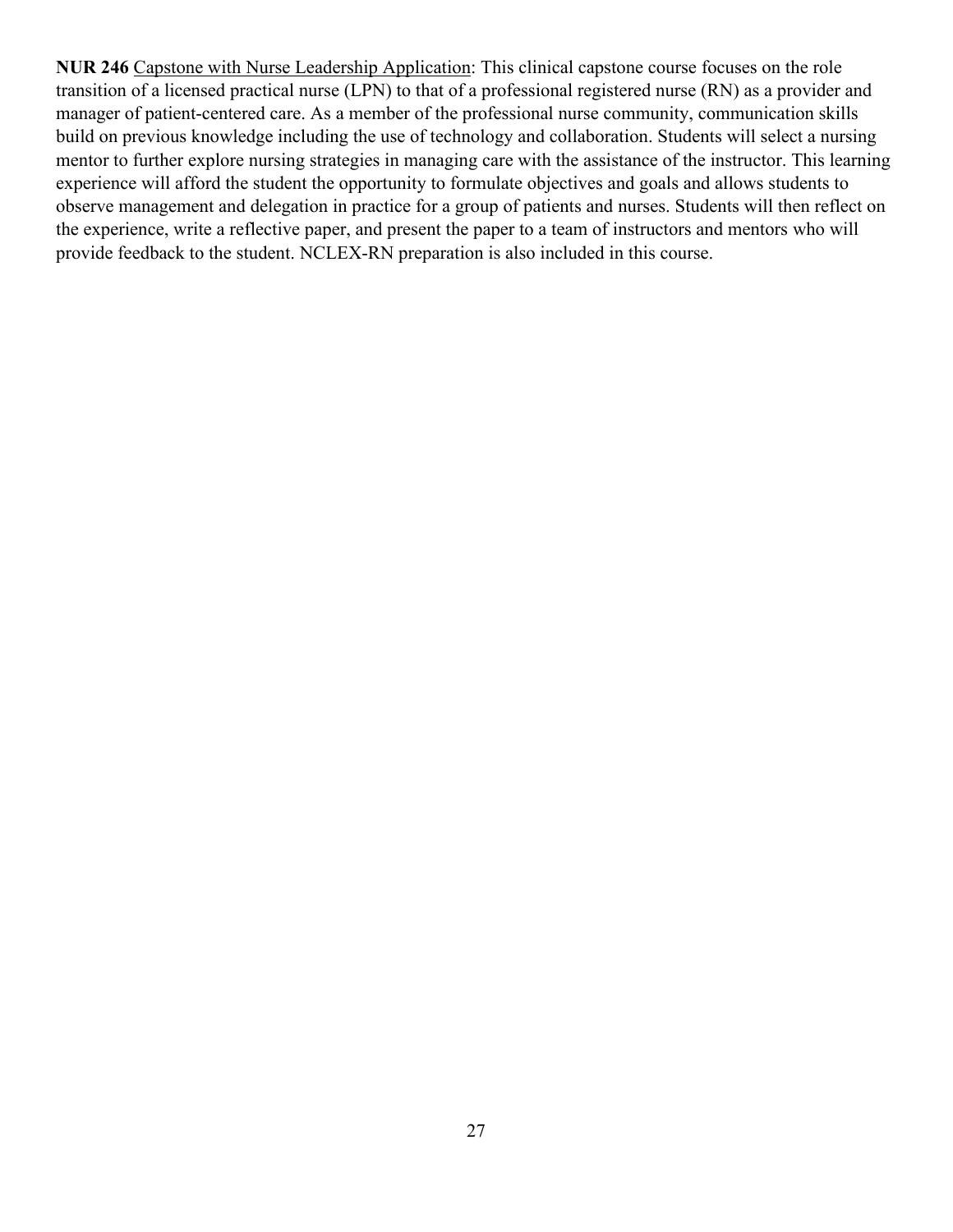**NUR 246** Capstone with Nurse Leadership Application: This clinical capstone course focuses on the role transition of a licensed practical nurse (LPN) to that of a professional registered nurse (RN) as a provider and manager of patient-centered care. As a member of the professional nurse community, communication skills build on previous knowledge including the use of technology and collaboration. Students will select a nursing mentor to further explore nursing strategies in managing care with the assistance of the instructor. This learning experience will afford the student the opportunity to formulate objectives and goals and allows students to observe management and delegation in practice for a group of patients and nurses. Students will then reflect on the experience, write a reflective paper, and present the paper to a team of instructors and mentors who will provide feedback to the student. NCLEX-RN preparation is also included in this course.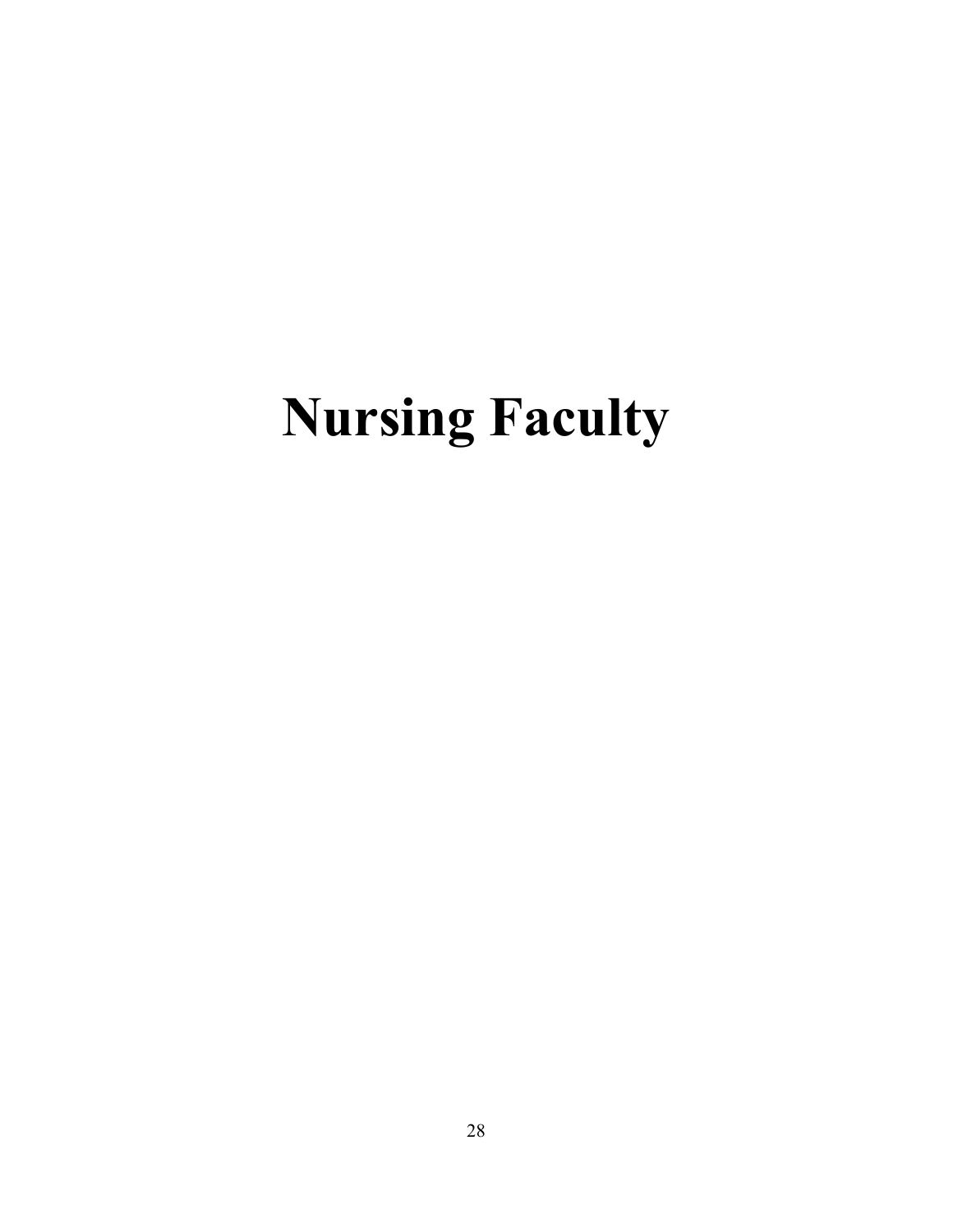# Nursing Faculty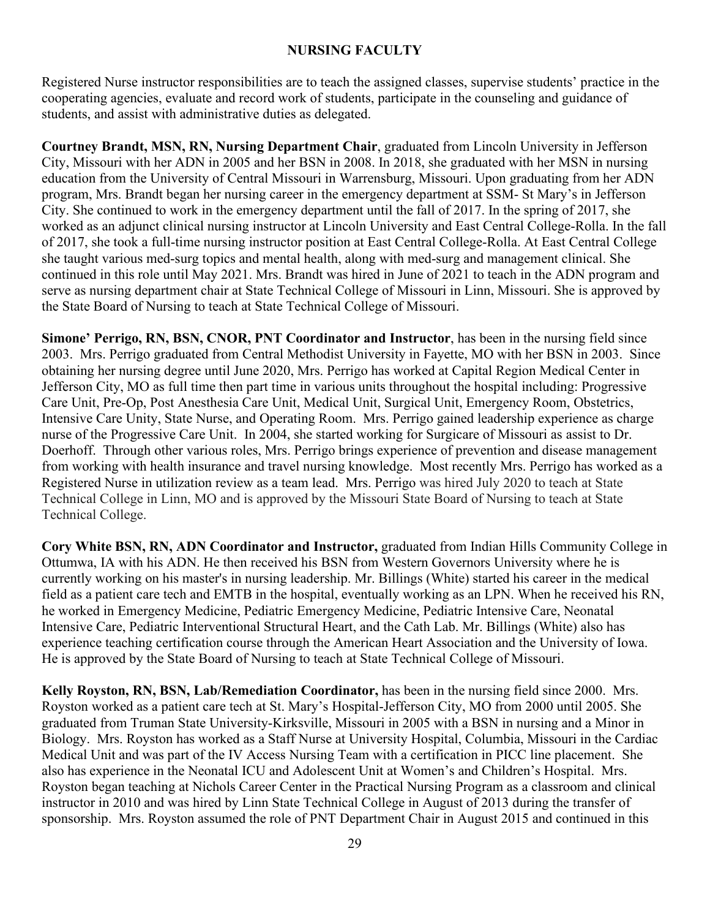## NURSING FACULTY

Registered Nurse instructor responsibilities are to teach the assigned classes, supervise students' practice in the cooperating agencies, evaluate and record work of students, participate in the counseling and guidance of students, and assist with administrative duties as delegated.

**Courtney Brandt, MSN, RN, Nursing Department Chair**, graduated from Lincoln University in Jefferson City, Missouri with her ADN in 2005 and her BSN in 2008. In 2018, she graduated with her MSN in nursing education from the University of Central Missouri in Warrensburg, Missouri. Upon graduating from her ADN program, Mrs. Brandt began her nursing career in the emergency department at SSM- St Mary's in Jefferson City. She continued to work in the emergency department until the fall of 2017. In the spring of 2017, she worked as an adjunct clinical nursing instructor at Lincoln University and East Central College-Rolla. In the fall of 2017, she took a full-time nursing instructor position at East Central College-Rolla. At East Central College she taught various med-surg topics and mental health, along with med-surg and management clinical. She continued in this role until May 2021. Mrs. Brandt was hired in June of 2021 to teach in the ADN program and serve as nursing department chair at State Technical College of Missouri in Linn, Missouri. She is approved by the State Board of Nursing to teach at State Technical College of Missouri.

**Simone' Perrigo, RN, BSN, CNOR, PNT Coordinator and Instructor**, has been in the nursing field since 2003. Mrs. Perrigo graduated from Central Methodist University in Fayette, MO with her BSN in 2003. Since obtaining her nursing degree until June 2020, Mrs. Perrigo has worked at Capital Region Medical Center in Jefferson City, MO as full time then part time in various units throughout the hospital including: Progressive Care Unit, Pre-Op, Post Anesthesia Care Unit, Medical Unit, Surgical Unit, Emergency Room, Obstetrics, Intensive Care Unity, State Nurse, and Operating Room. Mrs. Perrigo gained leadership experience as charge nurse of the Progressive Care Unit. In 2004, she started working for Surgicare of Missouri as assist to Dr. Doerhoff. Through other various roles, Mrs. Perrigo brings experience of prevention and disease management from working with health insurance and travel nursing knowledge. Most recently Mrs. Perrigo has worked as a Registered Nurse in utilization review as a team lead. Mrs. Perrigo was hired July 2020 to teach at State Technical College in Linn, MO and is approved by the Missouri State Board of Nursing to teach at State Technical College.

**Cory White BSN, RN, ADN Coordinator and Instructor,** graduated from Indian Hills Community College in Ottumwa, IA with his ADN. He then received his BSN from Western Governors University where he is currently working on his master's in nursing leadership. Mr. Billings (White) started his career in the medical field as a patient care tech and EMTB in the hospital, eventually working as an LPN. When he received his RN, he worked in Emergency Medicine, Pediatric Emergency Medicine, Pediatric Intensive Care, Neonatal Intensive Care, Pediatric Interventional Structural Heart, and the Cath Lab. Mr. Billings (White) also has experience teaching certification course through the American Heart Association and the University of Iowa. He is approved by the State Board of Nursing to teach at State Technical College of Missouri.

**Kelly Royston, RN, BSN, Lab/Remediation Coordinator,** has been in the nursing field since 2000. Mrs. Royston worked as a patient care tech at St. Mary's Hospital-Jefferson City, MO from 2000 until 2005. She graduated from Truman State University-Kirksville, Missouri in 2005 with a BSN in nursing and a Minor in Biology. Mrs. Royston has worked as a Staff Nurse at University Hospital, Columbia, Missouri in the Cardiac Medical Unit and was part of the IV Access Nursing Team with a certification in PICC line placement. She also has experience in the Neonatal ICU and Adolescent Unit at Women's and Children's Hospital. Mrs. Royston began teaching at Nichols Career Center in the Practical Nursing Program as a classroom and clinical instructor in 2010 and was hired by Linn State Technical College in August of 2013 during the transfer of sponsorship. Mrs. Royston assumed the role of PNT Department Chair in August 2015 and continued in this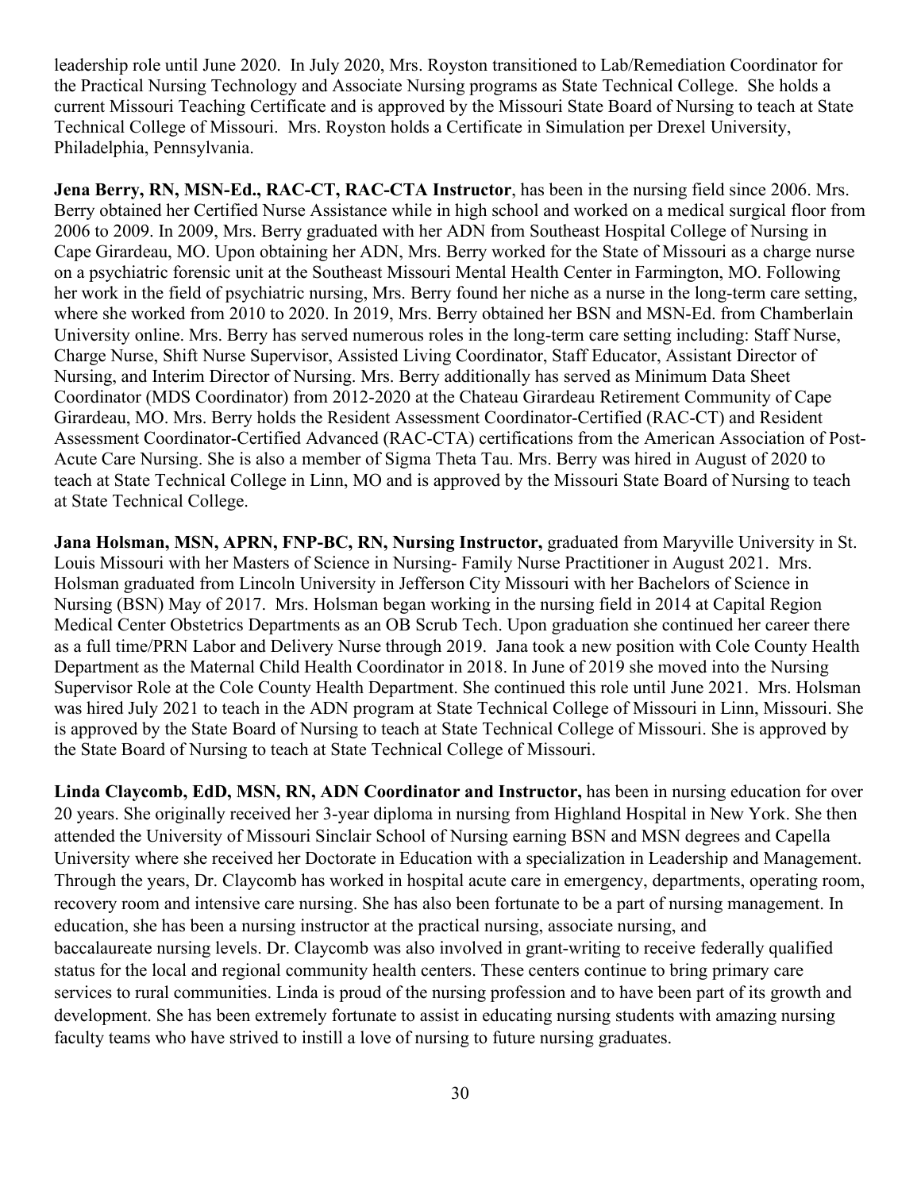leadership role until June 2020. In July 2020, Mrs. Royston transitioned to Lab/Remediation Coordinator for the Practical Nursing Technology and Associate Nursing programs as State Technical College. She holds a current Missouri Teaching Certificate and is approved by the Missouri State Board of Nursing to teach at State Technical College of Missouri. Mrs. Royston holds a Certificate in Simulation per Drexel University, Philadelphia, Pennsylvania.

**Jena Berry, RN, MSN-Ed., RAC-CT, RAC-CTA Instructor**, has been in the nursing field since 2006. Mrs. Berry obtained her Certified Nurse Assistance while in high school and worked on a medical surgical floor from 2006 to 2009. In 2009, Mrs. Berry graduated with her ADN from Southeast Hospital College of Nursing in Cape Girardeau, MO. Upon obtaining her ADN, Mrs. Berry worked for the State of Missouri as a charge nurse on a psychiatric forensic unit at the Southeast Missouri Mental Health Center in Farmington, MO. Following her work in the field of psychiatric nursing, Mrs. Berry found her niche as a nurse in the long-term care setting, where she worked from 2010 to 2020. In 2019, Mrs. Berry obtained her BSN and MSN-Ed. from Chamberlain University online. Mrs. Berry has served numerous roles in the long-term care setting including: Staff Nurse, Charge Nurse, Shift Nurse Supervisor, Assisted Living Coordinator, Staff Educator, Assistant Director of Nursing, and Interim Director of Nursing. Mrs. Berry additionally has served as Minimum Data Sheet Coordinator (MDS Coordinator) from 2012-2020 at the Chateau Girardeau Retirement Community of Cape Girardeau, MO. Mrs. Berry holds the Resident Assessment Coordinator-Certified (RAC-CT) and Resident Assessment Coordinator-Certified Advanced (RAC-CTA) certifications from the American Association of Post-Acute Care Nursing. She is also a member of Sigma Theta Tau. Mrs. Berry was hired in August of 2020 to teach at State Technical College in Linn, MO and is approved by the Missouri State Board of Nursing to teach at State Technical College.

**Jana Holsman, MSN, APRN, FNP-BC, RN, Nursing Instructor,** graduated from Maryville University in St. Louis Missouri with her Masters of Science in Nursing- Family Nurse Practitioner in August 2021. Mrs. Holsman graduated from Lincoln University in Jefferson City Missouri with her Bachelors of Science in Nursing (BSN) May of 2017. Mrs. Holsman began working in the nursing field in 2014 at Capital Region Medical Center Obstetrics Departments as an OB Scrub Tech. Upon graduation she continued her career there as a full time/PRN Labor and Delivery Nurse through 2019. Jana took a new position with Cole County Health Department as the Maternal Child Health Coordinator in 2018. In June of 2019 she moved into the Nursing Supervisor Role at the Cole County Health Department. She continued this role until June 2021. Mrs. Holsman was hired July 2021 to teach in the ADN program at State Technical College of Missouri in Linn, Missouri. She is approved by the State Board of Nursing to teach at State Technical College of Missouri. She is approved by the State Board of Nursing to teach at State Technical College of Missouri.

**Linda Claycomb, EdD, MSN, RN, ADN Coordinator and Instructor,** has been in nursing education for over 20 years. She originally received her 3-year diploma in nursing from Highland Hospital in New York. She then attended the University of Missouri Sinclair School of Nursing earning BSN and MSN degrees and Capella University where she received her Doctorate in Education with a specialization in Leadership and Management. Through the years, Dr. Claycomb has worked in hospital acute care in emergency, departments, operating room, recovery room and intensive care nursing. She has also been fortunate to be a part of nursing management. In education, she has been a nursing instructor at the practical nursing, associate nursing, and baccalaureate nursing levels. Dr. Claycomb was also involved in grant-writing to receive federally qualified status for the local and regional community health centers. These centers continue to bring primary care services to rural communities. Linda is proud of the nursing profession and to have been part of its growth and development. She has been extremely fortunate to assist in educating nursing students with amazing nursing faculty teams who have strived to instill a love of nursing to future nursing graduates.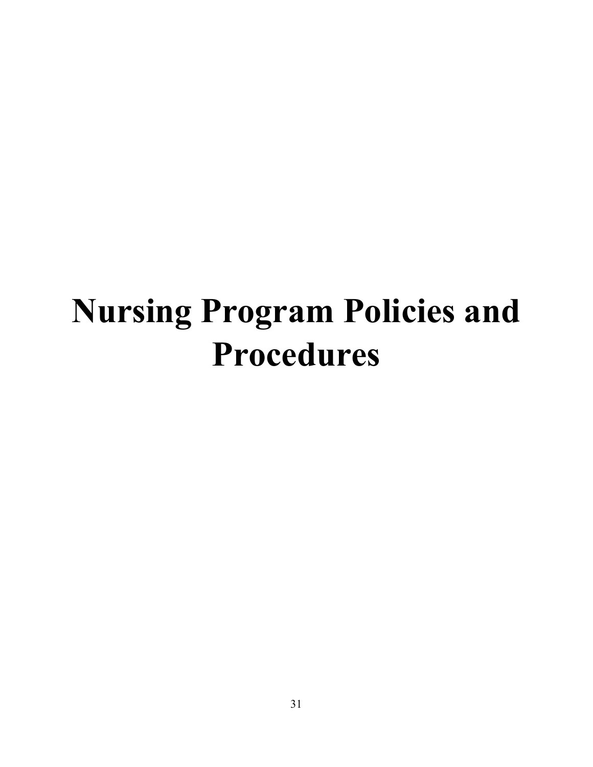# Nursing Program Policies and Procedures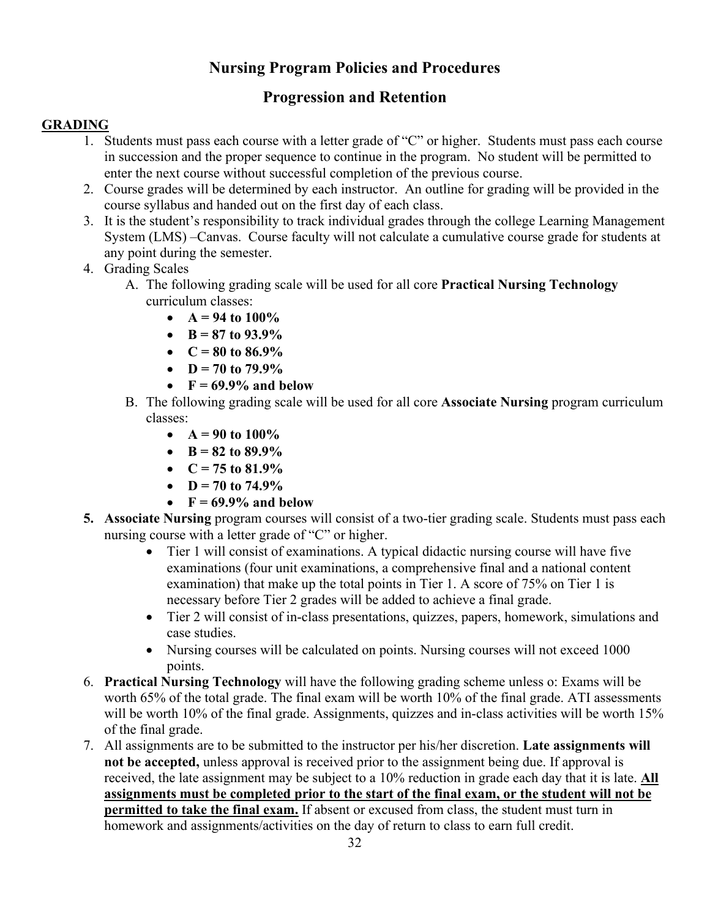# Nursing Program Policies and Procedures

## Progression and Retention

### GRADING

1. Students must pass each course with a letter grade of "C" or higher. Students must pass each course in succession and the proper sequence to continue in the program. No student will be permitted to enter the next course without successful completion of the previous course.
2. Course grades will be determined by each instructor. An outline for grading will be provided in the course syllabus and handed out on the first day of each class.
3. It is the student's responsibility to track individual grades through the college Learning Management System (LMS) –Canvas. Course faculty will not calculate a cumulative course grade for students at any point during the semester.
4. Grading Scales
   A. The following grading scale will be used for all core **Practical Nursing Technology** curriculum classes:
      - **A = 94 to 100%**
      - **B = 87 to 93.9%**
      - **C = 80 to 86.9%**
      - **D = 70 to 79.9%**
      - **F = 69.9% and below**

   B. The following grading scale will be used for all core **Associate Nursing** program curriculum classes:
      - **A = 90 to 100%**
      - **B = 82 to 89.9%**
      - **C = 75 to 81.9%**
      - **D = 70 to 74.9%**
      - **F = 69.9% and below**
5. **Associate Nursing** program courses will consist of a two-tier grading scale. Students must pass each nursing course with a letter grade of "C" or higher.
   - Tier 1 will consist of examinations. A typical didactic nursing course will have five examinations (four unit examinations, a comprehensive final and a national content examination) that make up the total points in Tier 1. A score of 75% on Tier 1 is necessary before Tier 2 grades will be added to achieve a final grade.
   - Tier 2 will consist of in-class presentations, quizzes, papers, homework, simulations and case studies.
   - Nursing courses will be calculated on points. Nursing courses will not exceed 1000 points.
6. **Practical Nursing Technology** will have the following grading scheme unless o: Exams will be worth 65% of the total grade. The final exam will be worth 10% of the final grade. ATI assessments will be worth 10% of the final grade. Assignments, quizzes and in-class activities will be worth 15% of the final grade.
7. All assignments are to be submitted to the instructor per his/her discretion. **Late assignments will not be accepted,** unless approval is received prior to the assignment being due. If approval is received, the late assignment may be subject to a 10% reduction in grade each day that it is late. **<u>All assignments must be completed prior to the start of the final exam, or the student will not be permitted to take the final exam.</u>** If absent or excused from class, the student must turn in homework and assignments/activities on the day of return to class to earn full credit.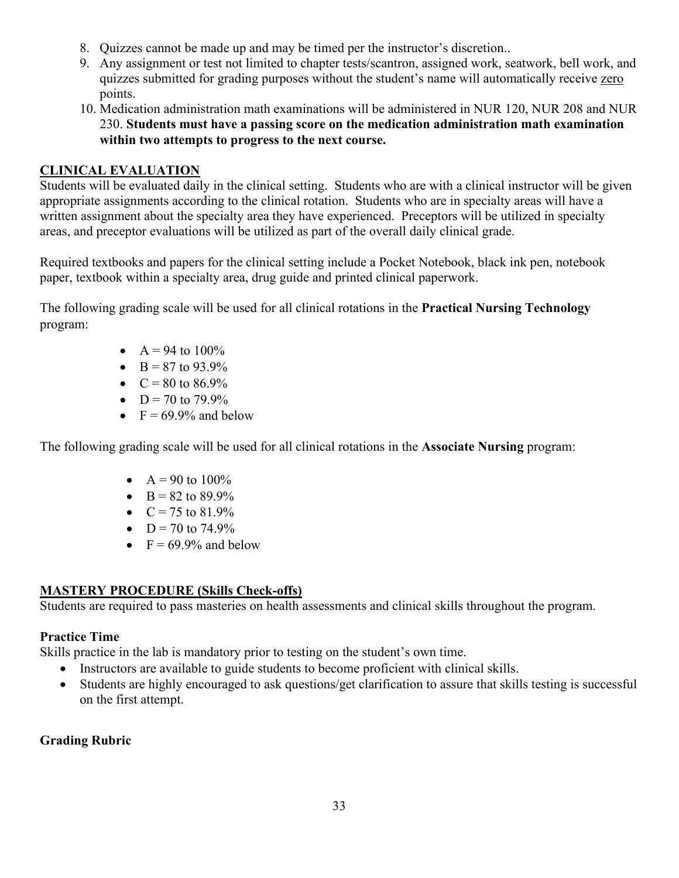8. Quizzes cannot be made up and may be timed per the instructor's discretion..
9. Any assignment or test not limited to chapter tests/scantron, assigned work, seatwork, bell work, and quizzes submitted for grading purposes without the student's name will automatically receive zero points.
10. Medication administration math examinations will be administered in NUR 120, NUR 208 and NUR 230. **Students must have a passing score on the medication administration math examination within two attempts to progress to the next course.**

## CLINICAL EVALUATION

Students will be evaluated daily in the clinical setting. Students who are with a clinical instructor will be given appropriate assignments according to the clinical rotation. Students who are in specialty areas will have a written assignment about the specialty area they have experienced. Preceptors will be utilized in specialty areas, and preceptor evaluations will be utilized as part of the overall daily clinical grade.

Required textbooks and papers for the clinical setting include a Pocket Notebook, black ink pen, notebook paper, textbook within a specialty area, drug guide and printed clinical paperwork.

The following grading scale will be used for all clinical rotations in the **Practical Nursing Technology** program:

- A = 94 to 100%
- B = 87 to 93.9%
- C = 80 to 86.9%
- D = 70 to 79.9%
- F = 69.9% and below

The following grading scale will be used for all clinical rotations in the **Associate Nursing** program:

- A = 90 to 100%
- B = 82 to 89.9%
- C = 75 to 81.9%
- D = 70 to 74.9%
- F = 69.9% and below

## MASTERY PROCEDURE (Skills Check-offs)

Students are required to pass masteries on health assessments and clinical skills throughout the program.

### Practice Time

Skills practice in the lab is mandatory prior to testing on the student's own time.

- Instructors are available to guide students to become proficient with clinical skills.
- Students are highly encouraged to ask questions/get clarification to assure that skills testing is successful on the first attempt.

### Grading Rubric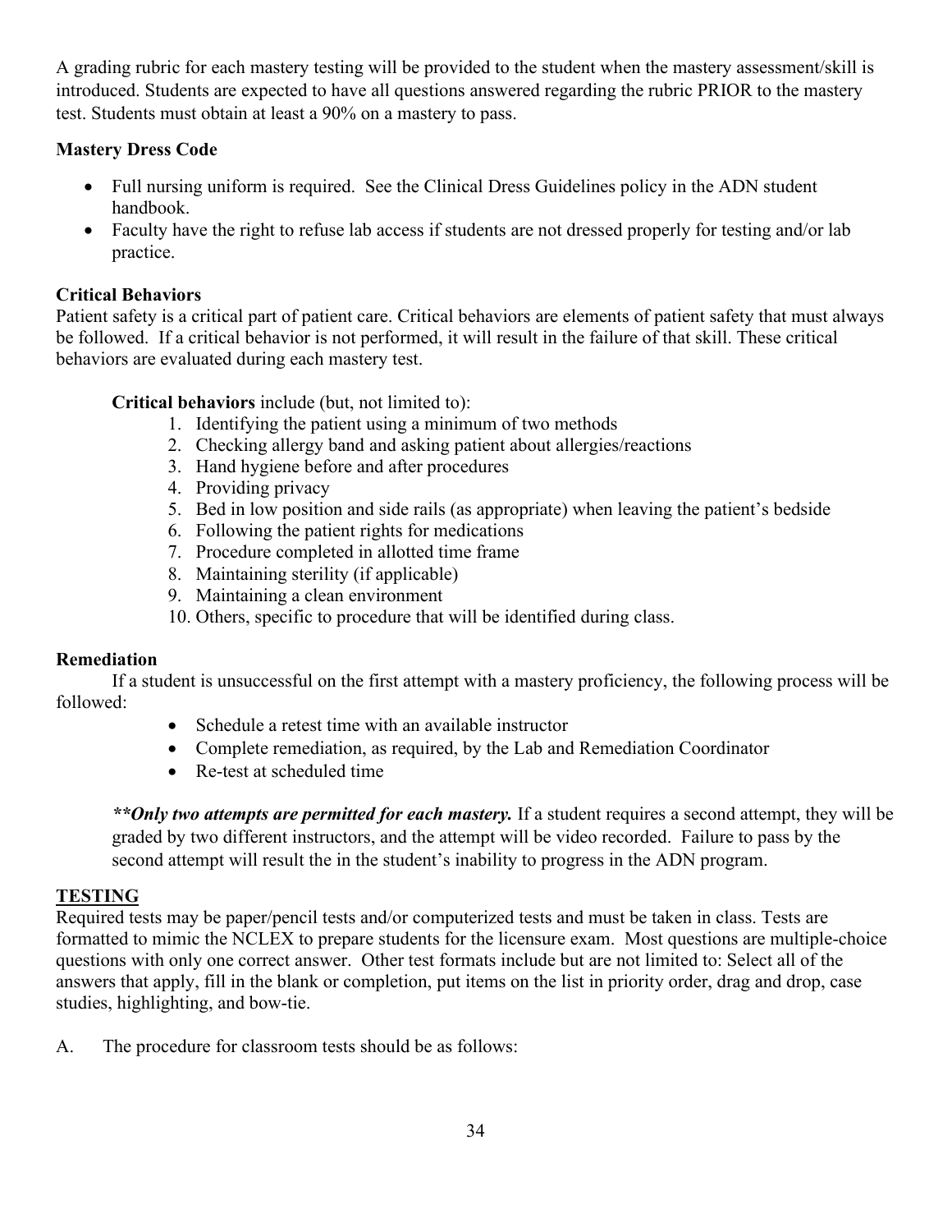A grading rubric for each mastery testing will be provided to the student when the mastery assessment/skill is introduced. Students are expected to have all questions answered regarding the rubric PRIOR to the mastery test. Students must obtain at least a 90% on a mastery to pass.

**Mastery Dress Code**

- Full nursing uniform is required. See the Clinical Dress Guidelines policy in the ADN student handbook.
- Faculty have the right to refuse lab access if students are not dressed properly for testing and/or lab practice.

**Critical Behaviors**

Patient safety is a critical part of patient care. Critical behaviors are elements of patient safety that must always be followed. If a critical behavior is not performed, it will result in the failure of that skill. These critical behaviors are evaluated during each mastery test.

**Critical behaviors** include (but, not limited to):

1. Identifying the patient using a minimum of two methods
2. Checking allergy band and asking patient about allergies/reactions
3. Hand hygiene before and after procedures
4. Providing privacy
5. Bed in low position and side rails (as appropriate) when leaving the patient's bedside
6. Following the patient rights for medications
7. Procedure completed in allotted time frame
8. Maintaining sterility (if applicable)
9. Maintaining a clean environment
10. Others, specific to procedure that will be identified during class.

**Remediation**

If a student is unsuccessful on the first attempt with a mastery proficiency, the following process will be followed:

- Schedule a retest time with an available instructor
- Complete remediation, as required, by the Lab and Remediation Coordinator
- Re-test at scheduled time

***\*\*Only two attempts are permitted for each mastery.*** If a student requires a second attempt, they will be graded by two different instructors, and the attempt will be video recorded. Failure to pass by the second attempt will result the in the student's inability to progress in the ADN program.

## <u>TESTING</u>

Required tests may be paper/pencil tests and/or computerized tests and must be taken in class. Tests are formatted to mimic the NCLEX to prepare students for the licensure exam. Most questions are multiple-choice questions with only one correct answer. Other test formats include but are not limited to: Select all of the answers that apply, fill in the blank or completion, put items on the list in priority order, drag and drop, case studies, highlighting, and bow-tie.

A. The procedure for classroom tests should be as follows: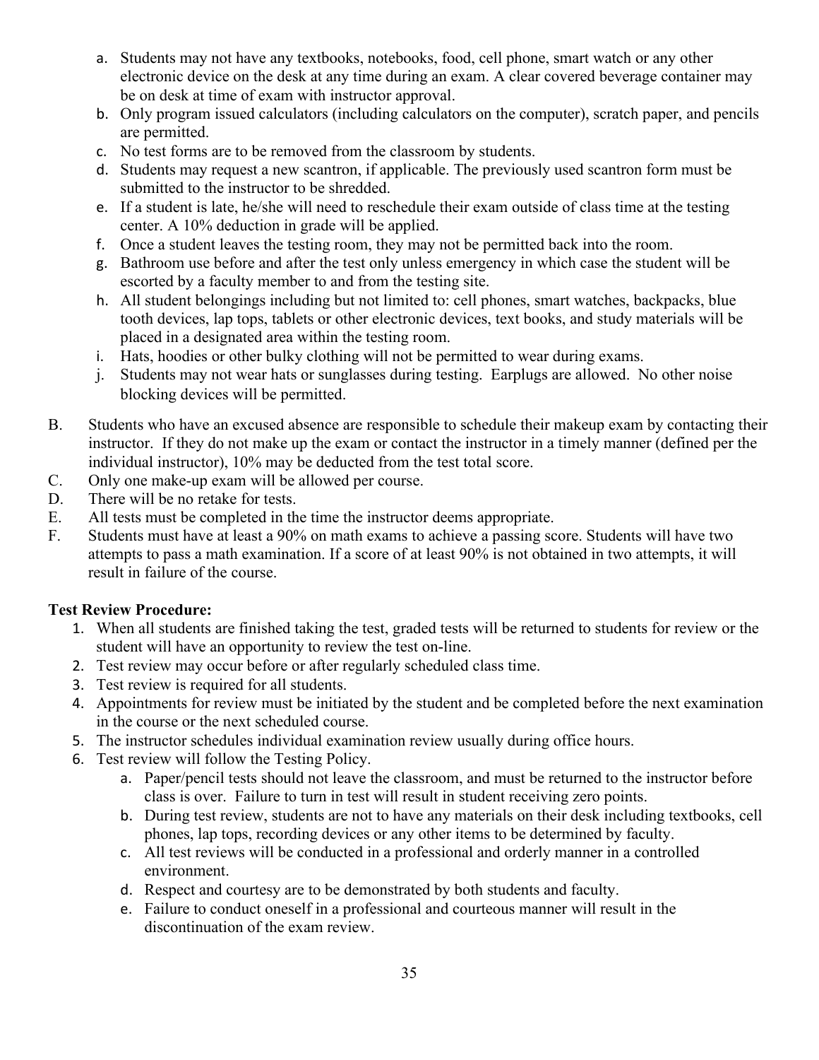a. Students may not have any textbooks, notebooks, food, cell phone, smart watch or any other electronic device on the desk at any time during an exam. A clear covered beverage container may be on desk at time of exam with instructor approval.
b. Only program issued calculators (including calculators on the computer), scratch paper, and pencils are permitted.
c. No test forms are to be removed from the classroom by students.
d. Students may request a new scantron, if applicable. The previously used scantron form must be submitted to the instructor to be shredded.
e. If a student is late, he/she will need to reschedule their exam outside of class time at the testing center. A 10% deduction in grade will be applied.
f. Once a student leaves the testing room, they may not be permitted back into the room.
g. Bathroom use before and after the test only unless emergency in which case the student will be escorted by a faculty member to and from the testing site.
h. All student belongings including but not limited to: cell phones, smart watches, backpacks, blue tooth devices, lap tops, tablets or other electronic devices, text books, and study materials will be placed in a designated area within the testing room.
i. Hats, hoodies or other bulky clothing will not be permitted to wear during exams.
j. Students may not wear hats or sunglasses during testing. Earplugs are allowed. No other noise blocking devices will be permitted.

B. Students who have an excused absence are responsible to schedule their makeup exam by contacting their instructor. If they do not make up the exam or contact the instructor in a timely manner (defined per the individual instructor), 10% may be deducted from the test total score.
C. Only one make-up exam will be allowed per course.
D. There will be no retake for tests.
E. All tests must be completed in the time the instructor deems appropriate.
F. Students must have at least a 90% on math exams to achieve a passing score. Students will have two attempts to pass a math examination. If a score of at least 90% is not obtained in two attempts, it will result in failure of the course.

**Test Review Procedure:**

1. When all students are finished taking the test, graded tests will be returned to students for review or the student will have an opportunity to review the test on-line.
2. Test review may occur before or after regularly scheduled class time.
3. Test review is required for all students.
4. Appointments for review must be initiated by the student and be completed before the next examination in the course or the next scheduled course.
5. The instructor schedules individual examination review usually during office hours.
6. Test review will follow the Testing Policy.
   a. Paper/pencil tests should not leave the classroom, and must be returned to the instructor before class is over. Failure to turn in test will result in student receiving zero points.
   b. During test review, students are not to have any materials on their desk including textbooks, cell phones, lap tops, recording devices or any other items to be determined by faculty.
   c. All test reviews will be conducted in a professional and orderly manner in a controlled environment.
   d. Respect and courtesy are to be demonstrated by both students and faculty.
   e. Failure to conduct oneself in a professional and courteous manner will result in the discontinuation of the exam review.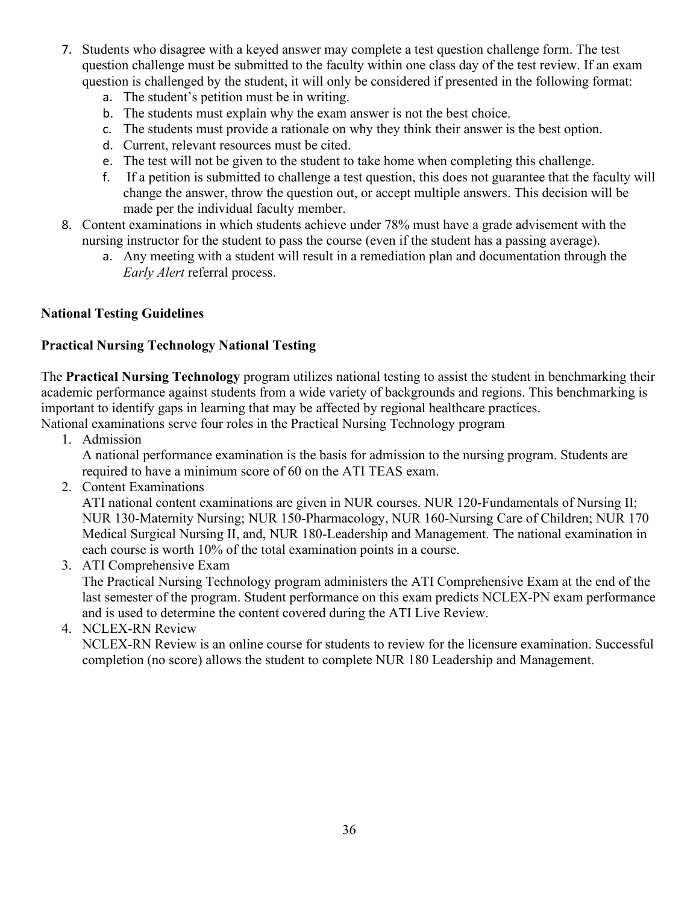7. Students who disagree with a keyed answer may complete a test question challenge form. The test question challenge must be submitted to the faculty within one class day of the test review. If an exam question is challenged by the student, it will only be considered if presented in the following format:
    a. The student's petition must be in writing.
    b. The students must explain why the exam answer is not the best choice.
    c. The students must provide a rationale on why they think their answer is the best option.
    d. Current, relevant resources must be cited.
    e. The test will not be given to the student to take home when completing this challenge.
    f. If a petition is submitted to challenge a test question, this does not guarantee that the faculty will change the answer, throw the question out, or accept multiple answers. This decision will be made per the individual faculty member.
8. Content examinations in which students achieve under 78% must have a grade advisement with the nursing instructor for the student to pass the course (even if the student has a passing average).
    a. Any meeting with a student will result in a remediation plan and documentation through the *Early Alert* referral process.

**National Testing Guidelines**

**Practical Nursing Technology National Testing**

The **Practical Nursing Technology** program utilizes national testing to assist the student in benchmarking their academic performance against students from a wide variety of backgrounds and regions. This benchmarking is important to identify gaps in learning that may be affected by regional healthcare practices.
National examinations serve four roles in the Practical Nursing Technology program

1. Admission
   A national performance examination is the basis for admission to the nursing program. Students are required to have a minimum score of 60 on the ATI TEAS exam.
2. Content Examinations
   ATI national content examinations are given in NUR courses. NUR 120-Fundamentals of Nursing II; NUR 130-Maternity Nursing; NUR 150-Pharmacology, NUR 160-Nursing Care of Children; NUR 170 Medical Surgical Nursing II, and, NUR 180-Leadership and Management. The national examination in each course is worth 10% of the total examination points in a course.
3. ATI Comprehensive Exam
   The Practical Nursing Technology program administers the ATI Comprehensive Exam at the end of the last semester of the program. Student performance on this exam predicts NCLEX-PN exam performance and is used to determine the content covered during the ATI Live Review.
4. NCLEX-RN Review
   NCLEX-RN Review is an online course for students to review for the licensure examination. Successful completion (no score) allows the student to complete NUR 180 Leadership and Management.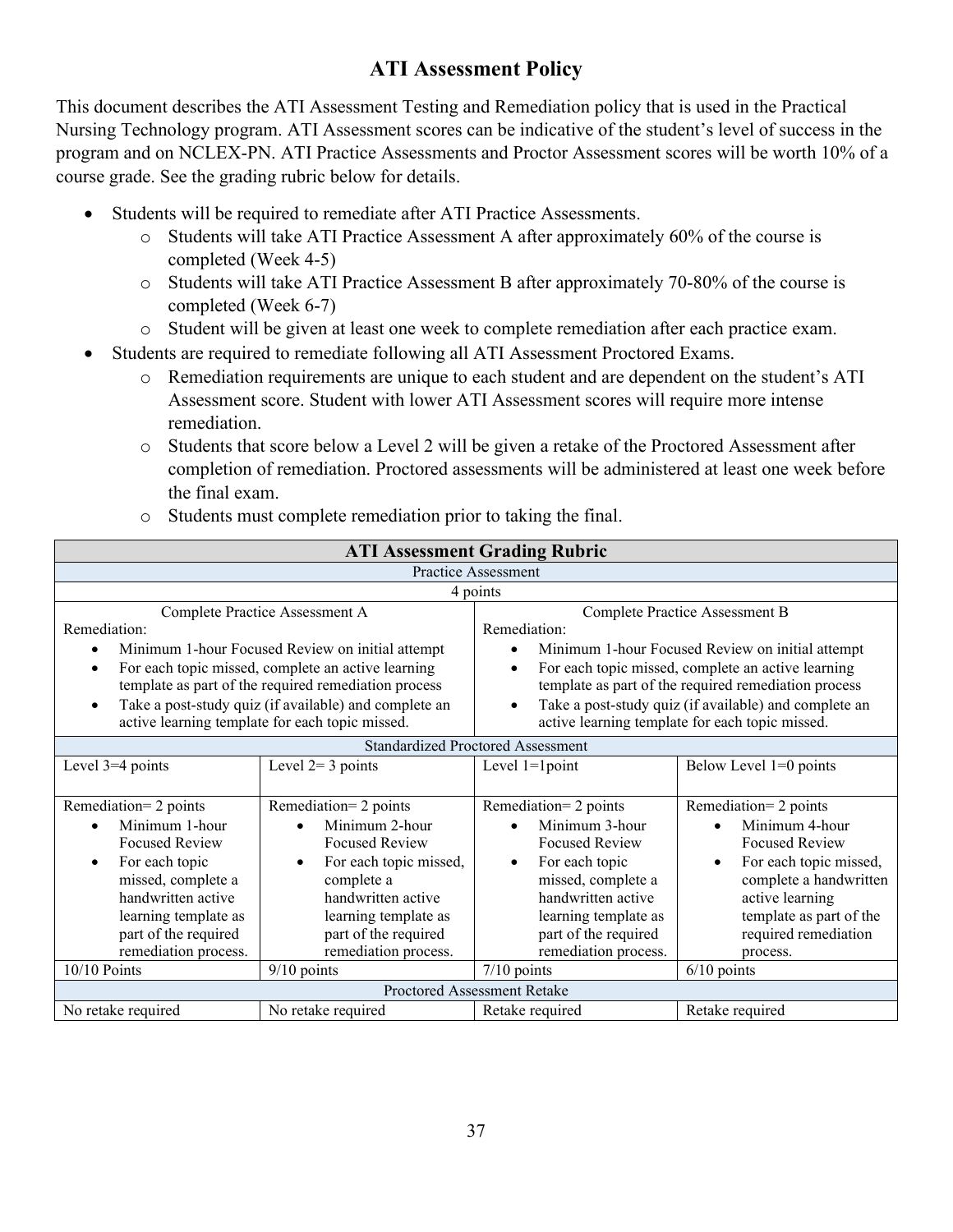## ATI Assessment Policy

This document describes the ATI Assessment Testing and Remediation policy that is used in the Practical Nursing Technology program. ATI Assessment scores can be indicative of the student's level of success in the program and on NCLEX-PN. ATI Practice Assessments and Proctor Assessment scores will be worth 10% of a course grade. See the grading rubric below for details.

- Students will be required to remediate after ATI Practice Assessments.
  - Students will take ATI Practice Assessment A after approximately 60% of the course is completed (Week 4-5)
  - Students will take ATI Practice Assessment B after approximately 70-80% of the course is completed (Week 6-7)
  - Student will be given at least one week to complete remediation after each practice exam.
- Students are required to remediate following all ATI Assessment Proctored Exams.
  - Remediation requirements are unique to each student and are dependent on the student's ATI Assessment score. Student with lower ATI Assessment scores will require more intense remediation.
  - Students that score below a Level 2 will be given a retake of the Proctored Assessment after completion of remediation. Proctored assessments will be administered at least one week before the final exam.
  - Students must complete remediation prior to taking the final.

| **ATI Assessment Grading Rubric** | | | |
|---|---|---|---|
| Practice Assessment | | | |
| 4 points | | | |
| Complete Practice Assessment A<br>Remediation:<br>• Minimum 1-hour Focused Review on initial attempt<br>• For each topic missed, complete an active learning template as part of the required remediation process<br>• Take a post-study quiz (if available) and complete an active learning template for each topic missed. | | Complete Practice Assessment B<br>Remediation:<br>• Minimum 1-hour Focused Review on initial attempt<br>• For each topic missed, complete an active learning template as part of the required remediation process<br>• Take a post-study quiz (if available) and complete an active learning template for each topic missed. | |
| Standardized Proctored Assessment | | | |
| Level 3=4 points | Level 2= 3 points | Level 1=1point | Below Level 1=0 points |
| Remediation= 2 points<br>• Minimum 1-hour Focused Review<br>• For each topic missed, complete a handwritten active learning template as part of the required remediation process. | Remediation= 2 points<br>• Minimum 2-hour Focused Review<br>• For each topic missed, complete a handwritten active learning template as part of the required remediation process. | Remediation= 2 points<br>• Minimum 3-hour Focused Review<br>• For each topic missed, complete a handwritten active learning template as part of the required remediation process. | Remediation= 2 points<br>• Minimum 4-hour Focused Review<br>• For each topic missed, complete a handwritten active learning template as part of the required remediation process. |
| 10/10 Points | 9/10 points | 7/10 points | 6/10 points |
| Proctored Assessment Retake | | | |
| No retake required | No retake required | Retake required | Retake required |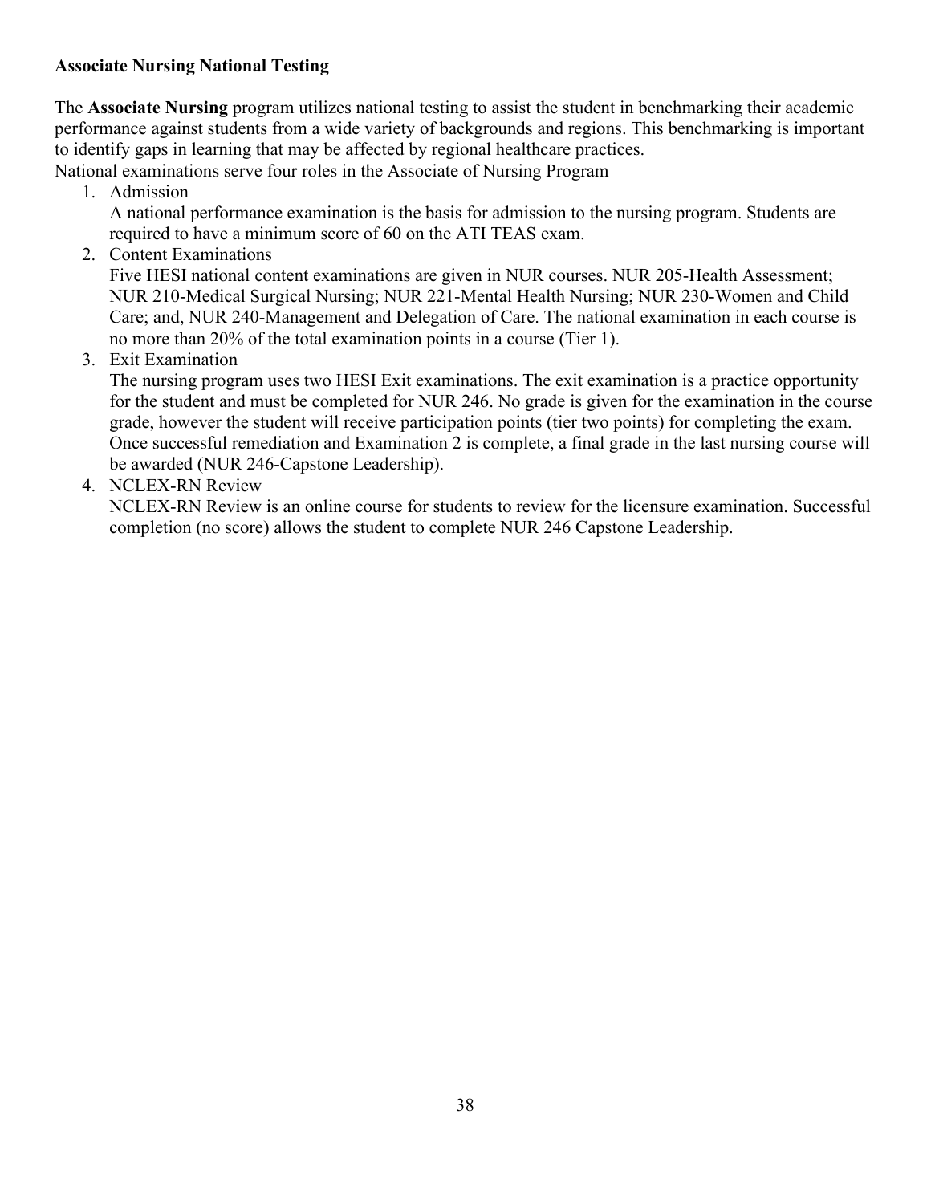**Associate Nursing National Testing**

The **Associate Nursing** program utilizes national testing to assist the student in benchmarking their academic performance against students from a wide variety of backgrounds and regions. This benchmarking is important to identify gaps in learning that may be affected by regional healthcare practices.
National examinations serve four roles in the Associate of Nursing Program

1. Admission
   A national performance examination is the basis for admission to the nursing program. Students are required to have a minimum score of 60 on the ATI TEAS exam.
2. Content Examinations
   Five HESI national content examinations are given in NUR courses. NUR 205-Health Assessment; NUR 210-Medical Surgical Nursing; NUR 221-Mental Health Nursing; NUR 230-Women and Child Care; and, NUR 240-Management and Delegation of Care. The national examination in each course is no more than 20% of the total examination points in a course (Tier 1).
3. Exit Examination
   The nursing program uses two HESI Exit examinations. The exit examination is a practice opportunity for the student and must be completed for NUR 246. No grade is given for the examination in the course grade, however the student will receive participation points (tier two points) for completing the exam. Once successful remediation and Examination 2 is complete, a final grade in the last nursing course will be awarded (NUR 246-Capstone Leadership).
4. NCLEX-RN Review
   NCLEX-RN Review is an online course for students to review for the licensure examination. Successful completion (no score) allows the student to complete NUR 246 Capstone Leadership.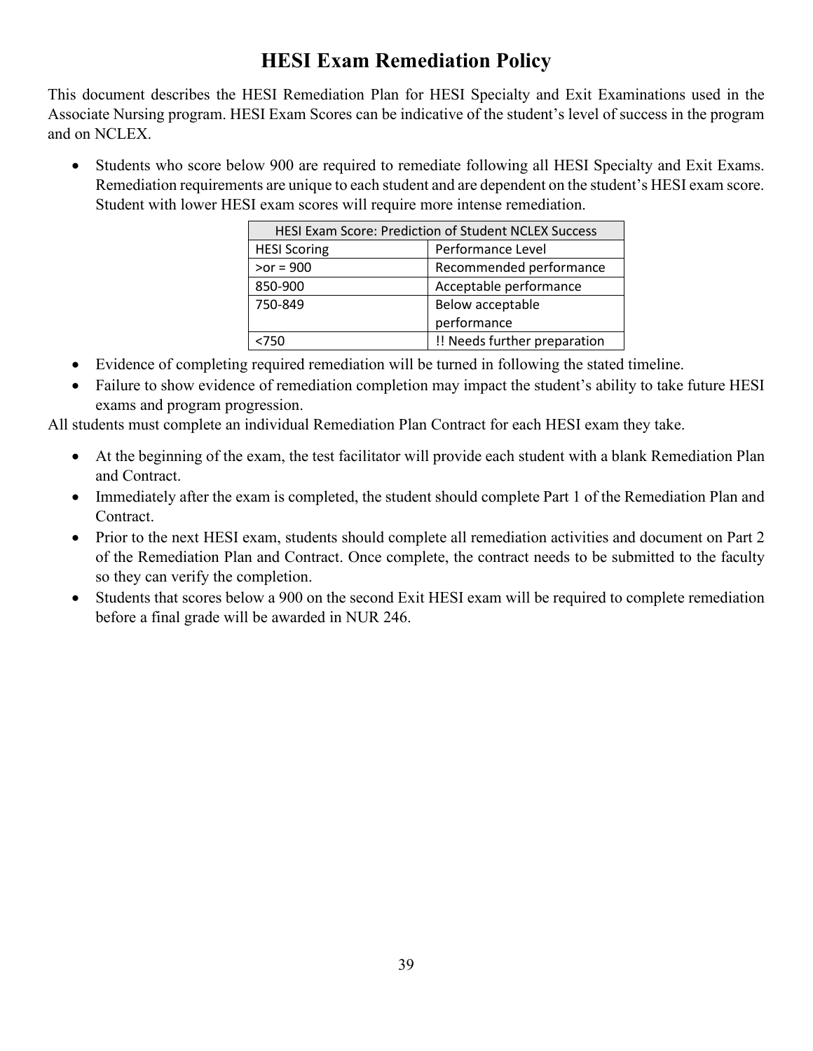# HESI Exam Remediation Policy

This document describes the HESI Remediation Plan for HESI Specialty and Exit Examinations used in the Associate Nursing program. HESI Exam Scores can be indicative of the student's level of success in the program and on NCLEX.

- Students who score below 900 are required to remediate following all HESI Specialty and Exit Exams. Remediation requirements are unique to each student and are dependent on the student's HESI exam score. Student with lower HESI exam scores will require more intense remediation.

| HESI Exam Score: Prediction of Student NCLEX Success | |
|---|---|
| HESI Scoring | Performance Level |
| >or = 900 | Recommended performance |
| 850-900 | Acceptable performance |
| 750-849 | Below acceptable performance |
| <750 | !! Needs further preparation |

- Evidence of completing required remediation will be turned in following the stated timeline.
- Failure to show evidence of remediation completion may impact the student's ability to take future HESI exams and program progression.

All students must complete an individual Remediation Plan Contract for each HESI exam they take.

- At the beginning of the exam, the test facilitator will provide each student with a blank Remediation Plan and Contract.
- Immediately after the exam is completed, the student should complete Part 1 of the Remediation Plan and Contract.
- Prior to the next HESI exam, students should complete all remediation activities and document on Part 2 of the Remediation Plan and Contract. Once complete, the contract needs to be submitted to the faculty so they can verify the completion.
- Students that scores below a 900 on the second Exit HESI exam will be required to complete remediation before a final grade will be awarded in NUR 246.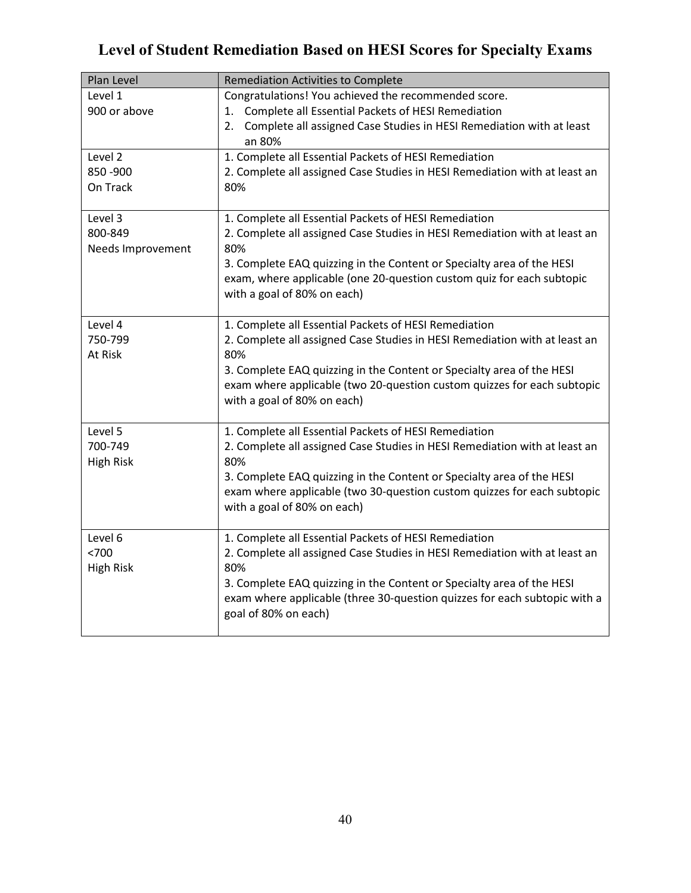# Level of Student Remediation Based on HESI Scores for Specialty Exams

| Plan Level | Remediation Activities to Complete |
|---|---|
| Level 1<br>900 or above | Congratulations! You achieved the recommended score.<br>1. Complete all Essential Packets of HESI Remediation<br>2. Complete all assigned Case Studies in HESI Remediation with at least an 80% |
| Level 2<br>850 -900<br>On Track | 1. Complete all Essential Packets of HESI Remediation<br>2. Complete all assigned Case Studies in HESI Remediation with at least an 80% |
| Level 3<br>800-849<br>Needs Improvement | 1. Complete all Essential Packets of HESI Remediation<br>2. Complete all assigned Case Studies in HESI Remediation with at least an 80%<br>3. Complete EAQ quizzing in the Content or Specialty area of the HESI exam, where applicable (one 20-question custom quiz for each subtopic with a goal of 80% on each) |
| Level 4<br>750-799<br>At Risk | 1. Complete all Essential Packets of HESI Remediation<br>2. Complete all assigned Case Studies in HESI Remediation with at least an 80%<br>3. Complete EAQ quizzing in the Content or Specialty area of the HESI exam where applicable (two 20-question custom quizzes for each subtopic with a goal of 80% on each) |
| Level 5<br>700-749<br>High Risk | 1. Complete all Essential Packets of HESI Remediation<br>2. Complete all assigned Case Studies in HESI Remediation with at least an 80%<br>3. Complete EAQ quizzing in the Content or Specialty area of the HESI exam where applicable (two 30-question custom quizzes for each subtopic with a goal of 80% on each) |
| Level 6<br><700<br>High Risk | 1. Complete all Essential Packets of HESI Remediation<br>2. Complete all assigned Case Studies in HESI Remediation with at least an 80%<br>3. Complete EAQ quizzing in the Content or Specialty area of the HESI exam where applicable (three 30-question quizzes for each subtopic with a goal of 80% on each) |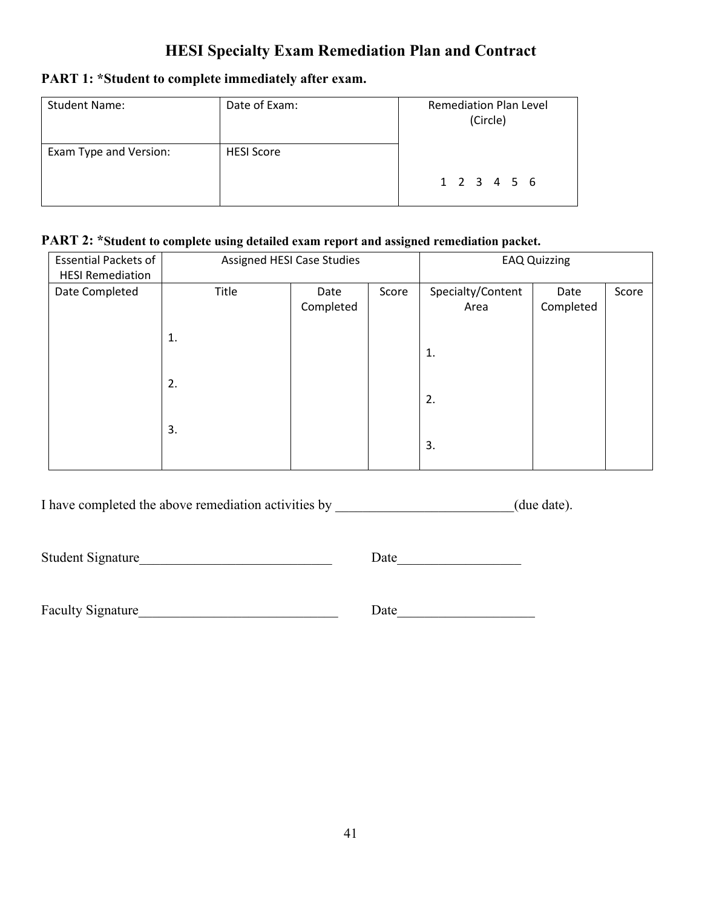# HESI Specialty Exam Remediation Plan and Contract

**PART 1: *Student to complete immediately after exam.**

| Student Name: | Date of Exam: | Remediation Plan Level (Circle) |
|---|---|---|
| Exam Type and Version: | HESI Score | 1 2 3 4 5 6 |

**PART 2: *Student to complete using detailed exam report and assigned remediation packet.**

| Essential Packets of HESI Remediation | Assigned HESI Case Studies | | | EAQ Quizzing | | |
|---|---|---|---|---|---|---|
| Date Completed | Title | Date Completed | Score | Specialty/Content Area | Date Completed | Score |
| | 1. | | | 1. | | |
| | 2. | | | 2. | | |
| | 3. | | | 3. | | |

I have completed the above remediation activities by __________________________(due date).

Student Signature____________________________ Date__________________

Faculty Signature_____________________________ Date____________________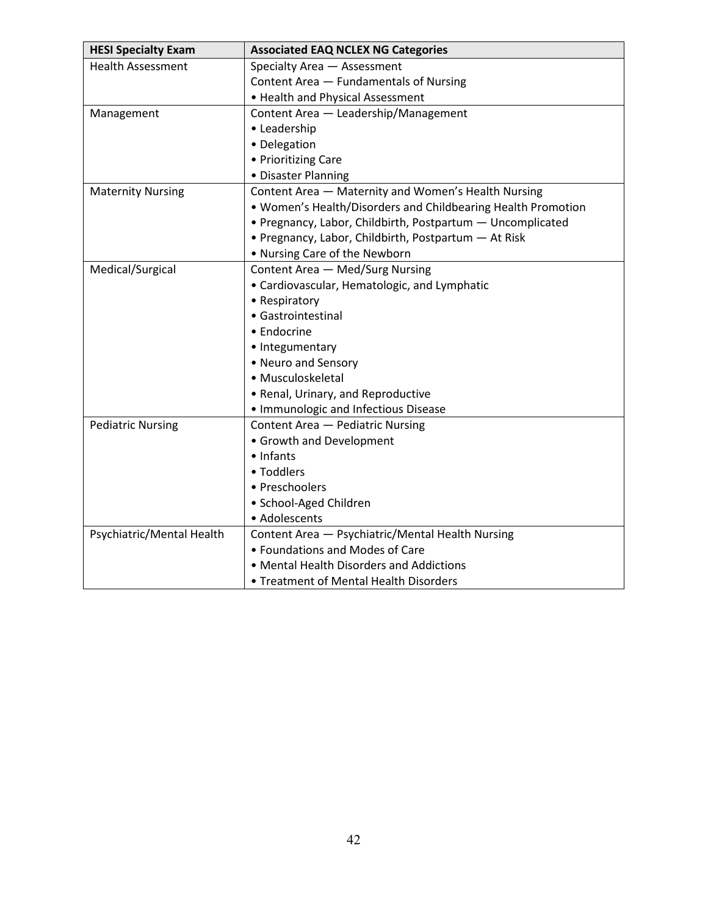| HESI Specialty Exam | Associated EAQ NCLEX NG Categories |
|---|---|
| Health Assessment | Specialty Area — Assessment<br>Content Area — Fundamentals of Nursing<br>• Health and Physical Assessment |
| Management | Content Area — Leadership/Management<br>• Leadership<br>• Delegation<br>• Prioritizing Care<br>• Disaster Planning |
| Maternity Nursing | Content Area — Maternity and Women's Health Nursing<br>• Women's Health/Disorders and Childbearing Health Promotion<br>• Pregnancy, Labor, Childbirth, Postpartum — Uncomplicated<br>• Pregnancy, Labor, Childbirth, Postpartum — At Risk<br>• Nursing Care of the Newborn |
| Medical/Surgical | Content Area — Med/Surg Nursing<br>• Cardiovascular, Hematologic, and Lymphatic<br>• Respiratory<br>• Gastrointestinal<br>• Endocrine<br>• Integumentary<br>• Neuro and Sensory<br>• Musculoskeletal<br>• Renal, Urinary, and Reproductive<br>• Immunologic and Infectious Disease |
| Pediatric Nursing | Content Area — Pediatric Nursing<br>• Growth and Development<br>• Infants<br>• Toddlers<br>• Preschoolers<br>• School-Aged Children<br>• Adolescents |
| Psychiatric/Mental Health | Content Area — Psychiatric/Mental Health Nursing<br>• Foundations and Modes of Care<br>• Mental Health Disorders and Addictions<br>• Treatment of Mental Health Disorders |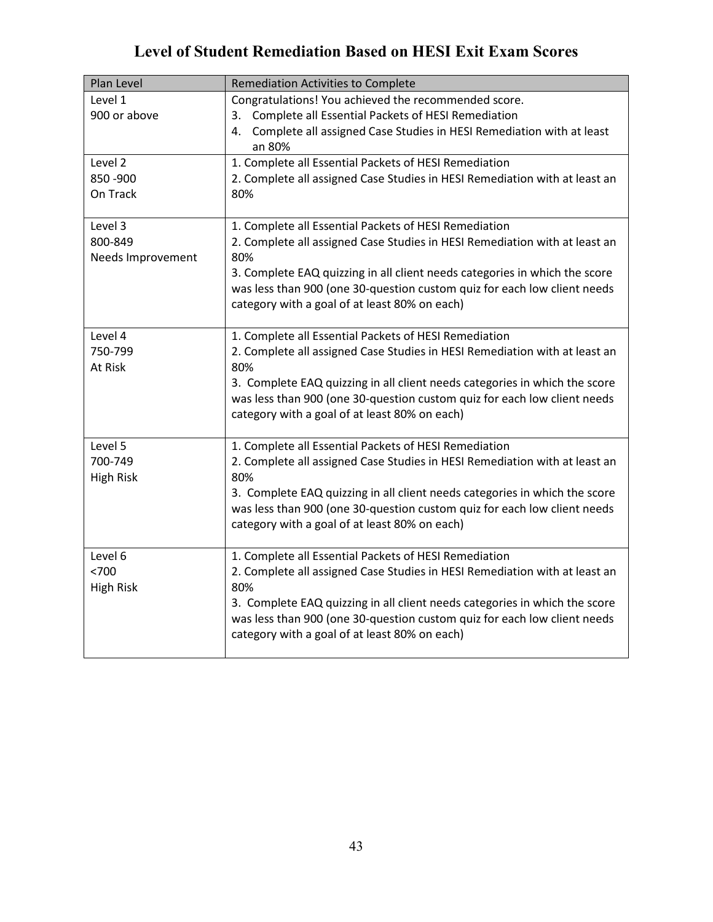# Level of Student Remediation Based on HESI Exit Exam Scores

| Plan Level | Remediation Activities to Complete |
|---|---|
| Level 1<br>900 or above | Congratulations! You achieved the recommended score.<br>3. Complete all Essential Packets of HESI Remediation<br>4. Complete all assigned Case Studies in HESI Remediation with at least an 80% |
| Level 2<br>850 -900<br>On Track | 1. Complete all Essential Packets of HESI Remediation<br>2. Complete all assigned Case Studies in HESI Remediation with at least an 80% |
| Level 3<br>800-849<br>Needs Improvement | 1. Complete all Essential Packets of HESI Remediation<br>2. Complete all assigned Case Studies in HESI Remediation with at least an 80%<br>3. Complete EAQ quizzing in all client needs categories in which the score was less than 900 (one 30-question custom quiz for each low client needs category with a goal of at least 80% on each) |
| Level 4<br>750-799<br>At Risk | 1. Complete all Essential Packets of HESI Remediation<br>2. Complete all assigned Case Studies in HESI Remediation with at least an 80%<br>3. Complete EAQ quizzing in all client needs categories in which the score was less than 900 (one 30-question custom quiz for each low client needs category with a goal of at least 80% on each) |
| Level 5<br>700-749<br>High Risk | 1. Complete all Essential Packets of HESI Remediation<br>2. Complete all assigned Case Studies in HESI Remediation with at least an 80%<br>3. Complete EAQ quizzing in all client needs categories in which the score was less than 900 (one 30-question custom quiz for each low client needs category with a goal of at least 80% on each) |
| Level 6<br><700<br>High Risk | 1. Complete all Essential Packets of HESI Remediation<br>2. Complete all assigned Case Studies in HESI Remediation with at least an 80%<br>3. Complete EAQ quizzing in all client needs categories in which the score was less than 900 (one 30-question custom quiz for each low client needs category with a goal of at least 80% on each) |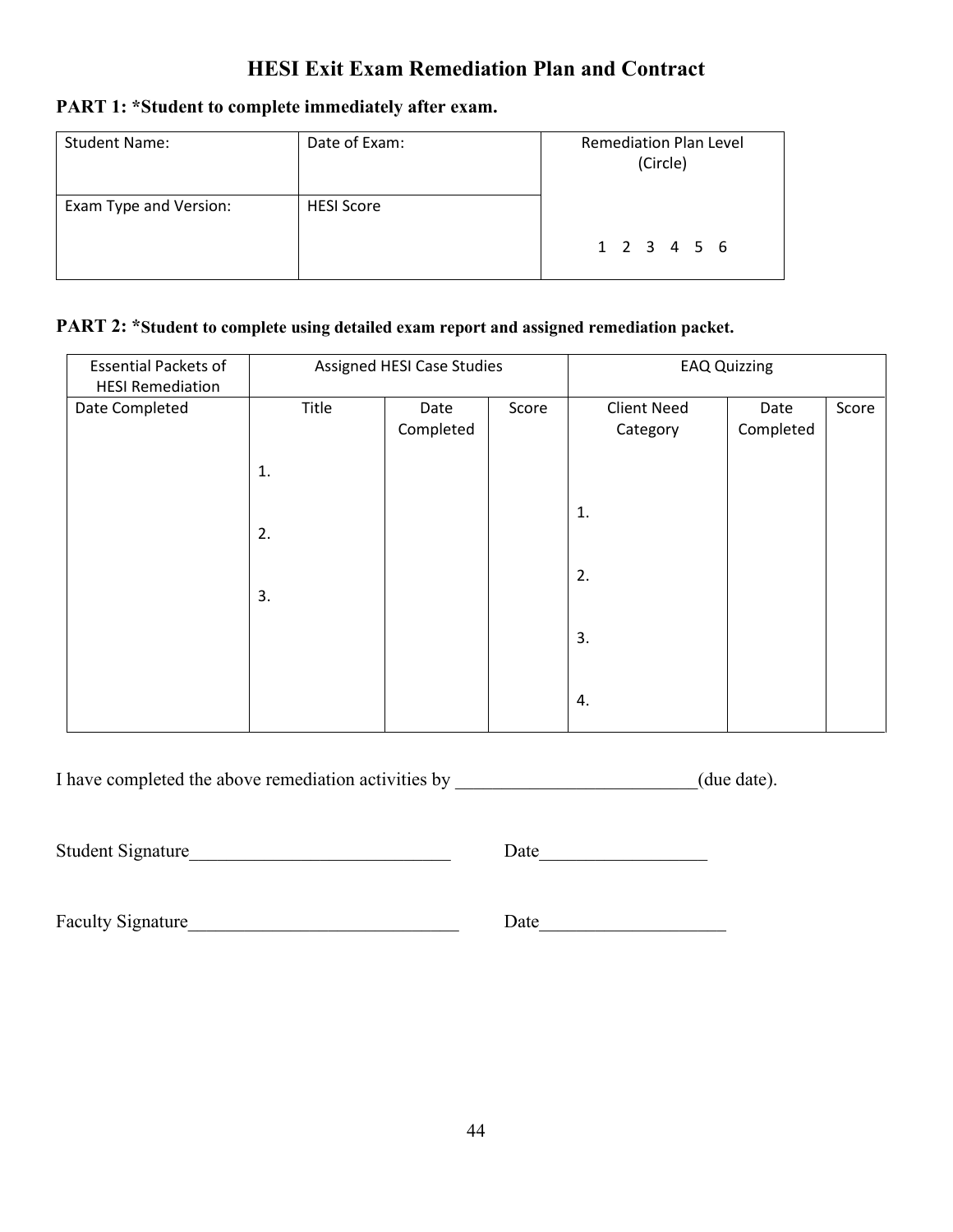# HESI Exit Exam Remediation Plan and Contract

**PART 1: *Student to complete immediately after exam.**

| Student Name: | Date of Exam: | Remediation Plan Level (Circle) |
|---|---|---|
| Exam Type and Version: | HESI Score | 1 2 3 4 5 6 |

**PART 2: *Student to complete using detailed exam report and assigned remediation packet.**

| Essential Packets of HESI Remediation | Assigned HESI Case Studies | | | EAQ Quizzing | | |
|---|---|---|---|---|---|---|
| Date Completed | Title | Date Completed | Score | Client Need Category | Date Completed | Score |
| | 1. | | | 1. | | |
| | 2. | | | 2. | | |
| | 3. | | | 3. | | |
| | | | | 4. | | |

I have completed the above remediation activities by __________________________(due date).

Student Signature____________________________ Date__________________

Faculty Signature______________________________ Date____________________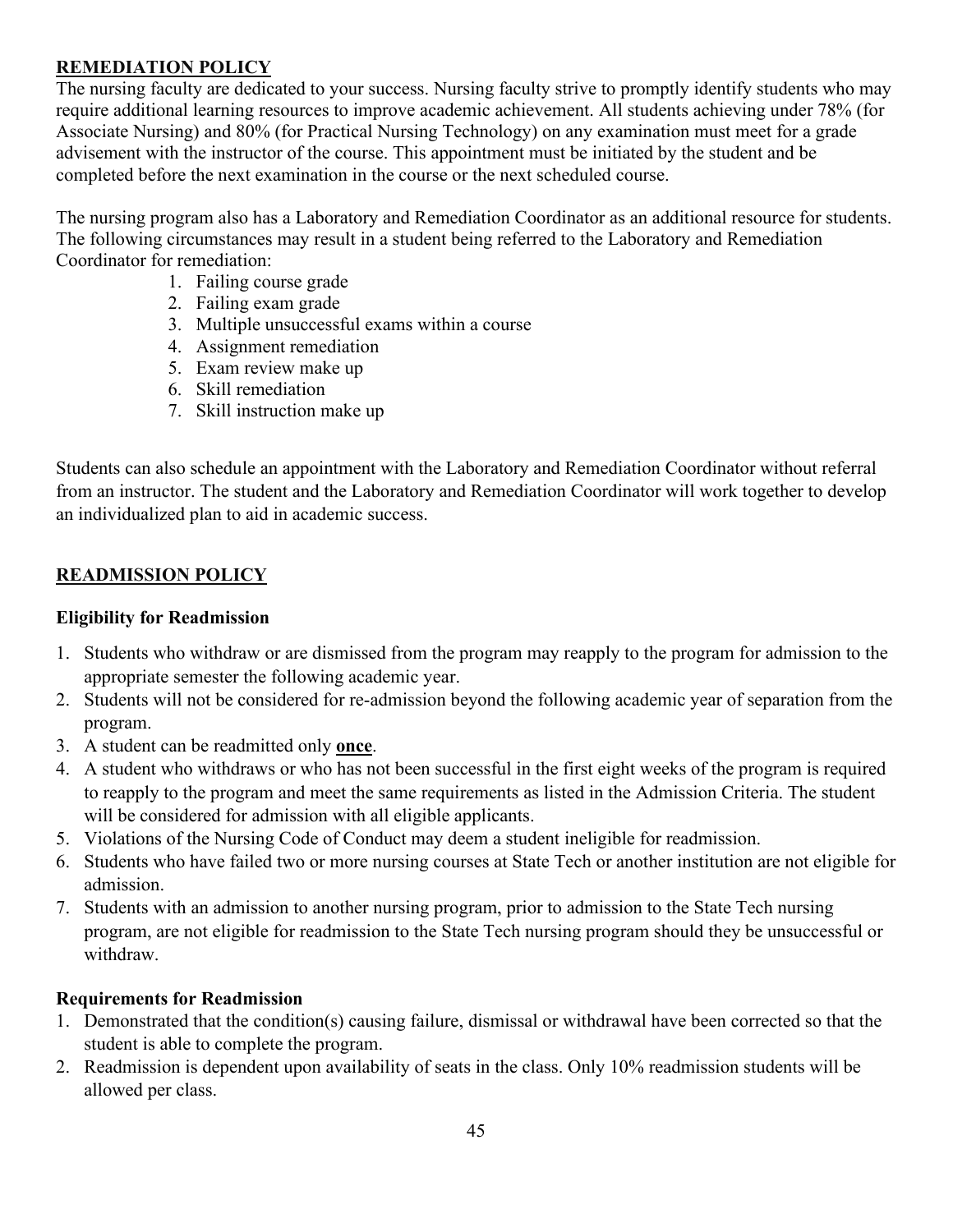## REMEDIATION POLICY

The nursing faculty are dedicated to your success. Nursing faculty strive to promptly identify students who may require additional learning resources to improve academic achievement. All students achieving under 78% (for Associate Nursing) and 80% (for Practical Nursing Technology) on any examination must meet for a grade advisement with the instructor of the course. This appointment must be initiated by the student and be completed before the next examination in the course or the next scheduled course.

The nursing program also has a Laboratory and Remediation Coordinator as an additional resource for students. The following circumstances may result in a student being referred to the Laboratory and Remediation Coordinator for remediation:

1. Failing course grade
2. Failing exam grade
3. Multiple unsuccessful exams within a course
4. Assignment remediation
5. Exam review make up
6. Skill remediation
7. Skill instruction make up

Students can also schedule an appointment with the Laboratory and Remediation Coordinator without referral from an instructor. The student and the Laboratory and Remediation Coordinator will work together to develop an individualized plan to aid in academic success.

## READMISSION POLICY

### Eligibility for Readmission

1. Students who withdraw or are dismissed from the program may reapply to the program for admission to the appropriate semester the following academic year.
2. Students will not be considered for re-admission beyond the following academic year of separation from the program.
3. A student can be readmitted only **once**.
4. A student who withdraws or who has not been successful in the first eight weeks of the program is required to reapply to the program and meet the same requirements as listed in the Admission Criteria. The student will be considered for admission with all eligible applicants.
5. Violations of the Nursing Code of Conduct may deem a student ineligible for readmission.
6. Students who have failed two or more nursing courses at State Tech or another institution are not eligible for admission.
7. Students with an admission to another nursing program, prior to admission to the State Tech nursing program, are not eligible for readmission to the State Tech nursing program should they be unsuccessful or withdraw.

### Requirements for Readmission

1. Demonstrated that the condition(s) causing failure, dismissal or withdrawal have been corrected so that the student is able to complete the program.
2. Readmission is dependent upon availability of seats in the class. Only 10% readmission students will be allowed per class.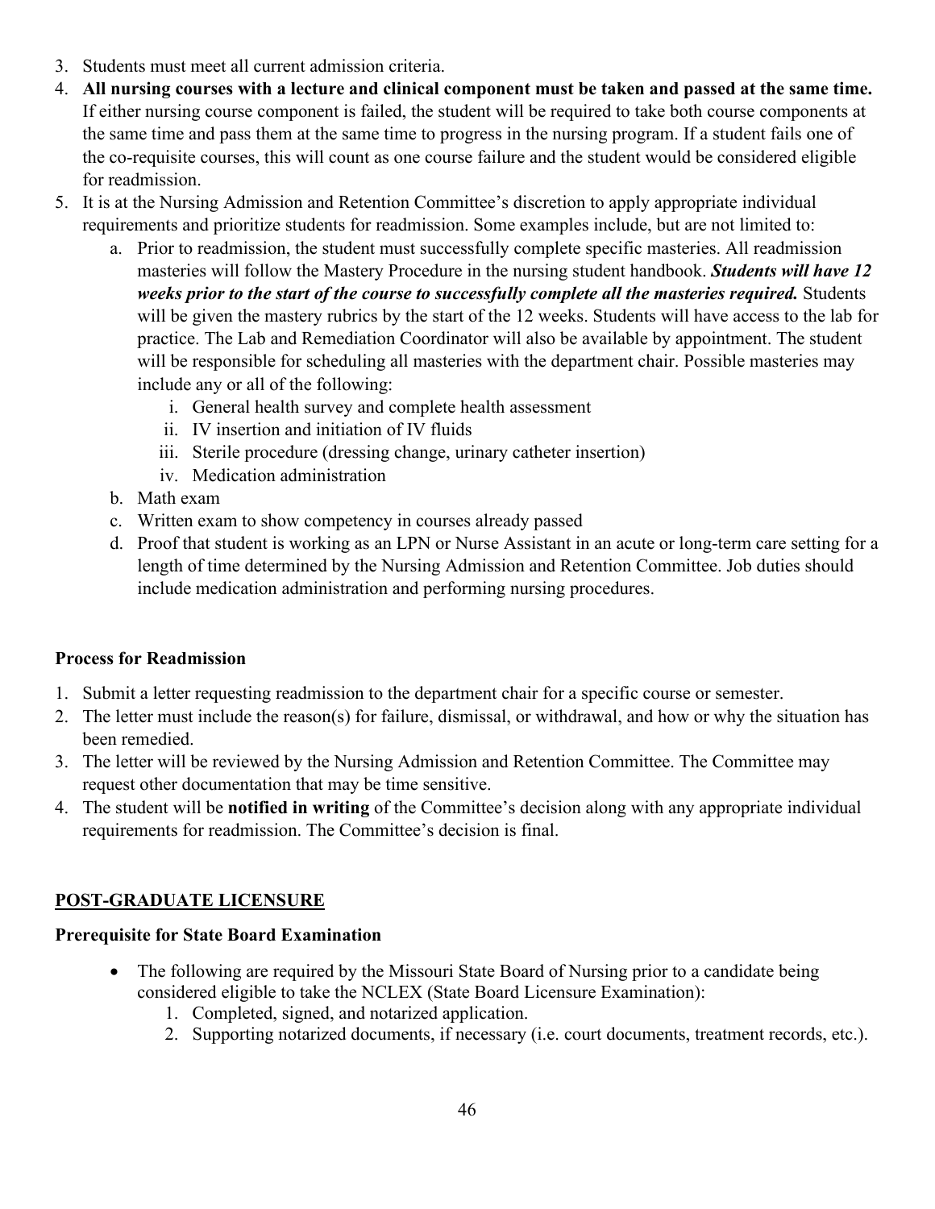3. Students must meet all current admission criteria.
4. **All nursing courses with a lecture and clinical component must be taken and passed at the same time.** If either nursing course component is failed, the student will be required to take both course components at the same time and pass them at the same time to progress in the nursing program. If a student fails one of the co-requisite courses, this will count as one course failure and the student would be considered eligible for readmission.
5. It is at the Nursing Admission and Retention Committee's discretion to apply appropriate individual requirements and prioritize students for readmission. Some examples include, but are not limited to:
   a. Prior to readmission, the student must successfully complete specific masteries. All readmission masteries will follow the Mastery Procedure in the nursing student handbook. ***Students will have 12 weeks prior to the start of the course to successfully complete all the masteries required.*** Students will be given the mastery rubrics by the start of the 12 weeks. Students will have access to the lab for practice. The Lab and Remediation Coordinator will also be available by appointment. The student will be responsible for scheduling all masteries with the department chair. Possible masteries may include any or all of the following:
      i. General health survey and complete health assessment
      ii. IV insertion and initiation of IV fluids
      iii. Sterile procedure (dressing change, urinary catheter insertion)
      iv. Medication administration
   b. Math exam
   c. Written exam to show competency in courses already passed
   d. Proof that student is working as an LPN or Nurse Assistant in an acute or long-term care setting for a length of time determined by the Nursing Admission and Retention Committee. Job duties should include medication administration and performing nursing procedures.

**Process for Readmission**

1. Submit a letter requesting readmission to the department chair for a specific course or semester.
2. The letter must include the reason(s) for failure, dismissal, or withdrawal, and how or why the situation has been remedied.
3. The letter will be reviewed by the Nursing Admission and Retention Committee. The Committee may request other documentation that may be time sensitive.
4. The student will be **notified in writing** of the Committee's decision along with any appropriate individual requirements for readmission. The Committee's decision is final.

## POST-GRADUATE LICENSURE

**Prerequisite for State Board Examination**

- The following are required by the Missouri State Board of Nursing prior to a candidate being considered eligible to take the NCLEX (State Board Licensure Examination):
  1. Completed, signed, and notarized application.
  2. Supporting notarized documents, if necessary (i.e. court documents, treatment records, etc.).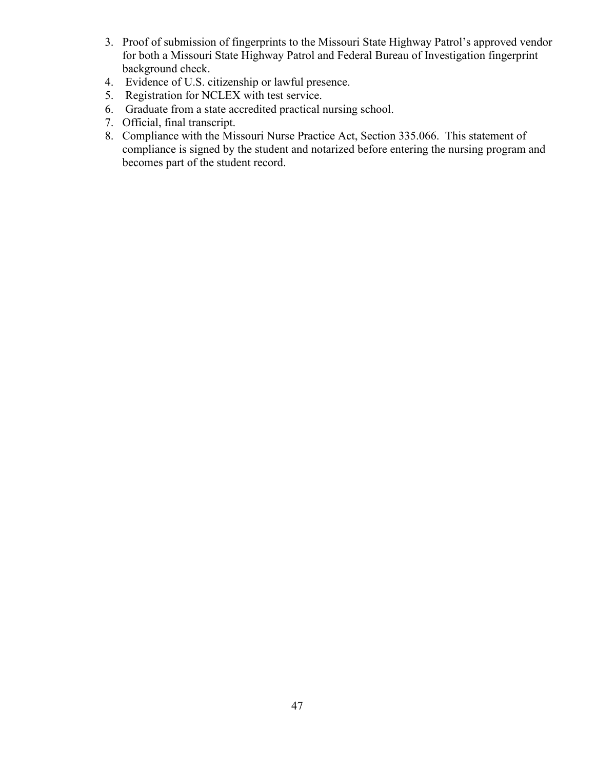3. Proof of submission of fingerprints to the Missouri State Highway Patrol's approved vendor for both a Missouri State Highway Patrol and Federal Bureau of Investigation fingerprint background check.
4. Evidence of U.S. citizenship or lawful presence.
5. Registration for NCLEX with test service.
6. Graduate from a state accredited practical nursing school.
7. Official, final transcript.
8. Compliance with the Missouri Nurse Practice Act, Section 335.066. This statement of compliance is signed by the student and notarized before entering the nursing program and becomes part of the student record.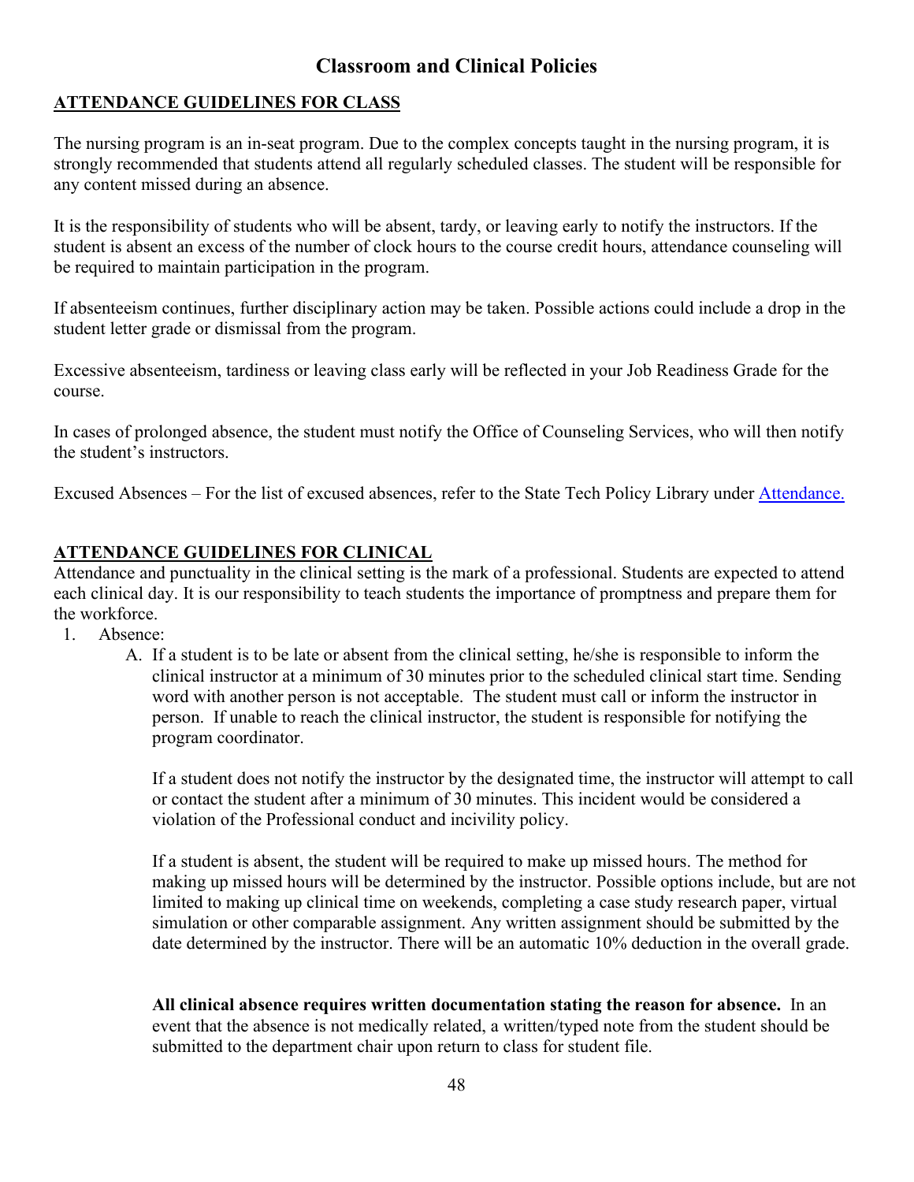# Classroom and Clinical Policies

## ATTENDANCE GUIDELINES FOR CLASS

The nursing program is an in-seat program. Due to the complex concepts taught in the nursing program, it is strongly recommended that students attend all regularly scheduled classes. The student will be responsible for any content missed during an absence.

It is the responsibility of students who will be absent, tardy, or leaving early to notify the instructors. If the student is absent an excess of the number of clock hours to the course credit hours, attendance counseling will be required to maintain participation in the program.

If absenteeism continues, further disciplinary action may be taken. Possible actions could include a drop in the student letter grade or dismissal from the program.

Excessive absenteeism, tardiness or leaving class early will be reflected in your Job Readiness Grade for the course.

In cases of prolonged absence, the student must notify the Office of Counseling Services, who will then notify the student's instructors.

Excused Absences – For the list of excused absences, refer to the State Tech Policy Library under Attendance.

## ATTENDANCE GUIDELINES FOR CLINICAL

Attendance and punctuality in the clinical setting is the mark of a professional. Students are expected to attend each clinical day. It is our responsibility to teach students the importance of promptness and prepare them for the workforce.

1. Absence:
   A. If a student is to be late or absent from the clinical setting, he/she is responsible to inform the clinical instructor at a minimum of 30 minutes prior to the scheduled clinical start time. Sending word with another person is not acceptable. The student must call or inform the instructor in person. If unable to reach the clinical instructor, the student is responsible for notifying the program coordinator.

      If a student does not notify the instructor by the designated time, the instructor will attempt to call or contact the student after a minimum of 30 minutes. This incident would be considered a violation of the Professional conduct and incivility policy.

      If a student is absent, the student will be required to make up missed hours. The method for making up missed hours will be determined by the instructor. Possible options include, but are not limited to making up clinical time on weekends, completing a case study research paper, virtual simulation or other comparable assignment. Any written assignment should be submitted by the date determined by the instructor. There will be an automatic 10% deduction in the overall grade.

      **All clinical absence requires written documentation stating the reason for absence.** In an event that the absence is not medically related, a written/typed note from the student should be submitted to the department chair upon return to class for student file.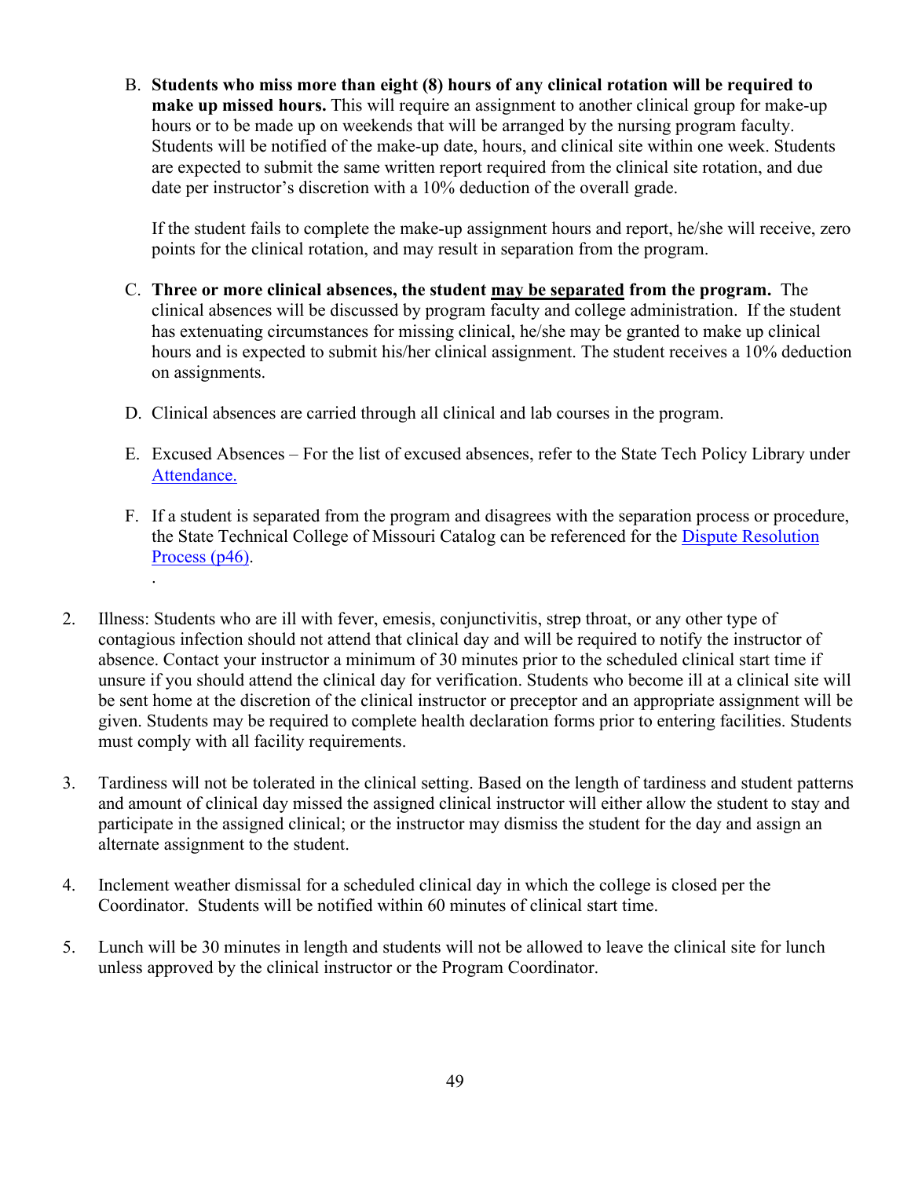B. **Students who miss more than eight (8) hours of any clinical rotation will be required to make up missed hours.** This will require an assignment to another clinical group for make-up hours or to be made up on weekends that will be arranged by the nursing program faculty. Students will be notified of the make-up date, hours, and clinical site within one week. Students are expected to submit the same written report required from the clinical site rotation, and due date per instructor's discretion with a 10% deduction of the overall grade.

   If the student fails to complete the make-up assignment hours and report, he/she will receive, zero points for the clinical rotation, and may result in separation from the program.

C. **Three or more clinical absences, the student <u>may be separated</u> from the program.** The clinical absences will be discussed by program faculty and college administration. If the student has extenuating circumstances for missing clinical, he/she may be granted to make up clinical hours and is expected to submit his/her clinical assignment. The student receives a 10% deduction on assignments.

D. Clinical absences are carried through all clinical and lab courses in the program.

E. Excused Absences – For the list of excused absences, refer to the State Tech Policy Library under [Attendance.]()

F. If a student is separated from the program and disagrees with the separation process or procedure, the State Technical College of Missouri Catalog can be referenced for the [Dispute Resolution Process (p46)]().

2. Illness: Students who are ill with fever, emesis, conjunctivitis, strep throat, or any other type of contagious infection should not attend that clinical day and will be required to notify the instructor of absence. Contact your instructor a minimum of 30 minutes prior to the scheduled clinical start time if unsure if you should attend the clinical day for verification. Students who become ill at a clinical site will be sent home at the discretion of the clinical instructor or preceptor and an appropriate assignment will be given. Students may be required to complete health declaration forms prior to entering facilities. Students must comply with all facility requirements.

3. Tardiness will not be tolerated in the clinical setting. Based on the length of tardiness and student patterns and amount of clinical day missed the assigned clinical instructor will either allow the student to stay and participate in the assigned clinical; or the instructor may dismiss the student for the day and assign an alternate assignment to the student.

4. Inclement weather dismissal for a scheduled clinical day in which the college is closed per the Coordinator. Students will be notified within 60 minutes of clinical start time.

5. Lunch will be 30 minutes in length and students will not be allowed to leave the clinical site for lunch unless approved by the clinical instructor or the Program Coordinator.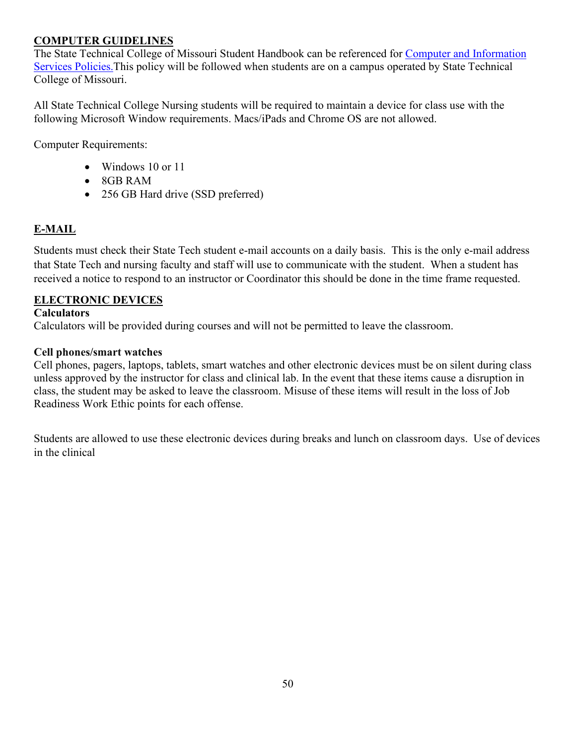## COMPUTER GUIDELINES

The State Technical College of Missouri Student Handbook can be referenced for Computer and Information Services Policies.This policy will be followed when students are on a campus operated by State Technical College of Missouri.

All State Technical College Nursing students will be required to maintain a device for class use with the following Microsoft Window requirements. Macs/iPads and Chrome OS are not allowed.

Computer Requirements:

- Windows 10 or 11
- 8GB RAM
- 256 GB Hard drive (SSD preferred)

## E-MAIL

Students must check their State Tech student e-mail accounts on a daily basis. This is the only e-mail address that State Tech and nursing faculty and staff will use to communicate with the student. When a student has received a notice to respond to an instructor or Coordinator this should be done in the time frame requested.

## ELECTRONIC DEVICES

### Calculators

Calculators will be provided during courses and will not be permitted to leave the classroom.

### Cell phones/smart watches

Cell phones, pagers, laptops, tablets, smart watches and other electronic devices must be on silent during class unless approved by the instructor for class and clinical lab. In the event that these items cause a disruption in class, the student may be asked to leave the classroom. Misuse of these items will result in the loss of Job Readiness Work Ethic points for each offense.

Students are allowed to use these electronic devices during breaks and lunch on classroom days. Use of devices in the clinical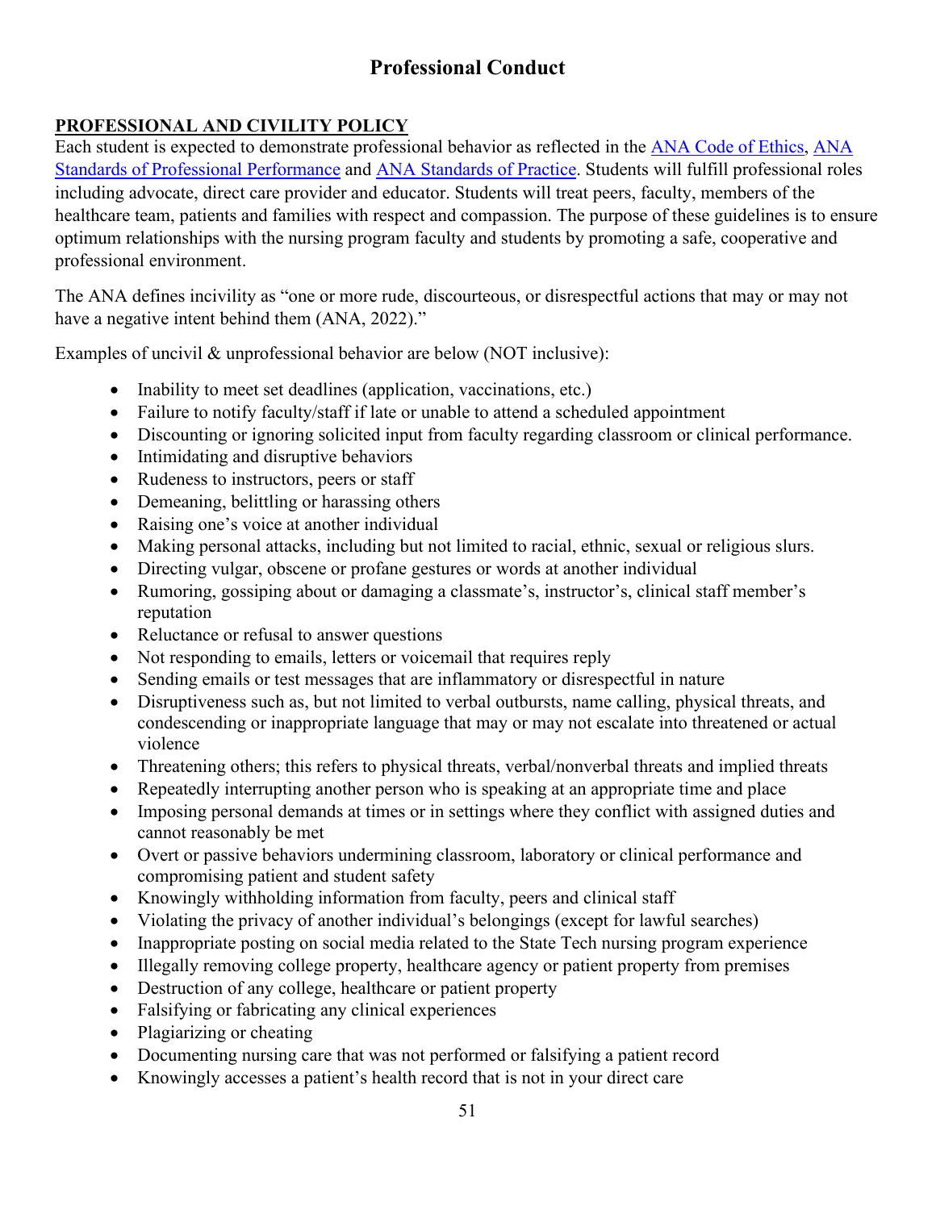# Professional Conduct

## PROFESSIONAL AND CIVILITY POLICY

Each student is expected to demonstrate professional behavior as reflected in the ANA Code of Ethics, ANA Standards of Professional Performance and ANA Standards of Practice. Students will fulfill professional roles including advocate, direct care provider and educator. Students will treat peers, faculty, members of the healthcare team, patients and families with respect and compassion. The purpose of these guidelines is to ensure optimum relationships with the nursing program faculty and students by promoting a safe, cooperative and professional environment.

The ANA defines incivility as "one or more rude, discourteous, or disrespectful actions that may or may not have a negative intent behind them (ANA, 2022)."

Examples of uncivil & unprofessional behavior are below (NOT inclusive):

- Inability to meet set deadlines (application, vaccinations, etc.)
- Failure to notify faculty/staff if late or unable to attend a scheduled appointment
- Discounting or ignoring solicited input from faculty regarding classroom or clinical performance.
- Intimidating and disruptive behaviors
- Rudeness to instructors, peers or staff
- Demeaning, belittling or harassing others
- Raising one's voice at another individual
- Making personal attacks, including but not limited to racial, ethnic, sexual or religious slurs.
- Directing vulgar, obscene or profane gestures or words at another individual
- Rumoring, gossiping about or damaging a classmate's, instructor's, clinical staff member's reputation
- Reluctance or refusal to answer questions
- Not responding to emails, letters or voicemail that requires reply
- Sending emails or test messages that are inflammatory or disrespectful in nature
- Disruptiveness such as, but not limited to verbal outbursts, name calling, physical threats, and condescending or inappropriate language that may or may not escalate into threatened or actual violence
- Threatening others; this refers to physical threats, verbal/nonverbal threats and implied threats
- Repeatedly interrupting another person who is speaking at an appropriate time and place
- Imposing personal demands at times or in settings where they conflict with assigned duties and cannot reasonably be met
- Overt or passive behaviors undermining classroom, laboratory or clinical performance and compromising patient and student safety
- Knowingly withholding information from faculty, peers and clinical staff
- Violating the privacy of another individual's belongings (except for lawful searches)
- Inappropriate posting on social media related to the State Tech nursing program experience
- Illegally removing college property, healthcare agency or patient property from premises
- Destruction of any college, healthcare or patient property
- Falsifying or fabricating any clinical experiences
- Plagiarizing or cheating
- Documenting nursing care that was not performed or falsifying a patient record
- Knowingly accesses a patient's health record that is not in your direct care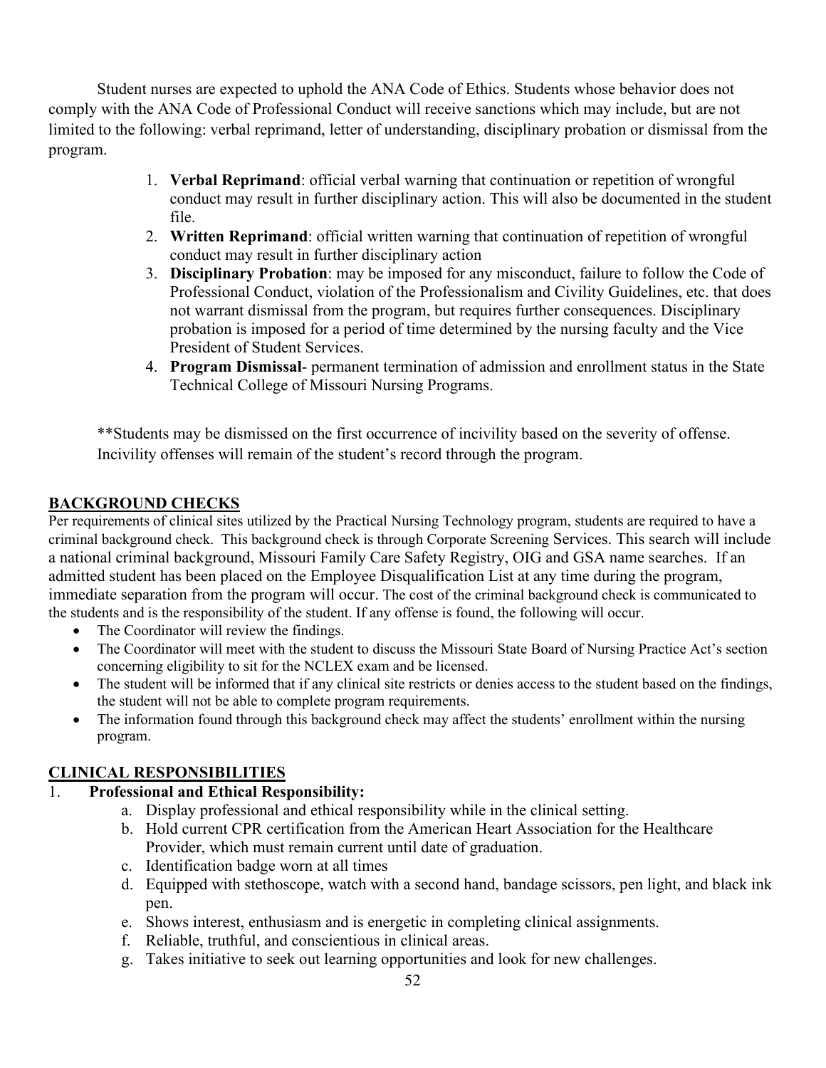Student nurses are expected to uphold the ANA Code of Ethics. Students whose behavior does not comply with the ANA Code of Professional Conduct will receive sanctions which may include, but are not limited to the following: verbal reprimand, letter of understanding, disciplinary probation or dismissal from the program.

1. **Verbal Reprimand**: official verbal warning that continuation or repetition of wrongful conduct may result in further disciplinary action. This will also be documented in the student file.
2. **Written Reprimand**: official written warning that continuation of repetition of wrongful conduct may result in further disciplinary action
3. **Disciplinary Probation**: may be imposed for any misconduct, failure to follow the Code of Professional Conduct, violation of the Professionalism and Civility Guidelines, etc. that does not warrant dismissal from the program, but requires further consequences. Disciplinary probation is imposed for a period of time determined by the nursing faculty and the Vice President of Student Services.
4. **Program Dismissal**- permanent termination of admission and enrollment status in the State Technical College of Missouri Nursing Programs.

**Students may be dismissed on the first occurrence of incivility based on the severity of offense. Incivility offenses will remain of the student's record through the program.

## BACKGROUND CHECKS

Per requirements of clinical sites utilized by the Practical Nursing Technology program, students are required to have a criminal background check. This background check is through Corporate Screening Services. This search will include a national criminal background, Missouri Family Care Safety Registry, OIG and GSA name searches. If an admitted student has been placed on the Employee Disqualification List at any time during the program, immediate separation from the program will occur. The cost of the criminal background check is communicated to the students and is the responsibility of the student. If any offense is found, the following will occur.

- The Coordinator will review the findings.
- The Coordinator will meet with the student to discuss the Missouri State Board of Nursing Practice Act's section concerning eligibility to sit for the NCLEX exam and be licensed.
- The student will be informed that if any clinical site restricts or denies access to the student based on the findings, the student will not be able to complete program requirements.
- The information found through this background check may affect the students' enrollment within the nursing program.

## CLINICAL RESPONSIBILITIES

1. **Professional and Ethical Responsibility:**
   a. Display professional and ethical responsibility while in the clinical setting.
   b. Hold current CPR certification from the American Heart Association for the Healthcare Provider, which must remain current until date of graduation.
   c. Identification badge worn at all times
   d. Equipped with stethoscope, watch with a second hand, bandage scissors, pen light, and black ink pen.
   e. Shows interest, enthusiasm and is energetic in completing clinical assignments.
   f. Reliable, truthful, and conscientious in clinical areas.
   g. Takes initiative to seek out learning opportunities and look for new challenges.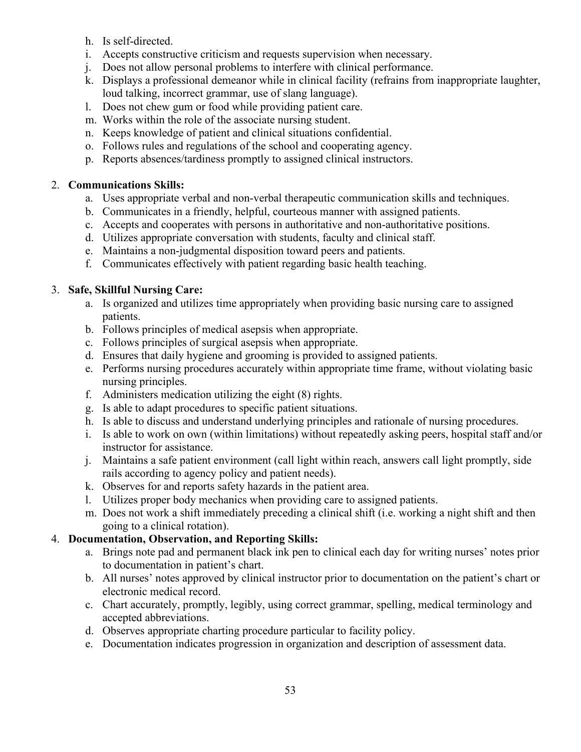h. Is self-directed.
i. Accepts constructive criticism and requests supervision when necessary.
j. Does not allow personal problems to interfere with clinical performance.
k. Displays a professional demeanor while in clinical facility (refrains from inappropriate laughter, loud talking, incorrect grammar, use of slang language).
l. Does not chew gum or food while providing patient care.
m. Works within the role of the associate nursing student.
n. Keeps knowledge of patient and clinical situations confidential.
o. Follows rules and regulations of the school and cooperating agency.
p. Reports absences/tardiness promptly to assigned clinical instructors.

2. **Communications Skills:**
   a. Uses appropriate verbal and non-verbal therapeutic communication skills and techniques.
   b. Communicates in a friendly, helpful, courteous manner with assigned patients.
   c. Accepts and cooperates with persons in authoritative and non-authoritative positions.
   d. Utilizes appropriate conversation with students, faculty and clinical staff.
   e. Maintains a non-judgmental disposition toward peers and patients.
   f. Communicates effectively with patient regarding basic health teaching.

3. **Safe, Skillful Nursing Care:**
   a. Is organized and utilizes time appropriately when providing basic nursing care to assigned patients.
   b. Follows principles of medical asepsis when appropriate.
   c. Follows principles of surgical asepsis when appropriate.
   d. Ensures that daily hygiene and grooming is provided to assigned patients.
   e. Performs nursing procedures accurately within appropriate time frame, without violating basic nursing principles.
   f. Administers medication utilizing the eight (8) rights.
   g. Is able to adapt procedures to specific patient situations.
   h. Is able to discuss and understand underlying principles and rationale of nursing procedures.
   i. Is able to work on own (within limitations) without repeatedly asking peers, hospital staff and/or instructor for assistance.
   j. Maintains a safe patient environment (call light within reach, answers call light promptly, side rails according to agency policy and patient needs).
   k. Observes for and reports safety hazards in the patient area.
   l. Utilizes proper body mechanics when providing care to assigned patients.
   m. Does not work a shift immediately preceding a clinical shift (i.e. working a night shift and then going to a clinical rotation).

4. **Documentation, Observation, and Reporting Skills:**
   a. Brings note pad and permanent black ink pen to clinical each day for writing nurses' notes prior to documentation in patient's chart.
   b. All nurses' notes approved by clinical instructor prior to documentation on the patient's chart or electronic medical record.
   c. Chart accurately, promptly, legibly, using correct grammar, spelling, medical terminology and accepted abbreviations.
   d. Observes appropriate charting procedure particular to facility policy.
   e. Documentation indicates progression in organization and description of assessment data.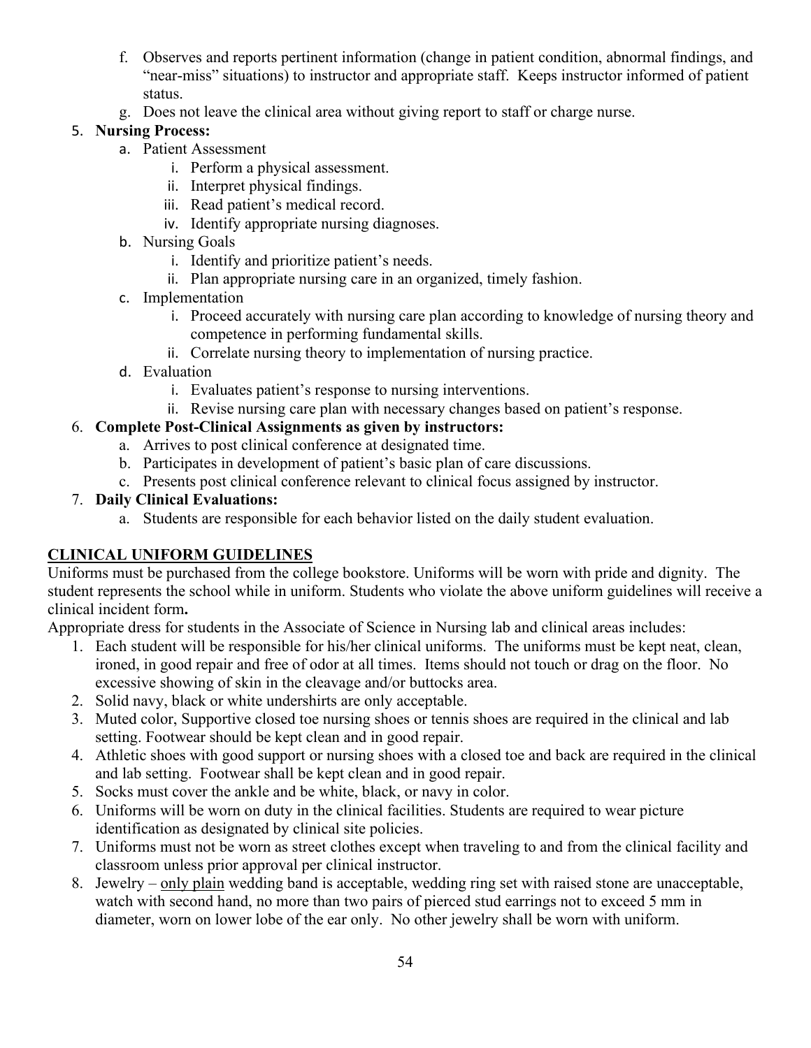f. Observes and reports pertinent information (change in patient condition, abnormal findings, and "near-miss" situations) to instructor and appropriate staff. Keeps instructor informed of patient status.

g. Does not leave the clinical area without giving report to staff or charge nurse.

5. **Nursing Process:**
   a. Patient Assessment
      i. Perform a physical assessment.
      ii. Interpret physical findings.
      iii. Read patient's medical record.
      iv. Identify appropriate nursing diagnoses.
   b. Nursing Goals
      i. Identify and prioritize patient's needs.
      ii. Plan appropriate nursing care in an organized, timely fashion.
   c. Implementation
      i. Proceed accurately with nursing care plan according to knowledge of nursing theory and competence in performing fundamental skills.
      ii. Correlate nursing theory to implementation of nursing practice.
   d. Evaluation
      i. Evaluates patient's response to nursing interventions.
      ii. Revise nursing care plan with necessary changes based on patient's response.
6. **Complete Post-Clinical Assignments as given by instructors:**
   a. Arrives to post clinical conference at designated time.
   b. Participates in development of patient's basic plan of care discussions.
   c. Presents post clinical conference relevant to clinical focus assigned by instructor.
7. **Daily Clinical Evaluations:**
   a. Students are responsible for each behavior listed on the daily student evaluation.

## CLINICAL UNIFORM GUIDELINES

Uniforms must be purchased from the college bookstore. Uniforms will be worn with pride and dignity. The student represents the school while in uniform. Students who violate the above uniform guidelines will receive a clinical incident form**.**

Appropriate dress for students in the Associate of Science in Nursing lab and clinical areas includes:

1. Each student will be responsible for his/her clinical uniforms. The uniforms must be kept neat, clean, ironed, in good repair and free of odor at all times. Items should not touch or drag on the floor. No excessive showing of skin in the cleavage and/or buttocks area.
2. Solid navy, black or white undershirts are only acceptable.
3. Muted color, Supportive closed toe nursing shoes or tennis shoes are required in the clinical and lab setting. Footwear should be kept clean and in good repair.
4. Athletic shoes with good support or nursing shoes with a closed toe and back are required in the clinical and lab setting. Footwear shall be kept clean and in good repair.
5. Socks must cover the ankle and be white, black, or navy in color.
6. Uniforms will be worn on duty in the clinical facilities. Students are required to wear picture identification as designated by clinical site policies.
7. Uniforms must not be worn as street clothes except when traveling to and from the clinical facility and classroom unless prior approval per clinical instructor.
8. Jewelry – <u>only plain</u> wedding band is acceptable, wedding ring set with raised stone are unacceptable, watch with second hand, no more than two pairs of pierced stud earrings not to exceed 5 mm in diameter, worn on lower lobe of the ear only. No other jewelry shall be worn with uniform.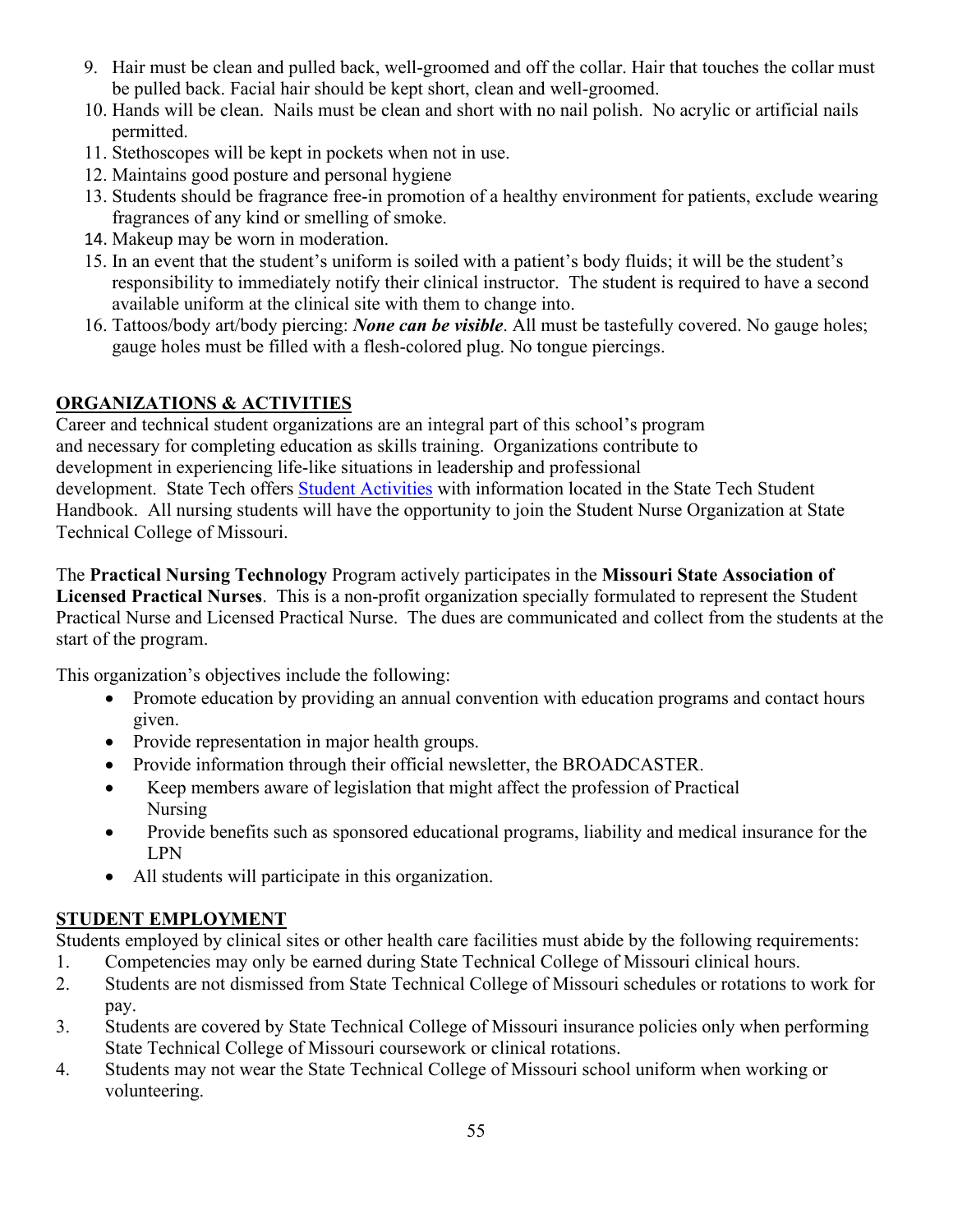9. Hair must be clean and pulled back, well-groomed and off the collar. Hair that touches the collar must be pulled back. Facial hair should be kept short, clean and well-groomed.
10. Hands will be clean. Nails must be clean and short with no nail polish. No acrylic or artificial nails permitted.
11. Stethoscopes will be kept in pockets when not in use.
12. Maintains good posture and personal hygiene
13. Students should be fragrance free-in promotion of a healthy environment for patients, exclude wearing fragrances of any kind or smelling of smoke.
14. Makeup may be worn in moderation.
15. In an event that the student's uniform is soiled with a patient's body fluids; it will be the student's responsibility to immediately notify their clinical instructor. The student is required to have a second available uniform at the clinical site with them to change into.
16. Tattoos/body art/body piercing: ***None can be visible***. All must be tastefully covered. No gauge holes; gauge holes must be filled with a flesh-colored plug. No tongue piercings.

## ORGANIZATIONS & ACTIVITIES

Career and technical student organizations are an integral part of this school's program and necessary for completing education as skills training. Organizations contribute to development in experiencing life-like situations in leadership and professional development. State Tech offers Student Activities with information located in the State Tech Student Handbook. All nursing students will have the opportunity to join the Student Nurse Organization at State Technical College of Missouri.

The **Practical Nursing Technology** Program actively participates in the **Missouri State Association of Licensed Practical Nurses**. This is a non-profit organization specially formulated to represent the Student Practical Nurse and Licensed Practical Nurse. The dues are communicated and collect from the students at the start of the program.

This organization's objectives include the following:

- Promote education by providing an annual convention with education programs and contact hours given.
- Provide representation in major health groups.
- Provide information through their official newsletter, the BROADCASTER.
- Keep members aware of legislation that might affect the profession of Practical Nursing
- Provide benefits such as sponsored educational programs, liability and medical insurance for the LPN
- All students will participate in this organization.

## STUDENT EMPLOYMENT

Students employed by clinical sites or other health care facilities must abide by the following requirements:

1. Competencies may only be earned during State Technical College of Missouri clinical hours.
2. Students are not dismissed from State Technical College of Missouri schedules or rotations to work for pay.
3. Students are covered by State Technical College of Missouri insurance policies only when performing State Technical College of Missouri coursework or clinical rotations.
4. Students may not wear the State Technical College of Missouri school uniform when working or volunteering.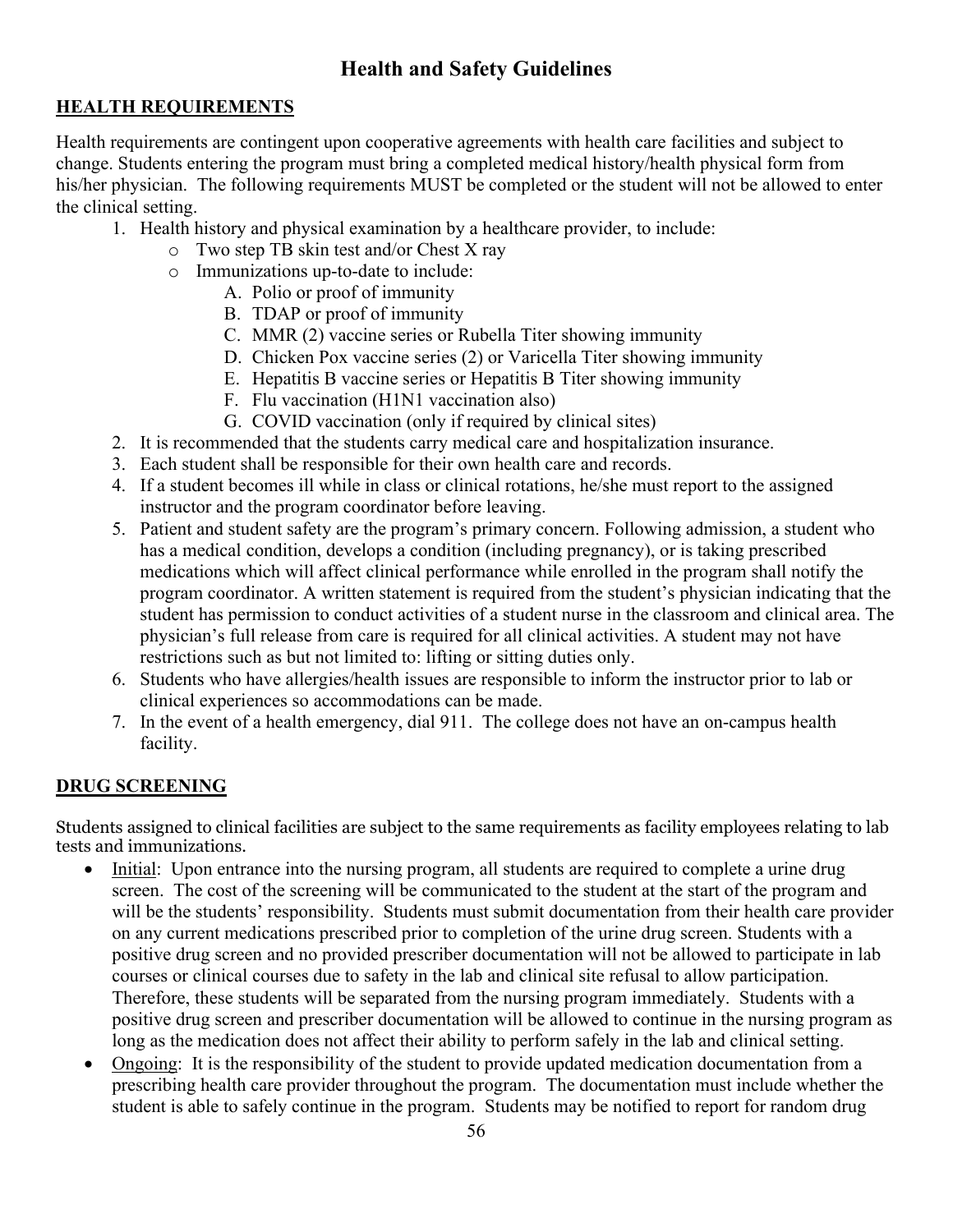# Health and Safety Guidelines

## HEALTH REQUIREMENTS

Health requirements are contingent upon cooperative agreements with health care facilities and subject to change. Students entering the program must bring a completed medical history/health physical form from his/her physician. The following requirements MUST be completed or the student will not be allowed to enter the clinical setting.

1. Health history and physical examination by a healthcare provider, to include:
   - Two step TB skin test and/or Chest X ray
   - Immunizations up-to-date to include:
     - A. Polio or proof of immunity
     - B. TDAP or proof of immunity
     - C. MMR (2) vaccine series or Rubella Titer showing immunity
     - D. Chicken Pox vaccine series (2) or Varicella Titer showing immunity
     - E. Hepatitis B vaccine series or Hepatitis B Titer showing immunity
     - F. Flu vaccination (H1N1 vaccination also)
     - G. COVID vaccination (only if required by clinical sites)
2. It is recommended that the students carry medical care and hospitalization insurance.
3. Each student shall be responsible for their own health care and records.
4. If a student becomes ill while in class or clinical rotations, he/she must report to the assigned instructor and the program coordinator before leaving.
5. Patient and student safety are the program's primary concern. Following admission, a student who has a medical condition, develops a condition (including pregnancy), or is taking prescribed medications which will affect clinical performance while enrolled in the program shall notify the program coordinator. A written statement is required from the student's physician indicating that the student has permission to conduct activities of a student nurse in the classroom and clinical area. The physician's full release from care is required for all clinical activities. A student may not have restrictions such as but not limited to: lifting or sitting duties only.
6. Students who have allergies/health issues are responsible to inform the instructor prior to lab or clinical experiences so accommodations can be made.
7. In the event of a health emergency, dial 911. The college does not have an on-campus health facility.

## DRUG SCREENING

Students assigned to clinical facilities are subject to the same requirements as facility employees relating to lab tests and immunizations.

- <u>Initial</u>: Upon entrance into the nursing program, all students are required to complete a urine drug screen. The cost of the screening will be communicated to the student at the start of the program and will be the students' responsibility. Students must submit documentation from their health care provider on any current medications prescribed prior to completion of the urine drug screen. Students with a positive drug screen and no provided prescriber documentation will not be allowed to participate in lab courses or clinical courses due to safety in the lab and clinical site refusal to allow participation. Therefore, these students will be separated from the nursing program immediately. Students with a positive drug screen and prescriber documentation will be allowed to continue in the nursing program as long as the medication does not affect their ability to perform safely in the lab and clinical setting.
- <u>Ongoing</u>: It is the responsibility of the student to provide updated medication documentation from a prescribing health care provider throughout the program. The documentation must include whether the student is able to safely continue in the program. Students may be notified to report for random drug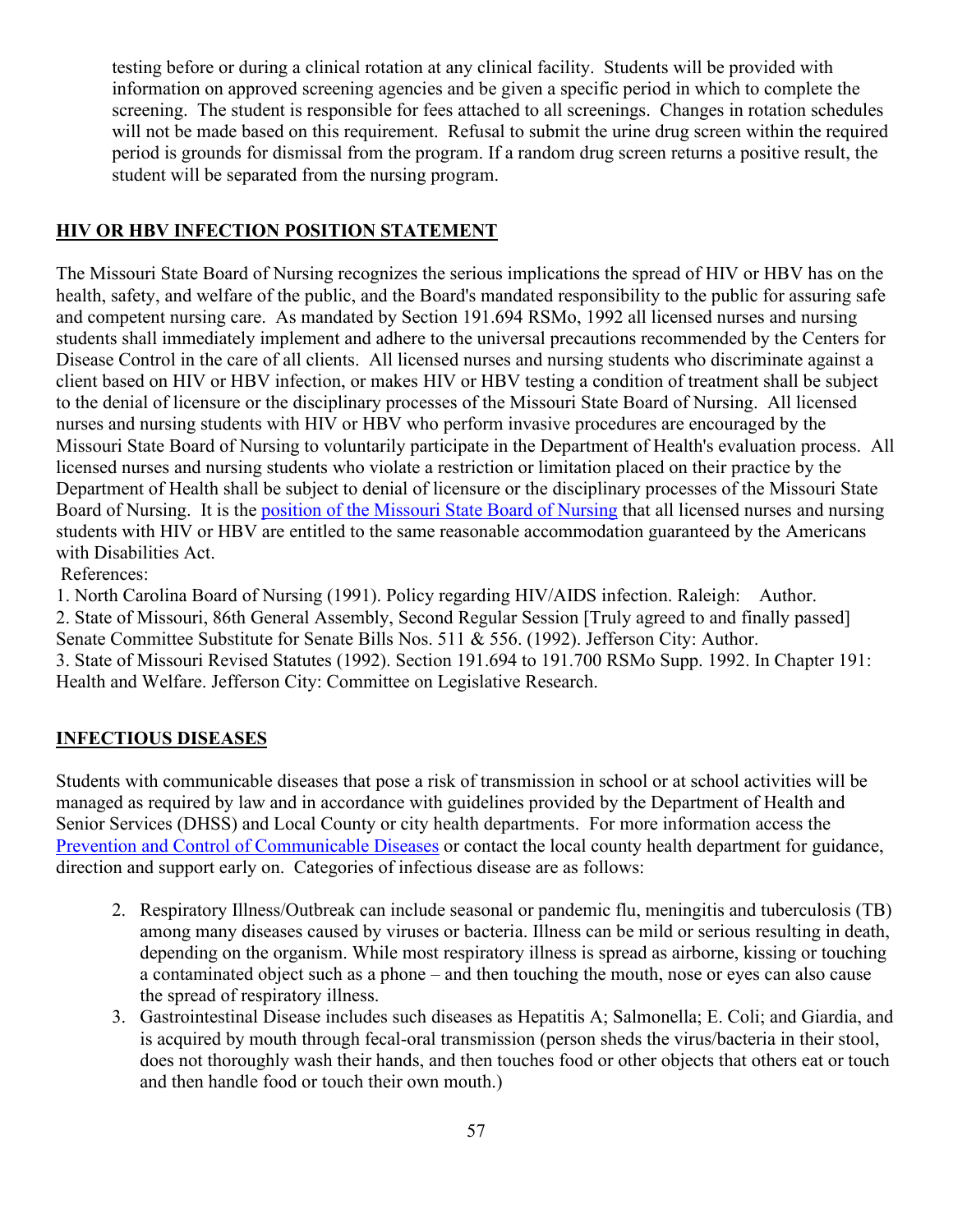testing before or during a clinical rotation at any clinical facility. Students will be provided with information on approved screening agencies and be given a specific period in which to complete the screening. The student is responsible for fees attached to all screenings. Changes in rotation schedules will not be made based on this requirement. Refusal to submit the urine drug screen within the required period is grounds for dismissal from the program. If a random drug screen returns a positive result, the student will be separated from the nursing program.

## HIV OR HBV INFECTION POSITION STATEMENT

The Missouri State Board of Nursing recognizes the serious implications the spread of HIV or HBV has on the health, safety, and welfare of the public, and the Board's mandated responsibility to the public for assuring safe and competent nursing care. As mandated by Section 191.694 RSMo, 1992 all licensed nurses and nursing students shall immediately implement and adhere to the universal precautions recommended by the Centers for Disease Control in the care of all clients. All licensed nurses and nursing students who discriminate against a client based on HIV or HBV infection, or makes HIV or HBV testing a condition of treatment shall be subject to the denial of licensure or the disciplinary processes of the Missouri State Board of Nursing. All licensed nurses and nursing students with HIV or HBV who perform invasive procedures are encouraged by the Missouri State Board of Nursing to voluntarily participate in the Department of Health's evaluation process. All licensed nurses and nursing students who violate a restriction or limitation placed on their practice by the Department of Health shall be subject to denial of licensure or the disciplinary processes of the Missouri State Board of Nursing. It is the position of the Missouri State Board of Nursing that all licensed nurses and nursing students with HIV or HBV are entitled to the same reasonable accommodation guaranteed by the Americans with Disabilities Act.

References:

1. North Carolina Board of Nursing (1991). Policy regarding HIV/AIDS infection. Raleigh: Author.
2. State of Missouri, 86th General Assembly, Second Regular Session [Truly agreed to and finally passed] Senate Committee Substitute for Senate Bills Nos. 511 & 556. (1992). Jefferson City: Author.
3. State of Missouri Revised Statutes (1992). Section 191.694 to 191.700 RSMo Supp. 1992. In Chapter 191: Health and Welfare. Jefferson City: Committee on Legislative Research.

## INFECTIOUS DISEASES

Students with communicable diseases that pose a risk of transmission in school or at school activities will be managed as required by law and in accordance with guidelines provided by the Department of Health and Senior Services (DHSS) and Local County or city health departments. For more information access the Prevention and Control of Communicable Diseases or contact the local county health department for guidance, direction and support early on. Categories of infectious disease are as follows:

2. Respiratory Illness/Outbreak can include seasonal or pandemic flu, meningitis and tuberculosis (TB) among many diseases caused by viruses or bacteria. Illness can be mild or serious resulting in death, depending on the organism. While most respiratory illness is spread as airborne, kissing or touching a contaminated object such as a phone – and then touching the mouth, nose or eyes can also cause the spread of respiratory illness.
3. Gastrointestinal Disease includes such diseases as Hepatitis A; Salmonella; E. Coli; and Giardia, and is acquired by mouth through fecal-oral transmission (person sheds the virus/bacteria in their stool, does not thoroughly wash their hands, and then touches food or other objects that others eat or touch and then handle food or touch their own mouth.)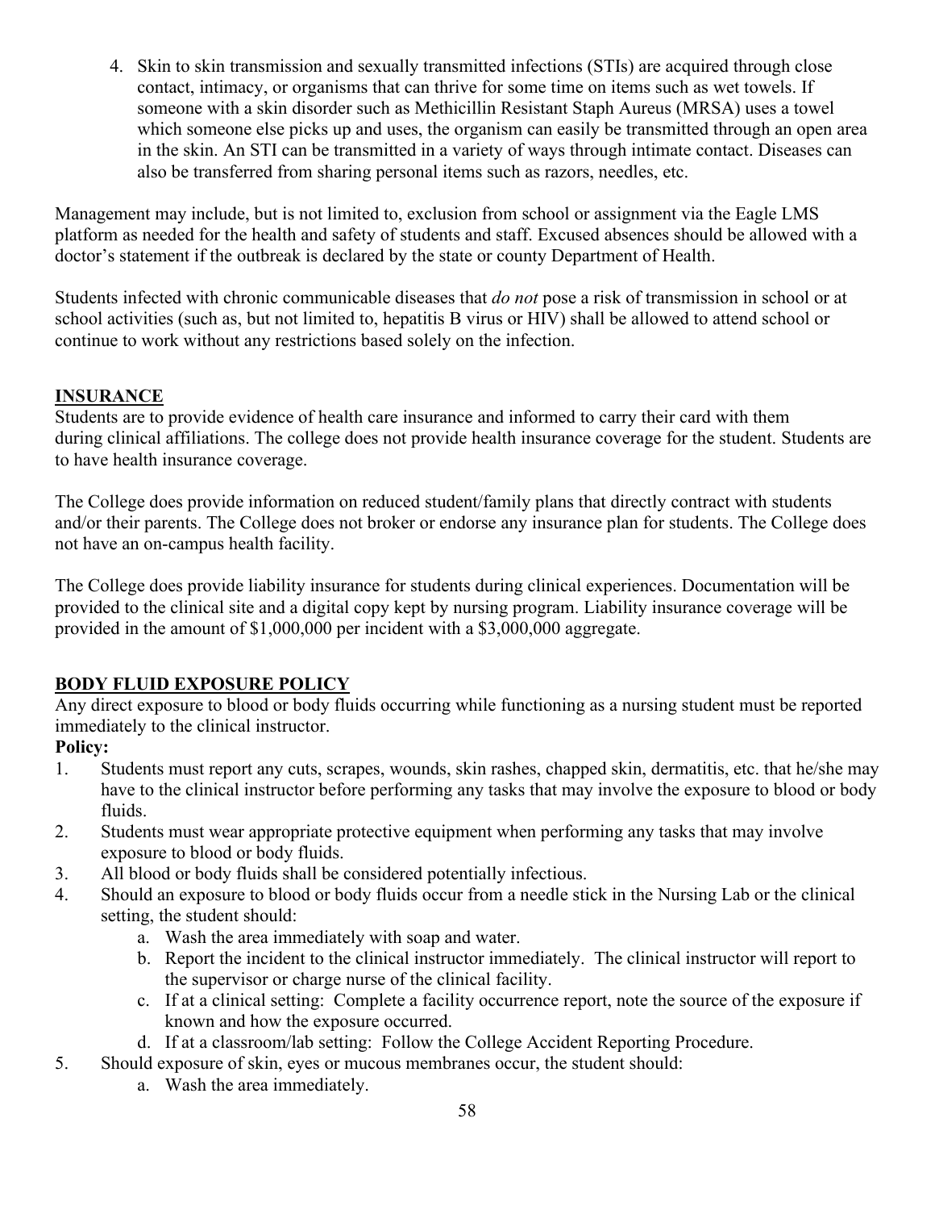4. Skin to skin transmission and sexually transmitted infections (STIs) are acquired through close contact, intimacy, or organisms that can thrive for some time on items such as wet towels. If someone with a skin disorder such as Methicillin Resistant Staph Aureus (MRSA) uses a towel which someone else picks up and uses, the organism can easily be transmitted through an open area in the skin. An STI can be transmitted in a variety of ways through intimate contact. Diseases can also be transferred from sharing personal items such as razors, needles, etc.

Management may include, but is not limited to, exclusion from school or assignment via the Eagle LMS platform as needed for the health and safety of students and staff. Excused absences should be allowed with a doctor's statement if the outbreak is declared by the state or county Department of Health.

Students infected with chronic communicable diseases that *do not* pose a risk of transmission in school or at school activities (such as, but not limited to, hepatitis B virus or HIV) shall be allowed to attend school or continue to work without any restrictions based solely on the infection.

## INSURANCE

Students are to provide evidence of health care insurance and informed to carry their card with them during clinical affiliations. The college does not provide health insurance coverage for the student. Students are to have health insurance coverage.

The College does provide information on reduced student/family plans that directly contract with students and/or their parents. The College does not broker or endorse any insurance plan for students. The College does not have an on-campus health facility.

The College does provide liability insurance for students during clinical experiences. Documentation will be provided to the clinical site and a digital copy kept by nursing program. Liability insurance coverage will be provided in the amount of $1,000,000 per incident with a $3,000,000 aggregate.

## BODY FLUID EXPOSURE POLICY

Any direct exposure to blood or body fluids occurring while functioning as a nursing student must be reported immediately to the clinical instructor.

**Policy:**

1. Students must report any cuts, scrapes, wounds, skin rashes, chapped skin, dermatitis, etc. that he/she may have to the clinical instructor before performing any tasks that may involve the exposure to blood or body fluids.
2. Students must wear appropriate protective equipment when performing any tasks that may involve exposure to blood or body fluids.
3. All blood or body fluids shall be considered potentially infectious.
4. Should an exposure to blood or body fluids occur from a needle stick in the Nursing Lab or the clinical setting, the student should:
    a. Wash the area immediately with soap and water.
    b. Report the incident to the clinical instructor immediately. The clinical instructor will report to the supervisor or charge nurse of the clinical facility.
    c. If at a clinical setting: Complete a facility occurrence report, note the source of the exposure if known and how the exposure occurred.
    d. If at a classroom/lab setting: Follow the College Accident Reporting Procedure.
5. Should exposure of skin, eyes or mucous membranes occur, the student should:
    a. Wash the area immediately.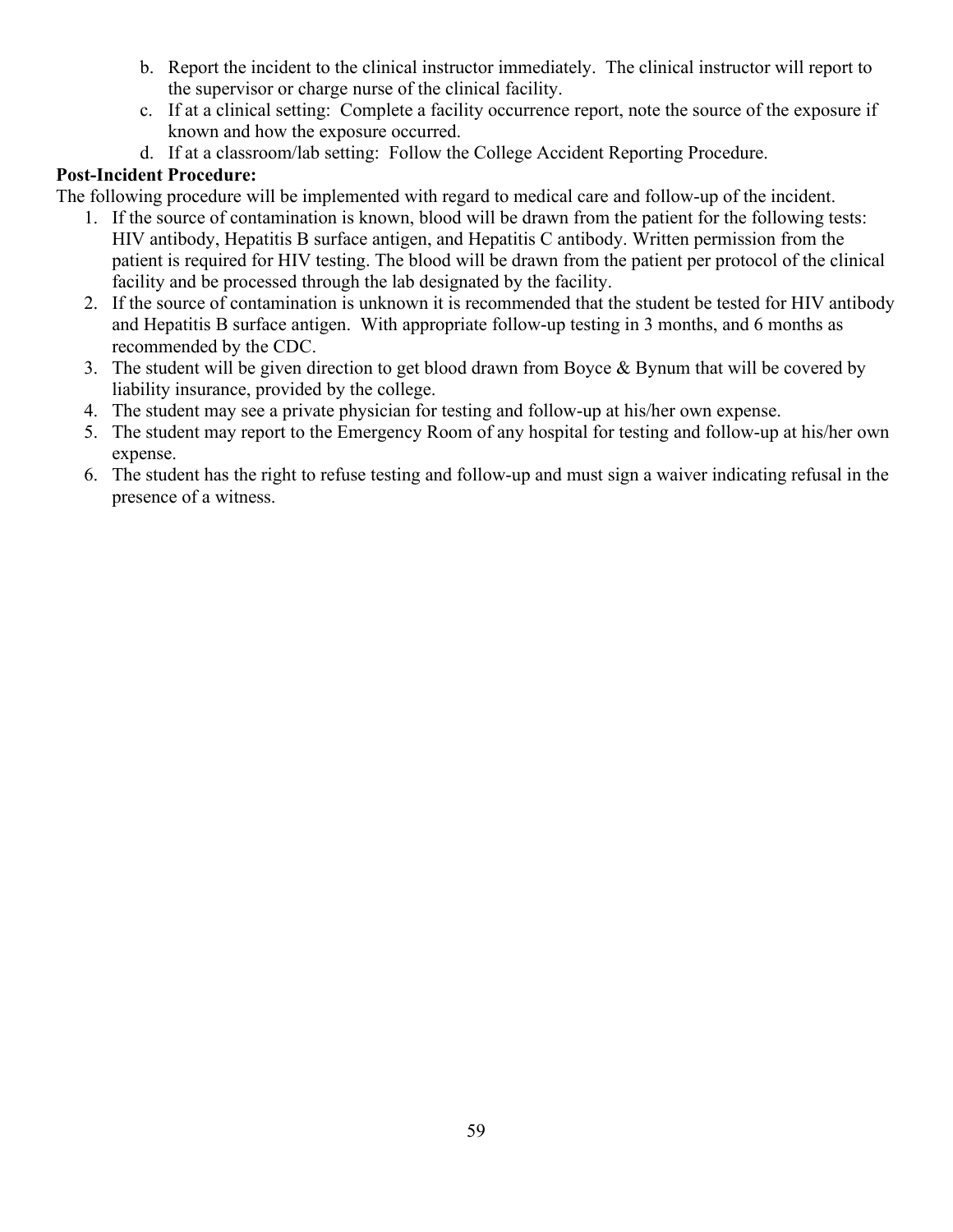b. Report the incident to the clinical instructor immediately. The clinical instructor will report to the supervisor or charge nurse of the clinical facility.
c. If at a clinical setting: Complete a facility occurrence report, note the source of the exposure if known and how the exposure occurred.
d. If at a classroom/lab setting: Follow the College Accident Reporting Procedure.

**Post-Incident Procedure:**

The following procedure will be implemented with regard to medical care and follow-up of the incident.

1. If the source of contamination is known, blood will be drawn from the patient for the following tests: HIV antibody, Hepatitis B surface antigen, and Hepatitis C antibody. Written permission from the patient is required for HIV testing. The blood will be drawn from the patient per protocol of the clinical facility and be processed through the lab designated by the facility.
2. If the source of contamination is unknown it is recommended that the student be tested for HIV antibody and Hepatitis B surface antigen. With appropriate follow-up testing in 3 months, and 6 months as recommended by the CDC.
3. The student will be given direction to get blood drawn from Boyce & Bynum that will be covered by liability insurance, provided by the college.
4. The student may see a private physician for testing and follow-up at his/her own expense.
5. The student may report to the Emergency Room of any hospital for testing and follow-up at his/her own expense.
6. The student has the right to refuse testing and follow-up and must sign a waiver indicating refusal in the presence of a witness.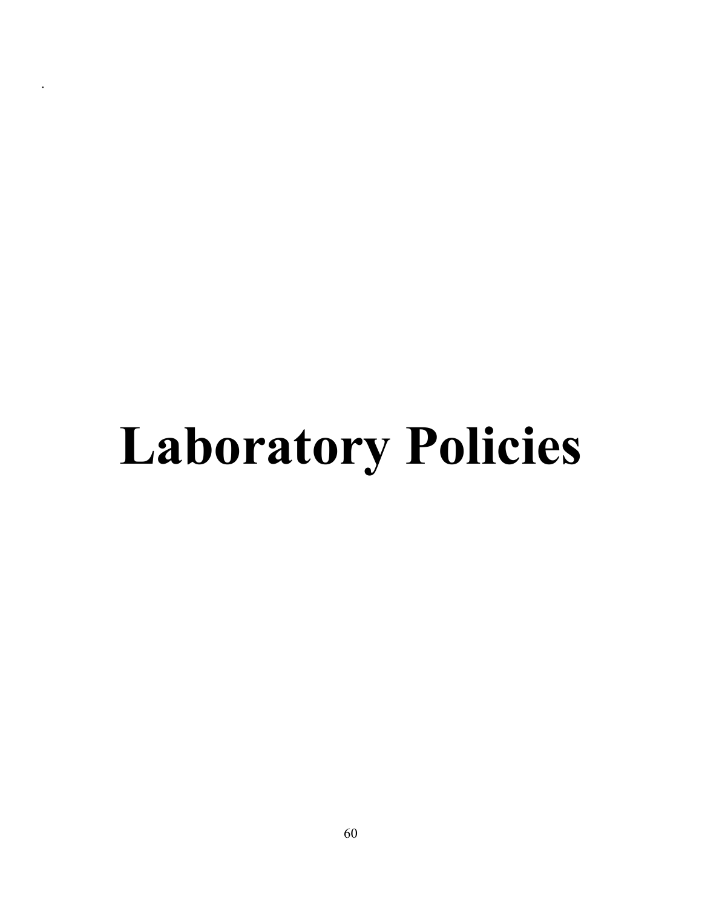# Laboratory Policies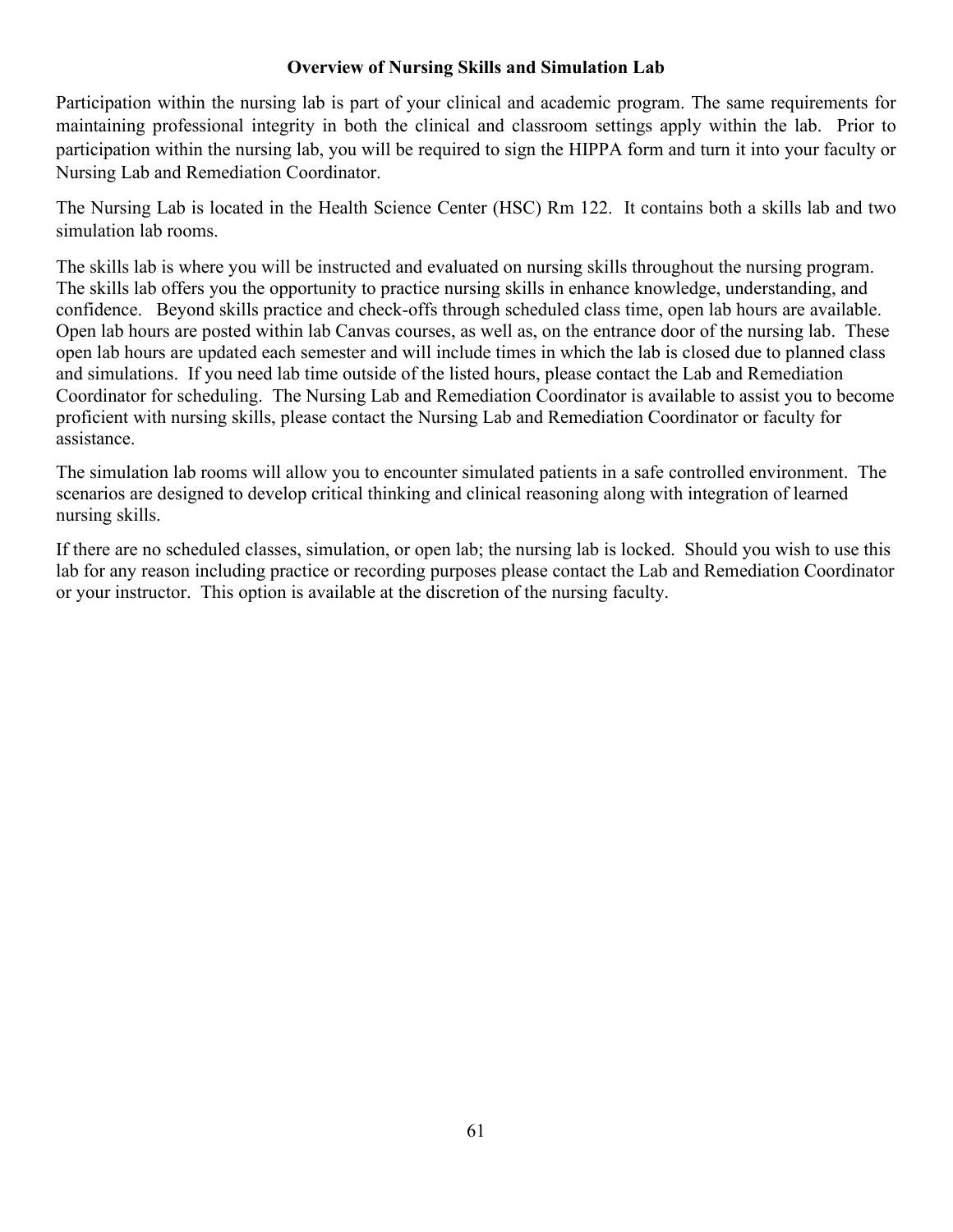## Overview of Nursing Skills and Simulation Lab

Participation within the nursing lab is part of your clinical and academic program. The same requirements for maintaining professional integrity in both the clinical and classroom settings apply within the lab. Prior to participation within the nursing lab, you will be required to sign the HIPPA form and turn it into your faculty or Nursing Lab and Remediation Coordinator.

The Nursing Lab is located in the Health Science Center (HSC) Rm 122. It contains both a skills lab and two simulation lab rooms.

The skills lab is where you will be instructed and evaluated on nursing skills throughout the nursing program. The skills lab offers you the opportunity to practice nursing skills in enhance knowledge, understanding, and confidence. Beyond skills practice and check-offs through scheduled class time, open lab hours are available. Open lab hours are posted within lab Canvas courses, as well as, on the entrance door of the nursing lab. These open lab hours are updated each semester and will include times in which the lab is closed due to planned class and simulations. If you need lab time outside of the listed hours, please contact the Lab and Remediation Coordinator for scheduling. The Nursing Lab and Remediation Coordinator is available to assist you to become proficient with nursing skills, please contact the Nursing Lab and Remediation Coordinator or faculty for assistance.

The simulation lab rooms will allow you to encounter simulated patients in a safe controlled environment. The scenarios are designed to develop critical thinking and clinical reasoning along with integration of learned nursing skills.

If there are no scheduled classes, simulation, or open lab; the nursing lab is locked. Should you wish to use this lab for any reason including practice or recording purposes please contact the Lab and Remediation Coordinator or your instructor. This option is available at the discretion of the nursing faculty.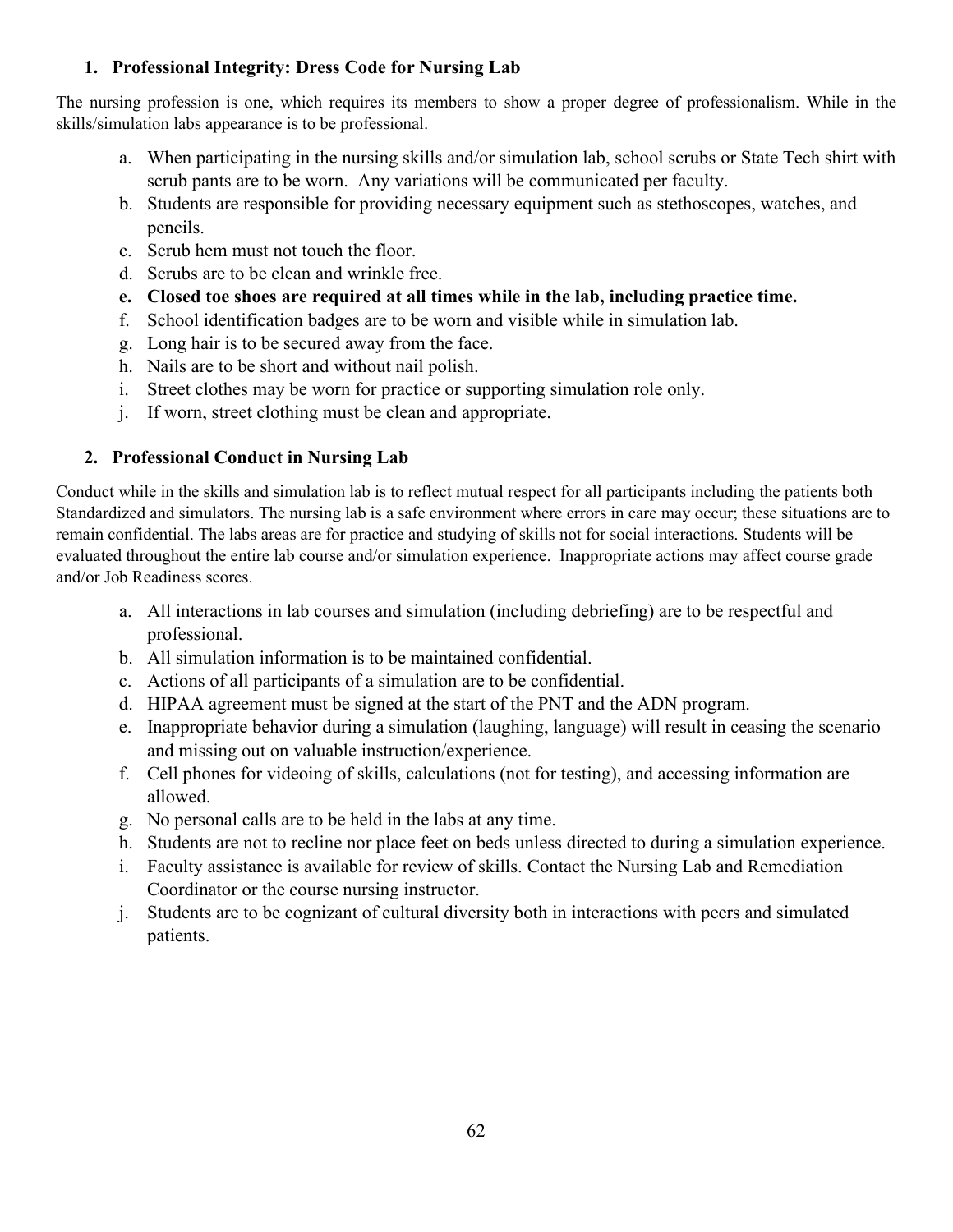## 1. Professional Integrity: Dress Code for Nursing Lab

The nursing profession is one, which requires its members to show a proper degree of professionalism. While in the skills/simulation labs appearance is to be professional.

a. When participating in the nursing skills and/or simulation lab, school scrubs or State Tech shirt with scrub pants are to be worn. Any variations will be communicated per faculty.
b. Students are responsible for providing necessary equipment such as stethoscopes, watches, and pencils.
c. Scrub hem must not touch the floor.
d. Scrubs are to be clean and wrinkle free.
e. **Closed toe shoes are required at all times while in the lab, including practice time.**
f. School identification badges are to be worn and visible while in simulation lab.
g. Long hair is to be secured away from the face.
h. Nails are to be short and without nail polish.
i. Street clothes may be worn for practice or supporting simulation role only.
j. If worn, street clothing must be clean and appropriate.

## 2. Professional Conduct in Nursing Lab

Conduct while in the skills and simulation lab is to reflect mutual respect for all participants including the patients both Standardized and simulators. The nursing lab is a safe environment where errors in care may occur; these situations are to remain confidential. The labs areas are for practice and studying of skills not for social interactions. Students will be evaluated throughout the entire lab course and/or simulation experience. Inappropriate actions may affect course grade and/or Job Readiness scores.

a. All interactions in lab courses and simulation (including debriefing) are to be respectful and professional.
b. All simulation information is to be maintained confidential.
c. Actions of all participants of a simulation are to be confidential.
d. HIPAA agreement must be signed at the start of the PNT and the ADN program.
e. Inappropriate behavior during a simulation (laughing, language) will result in ceasing the scenario and missing out on valuable instruction/experience.
f. Cell phones for videoing of skills, calculations (not for testing), and accessing information are allowed.
g. No personal calls are to be held in the labs at any time.
h. Students are not to recline nor place feet on beds unless directed to during a simulation experience.
i. Faculty assistance is available for review of skills. Contact the Nursing Lab and Remediation Coordinator or the course nursing instructor.
j. Students are to be cognizant of cultural diversity both in interactions with peers and simulated patients.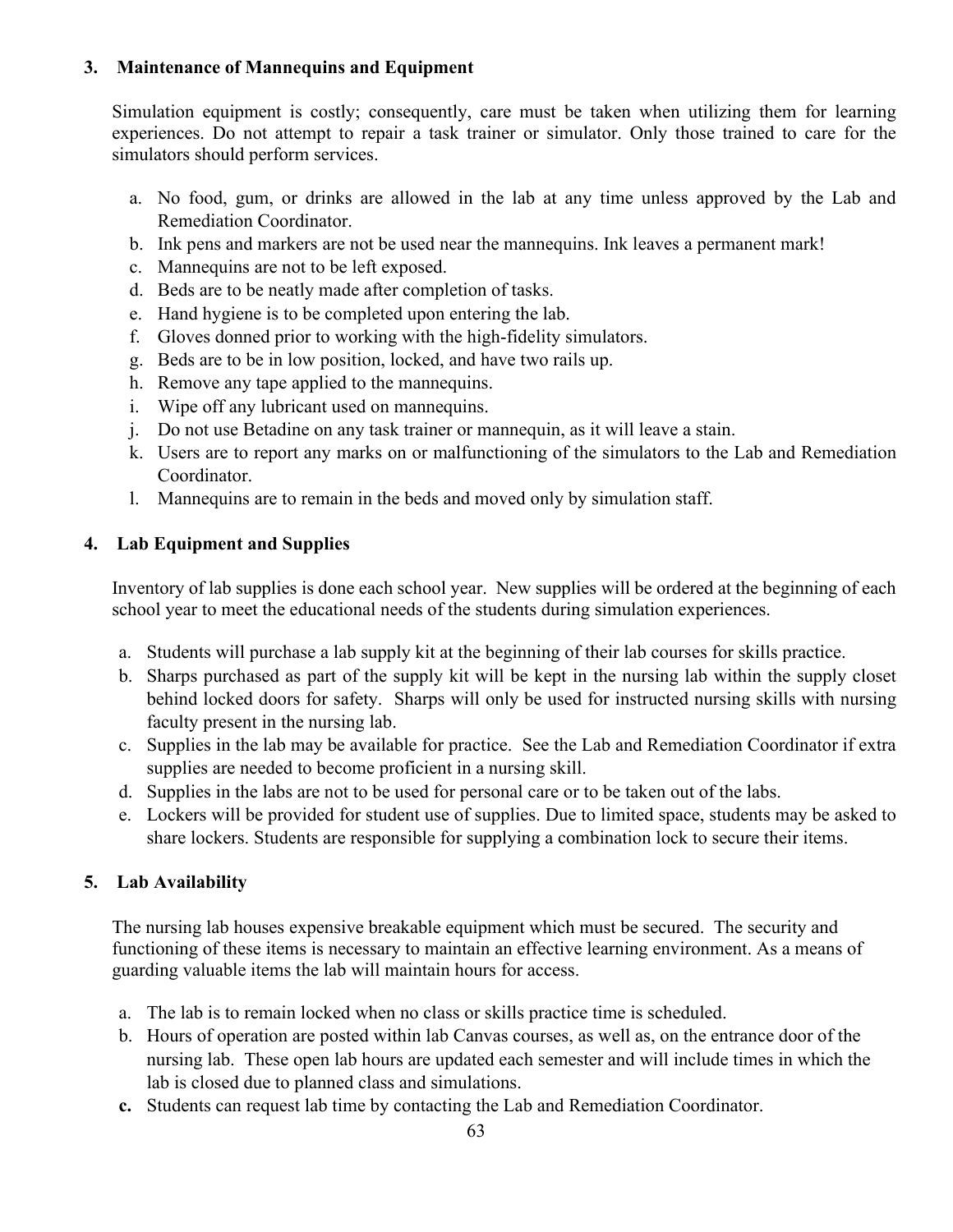### 3. Maintenance of Mannequins and Equipment

Simulation equipment is costly; consequently, care must be taken when utilizing them for learning experiences. Do not attempt to repair a task trainer or simulator. Only those trained to care for the simulators should perform services.

a. No food, gum, or drinks are allowed in the lab at any time unless approved by the Lab and Remediation Coordinator.
b. Ink pens and markers are not be used near the mannequins. Ink leaves a permanent mark!
c. Mannequins are not to be left exposed.
d. Beds are to be neatly made after completion of tasks.
e. Hand hygiene is to be completed upon entering the lab.
f. Gloves donned prior to working with the high-fidelity simulators.
g. Beds are to be in low position, locked, and have two rails up.
h. Remove any tape applied to the mannequins.
i. Wipe off any lubricant used on mannequins.
j. Do not use Betadine on any task trainer or mannequin, as it will leave a stain.
k. Users are to report any marks on or malfunctioning of the simulators to the Lab and Remediation Coordinator.
l. Mannequins are to remain in the beds and moved only by simulation staff.

### 4. Lab Equipment and Supplies

Inventory of lab supplies is done each school year. New supplies will be ordered at the beginning of each school year to meet the educational needs of the students during simulation experiences.

a. Students will purchase a lab supply kit at the beginning of their lab courses for skills practice.
b. Sharps purchased as part of the supply kit will be kept in the nursing lab within the supply closet behind locked doors for safety. Sharps will only be used for instructed nursing skills with nursing faculty present in the nursing lab.
c. Supplies in the lab may be available for practice. See the Lab and Remediation Coordinator if extra supplies are needed to become proficient in a nursing skill.
d. Supplies in the labs are not to be used for personal care or to be taken out of the labs.
e. Lockers will be provided for student use of supplies. Due to limited space, students may be asked to share lockers. Students are responsible for supplying a combination lock to secure their items.

### 5. Lab Availability

The nursing lab houses expensive breakable equipment which must be secured. The security and functioning of these items is necessary to maintain an effective learning environment. As a means of guarding valuable items the lab will maintain hours for access.

a. The lab is to remain locked when no class or skills practice time is scheduled.
b. Hours of operation are posted within lab Canvas courses, as well as, on the entrance door of the nursing lab. These open lab hours are updated each semester and will include times in which the lab is closed due to planned class and simulations.
**c.** Students can request lab time by contacting the Lab and Remediation Coordinator.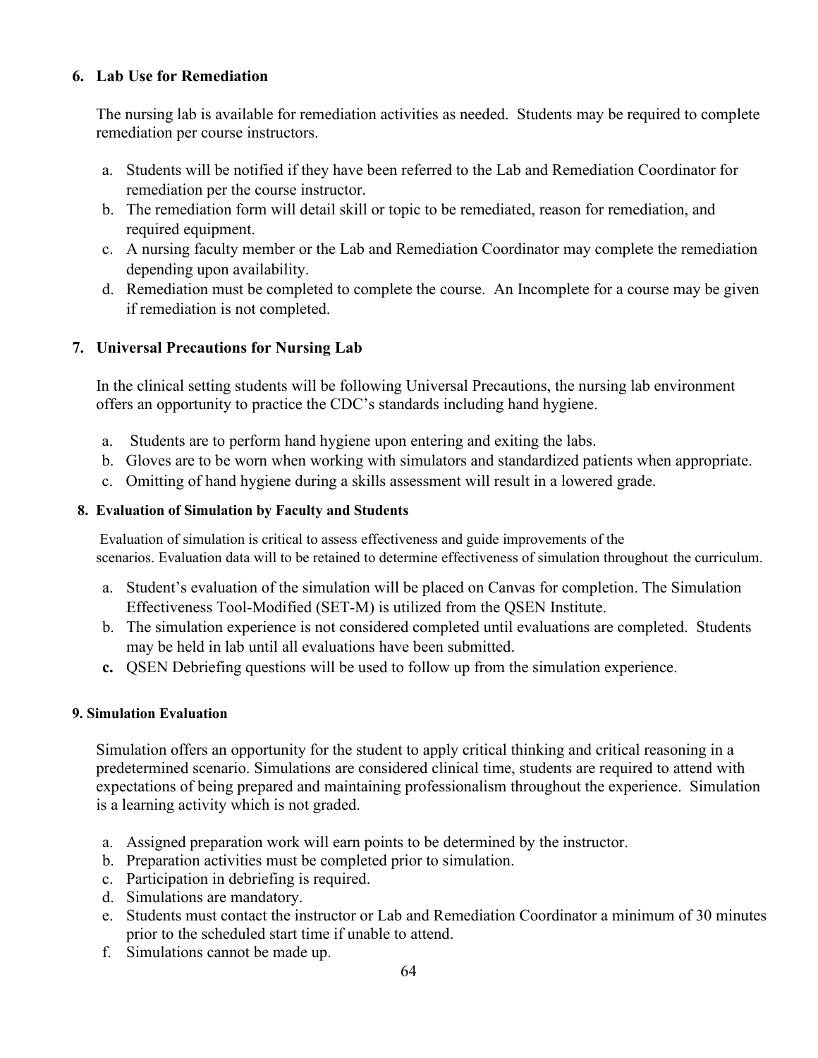**6. Lab Use for Remediation**

The nursing lab is available for remediation activities as needed. Students may be required to complete remediation per course instructors.

a. Students will be notified if they have been referred to the Lab and Remediation Coordinator for remediation per the course instructor.
b. The remediation form will detail skill or topic to be remediated, reason for remediation, and required equipment.
c. A nursing faculty member or the Lab and Remediation Coordinator may complete the remediation depending upon availability.
d. Remediation must be completed to complete the course. An Incomplete for a course may be given if remediation is not completed.

**7. Universal Precautions for Nursing Lab**

In the clinical setting students will be following Universal Precautions, the nursing lab environment offers an opportunity to practice the CDC's standards including hand hygiene.

a. Students are to perform hand hygiene upon entering and exiting the labs.
b. Gloves are to be worn when working with simulators and standardized patients when appropriate.
c. Omitting of hand hygiene during a skills assessment will result in a lowered grade.

**8. Evaluation of Simulation by Faculty and Students**

Evaluation of simulation is critical to assess effectiveness and guide improvements of the scenarios. Evaluation data will to be retained to determine effectiveness of simulation throughout the curriculum.

a. Student's evaluation of the simulation will be placed on Canvas for completion. The Simulation Effectiveness Tool-Modified (SET-M) is utilized from the QSEN Institute.
b. The simulation experience is not considered completed until evaluations are completed. Students may be held in lab until all evaluations have been submitted.
c. QSEN Debriefing questions will be used to follow up from the simulation experience.

**9. Simulation Evaluation**

Simulation offers an opportunity for the student to apply critical thinking and critical reasoning in a predetermined scenario. Simulations are considered clinical time, students are required to attend with expectations of being prepared and maintaining professionalism throughout the experience. Simulation is a learning activity which is not graded.

a. Assigned preparation work will earn points to be determined by the instructor.
b. Preparation activities must be completed prior to simulation.
c. Participation in debriefing is required.
d. Simulations are mandatory.
e. Students must contact the instructor or Lab and Remediation Coordinator a minimum of 30 minutes prior to the scheduled start time if unable to attend.
f. Simulations cannot be made up.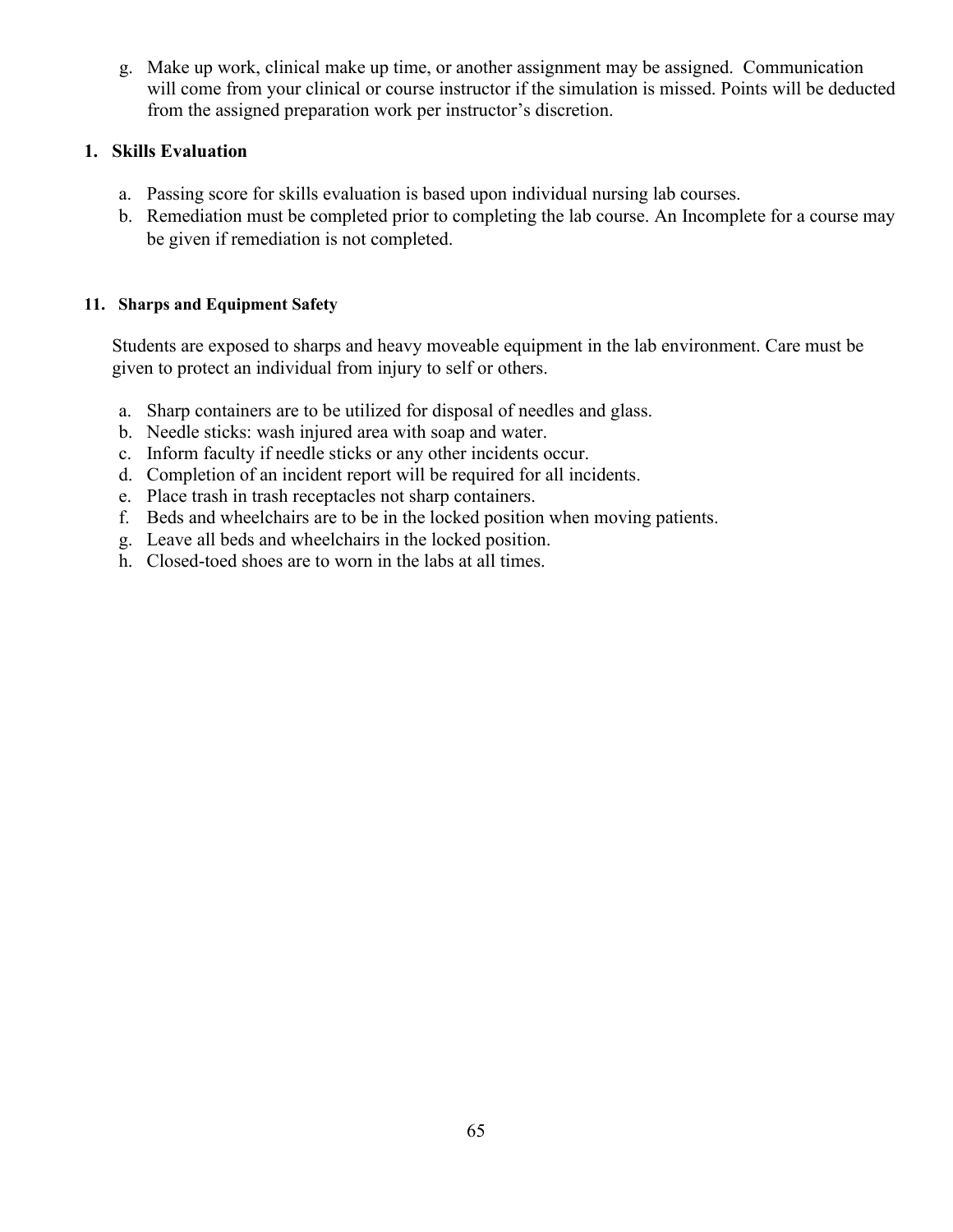g. Make up work, clinical make up time, or another assignment may be assigned. Communication will come from your clinical or course instructor if the simulation is missed. Points will be deducted from the assigned preparation work per instructor's discretion.

**1. Skills Evaluation**

a. Passing score for skills evaluation is based upon individual nursing lab courses.
b. Remediation must be completed prior to completing the lab course. An Incomplete for a course may be given if remediation is not completed.

**11. Sharps and Equipment Safety**

Students are exposed to sharps and heavy moveable equipment in the lab environment. Care must be given to protect an individual from injury to self or others.

a. Sharp containers are to be utilized for disposal of needles and glass.
b. Needle sticks: wash injured area with soap and water.
c. Inform faculty if needle sticks or any other incidents occur.
d. Completion of an incident report will be required for all incidents.
e. Place trash in trash receptacles not sharp containers.
f. Beds and wheelchairs are to be in the locked position when moving patients.
g. Leave all beds and wheelchairs in the locked position.
h. Closed-toed shoes are to worn in the labs at all times.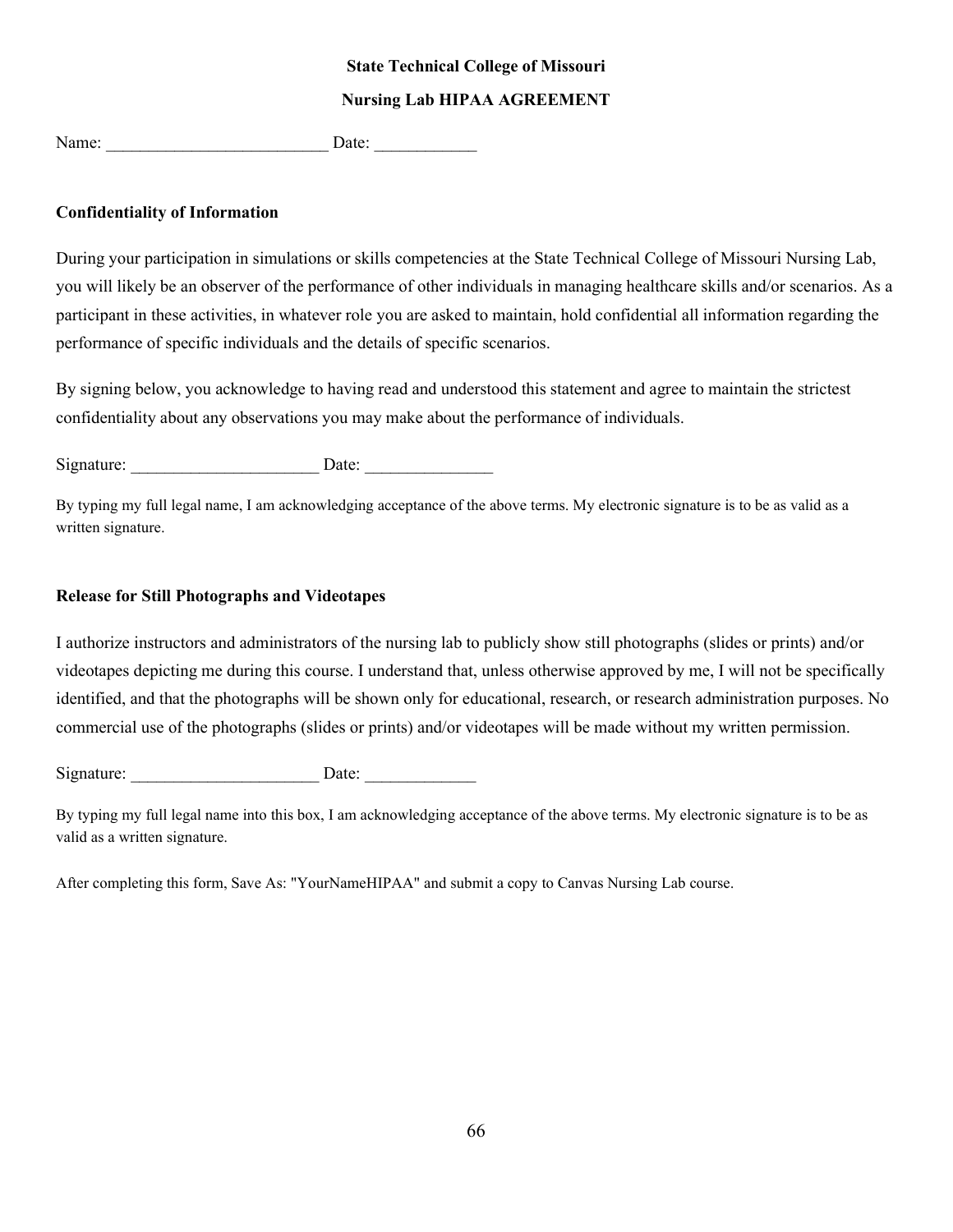**State Technical College of Missouri**

**Nursing Lab HIPAA AGREEMENT**

Name: __________________________ Date: ____________

**Confidentiality of Information**

During your participation in simulations or skills competencies at the State Technical College of Missouri Nursing Lab, you will likely be an observer of the performance of other individuals in managing healthcare skills and/or scenarios. As a participant in these activities, in whatever role you are asked to maintain, hold confidential all information regarding the performance of specific individuals and the details of specific scenarios.

By signing below, you acknowledge to having read and understood this statement and agree to maintain the strictest confidentiality about any observations you may make about the performance of individuals.

Signature: ______________________ Date: _______________

By typing my full legal name, I am acknowledging acceptance of the above terms. My electronic signature is to be as valid as a written signature.

**Release for Still Photographs and Videotapes**

I authorize instructors and administrators of the nursing lab to publicly show still photographs (slides or prints) and/or videotapes depicting me during this course. I understand that, unless otherwise approved by me, I will not be specifically identified, and that the photographs will be shown only for educational, research, or research administration purposes. No commercial use of the photographs (slides or prints) and/or videotapes will be made without my written permission.

Signature: ______________________ Date: _____________

By typing my full legal name into this box, I am acknowledging acceptance of the above terms. My electronic signature is to be as valid as a written signature.

After completing this form, Save As: "YourNameHIPAA" and submit a copy to Canvas Nursing Lab course.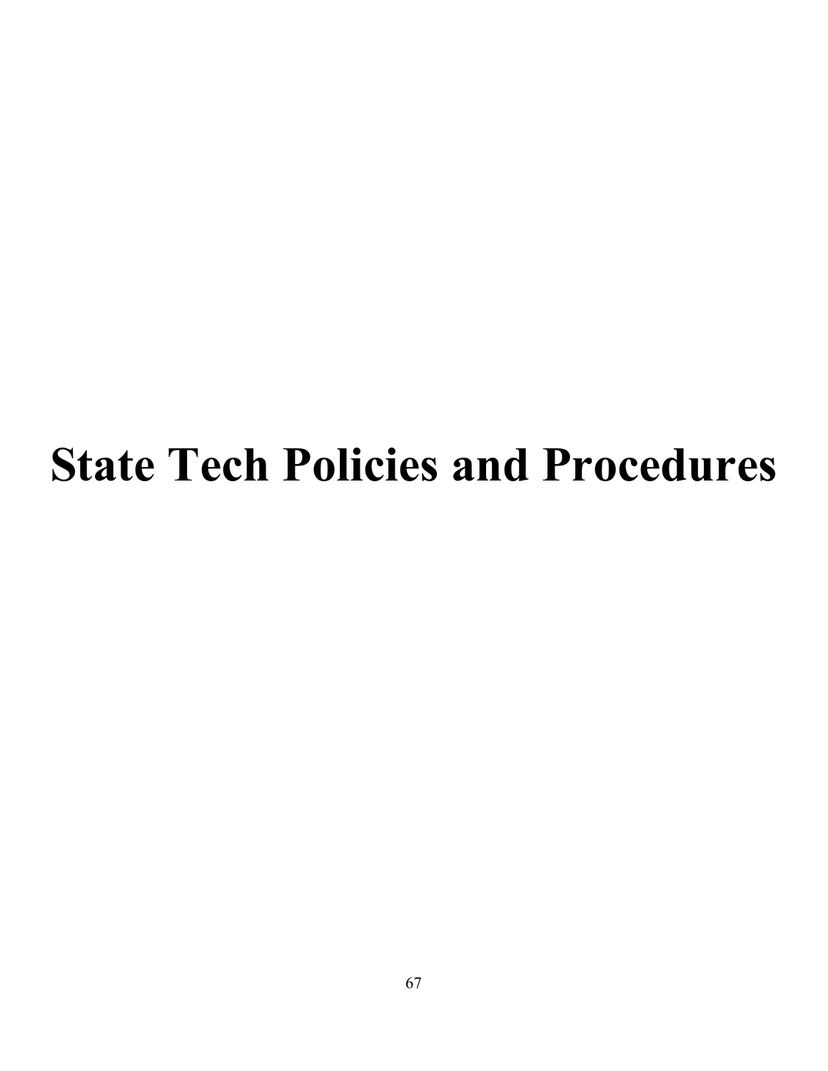# State Tech Policies and Procedures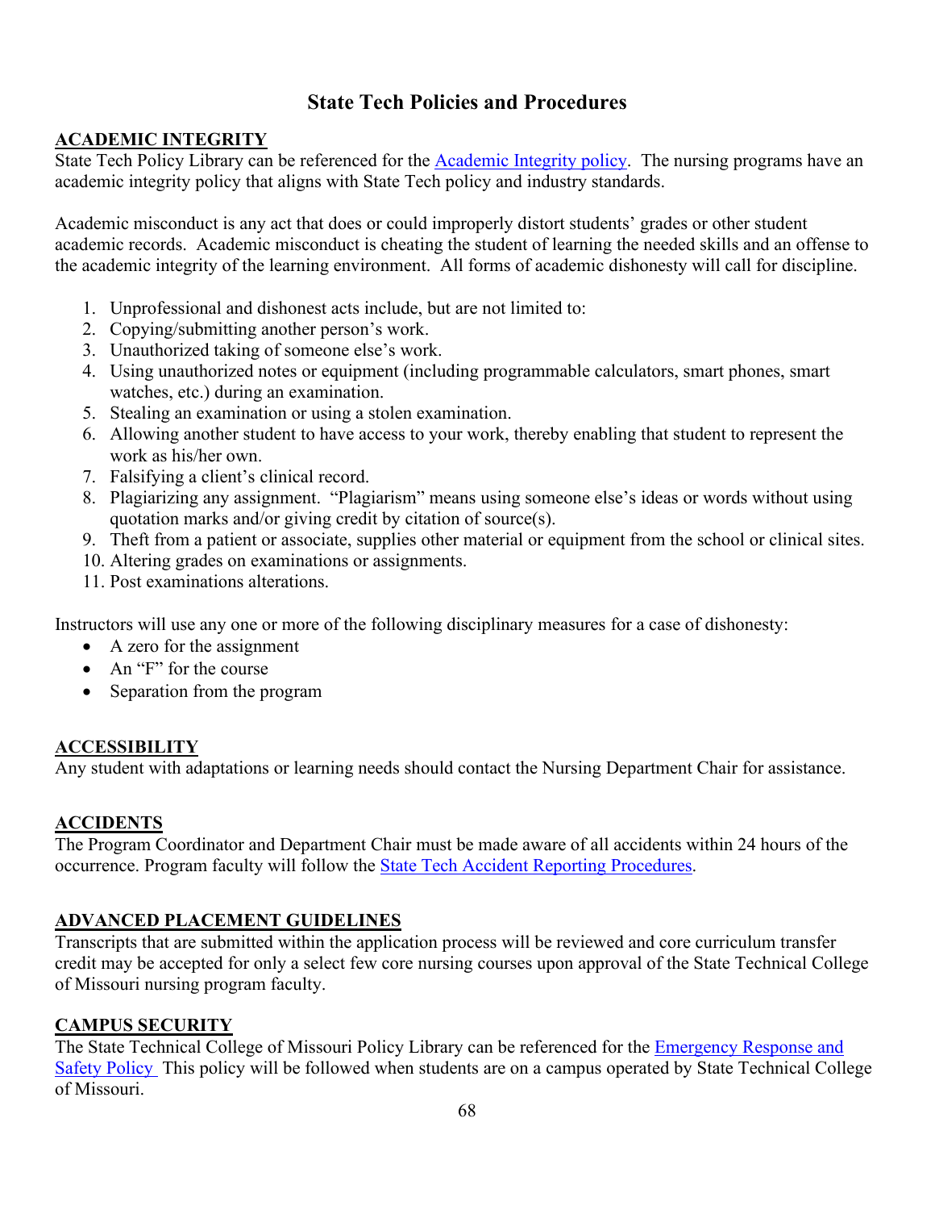# State Tech Policies and Procedures

## ACADEMIC INTEGRITY

State Tech Policy Library can be referenced for the Academic Integrity policy. The nursing programs have an academic integrity policy that aligns with State Tech policy and industry standards.

Academic misconduct is any act that does or could improperly distort students' grades or other student academic records. Academic misconduct is cheating the student of learning the needed skills and an offense to the academic integrity of the learning environment. All forms of academic dishonesty will call for discipline.

1. Unprofessional and dishonest acts include, but are not limited to:
2. Copying/submitting another person's work.
3. Unauthorized taking of someone else's work.
4. Using unauthorized notes or equipment (including programmable calculators, smart phones, smart watches, etc.) during an examination.
5. Stealing an examination or using a stolen examination.
6. Allowing another student to have access to your work, thereby enabling that student to represent the work as his/her own.
7. Falsifying a client's clinical record.
8. Plagiarizing any assignment. "Plagiarism" means using someone else's ideas or words without using quotation marks and/or giving credit by citation of source(s).
9. Theft from a patient or associate, supplies other material or equipment from the school or clinical sites.
10. Altering grades on examinations or assignments.
11. Post examinations alterations.

Instructors will use any one or more of the following disciplinary measures for a case of dishonesty:

- A zero for the assignment
- An "F" for the course
- Separation from the program

## ACCESSIBILITY

Any student with adaptations or learning needs should contact the Nursing Department Chair for assistance.

## ACCIDENTS

The Program Coordinator and Department Chair must be made aware of all accidents within 24 hours of the occurrence. Program faculty will follow the State Tech Accident Reporting Procedures.

## ADVANCED PLACEMENT GUIDELINES

Transcripts that are submitted within the application process will be reviewed and core curriculum transfer credit may be accepted for only a select few core nursing courses upon approval of the State Technical College of Missouri nursing program faculty.

## CAMPUS SECURITY

The State Technical College of Missouri Policy Library can be referenced for the Emergency Response and Safety Policy This policy will be followed when students are on a campus operated by State Technical College of Missouri.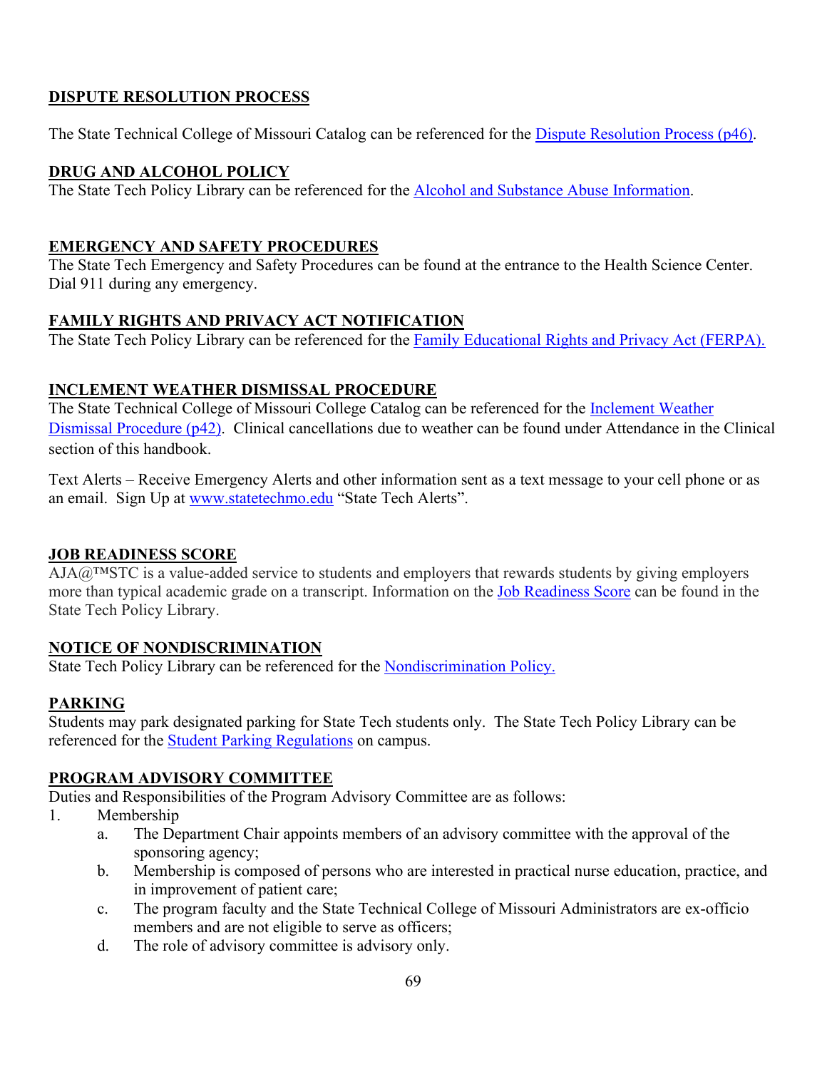## DISPUTE RESOLUTION PROCESS

The State Technical College of Missouri Catalog can be referenced for the Dispute Resolution Process (p46).

## DRUG AND ALCOHOL POLICY

The State Tech Policy Library can be referenced for the Alcohol and Substance Abuse Information.

## EMERGENCY AND SAFETY PROCEDURES

The State Tech Emergency and Safety Procedures can be found at the entrance to the Health Science Center. Dial 911 during any emergency.

## FAMILY RIGHTS AND PRIVACY ACT NOTIFICATION

The State Tech Policy Library can be referenced for the Family Educational Rights and Privacy Act (FERPA).

## INCLEMENT WEATHER DISMISSAL PROCEDURE

The State Technical College of Missouri College Catalog can be referenced for the Inclement Weather Dismissal Procedure (p42). Clinical cancellations due to weather can be found under Attendance in the Clinical section of this handbook.

Text Alerts – Receive Emergency Alerts and other information sent as a text message to your cell phone or as an email. Sign Up at www.statetechmo.edu "State Tech Alerts".

## JOB READINESS SCORE

AJA@™STC is a value-added service to students and employers that rewards students by giving employers more than typical academic grade on a transcript. Information on the Job Readiness Score can be found in the State Tech Policy Library.

## NOTICE OF NONDISCRIMINATION

State Tech Policy Library can be referenced for the Nondiscrimination Policy.

## PARKING

Students may park designated parking for State Tech students only. The State Tech Policy Library can be referenced for the Student Parking Regulations on campus.

## PROGRAM ADVISORY COMMITTEE

Duties and Responsibilities of the Program Advisory Committee are as follows:

1. Membership
   a. The Department Chair appoints members of an advisory committee with the approval of the sponsoring agency;
   b. Membership is composed of persons who are interested in practical nurse education, practice, and in improvement of patient care;
   c. The program faculty and the State Technical College of Missouri Administrators are ex-officio members and are not eligible to serve as officers;
   d. The role of advisory committee is advisory only.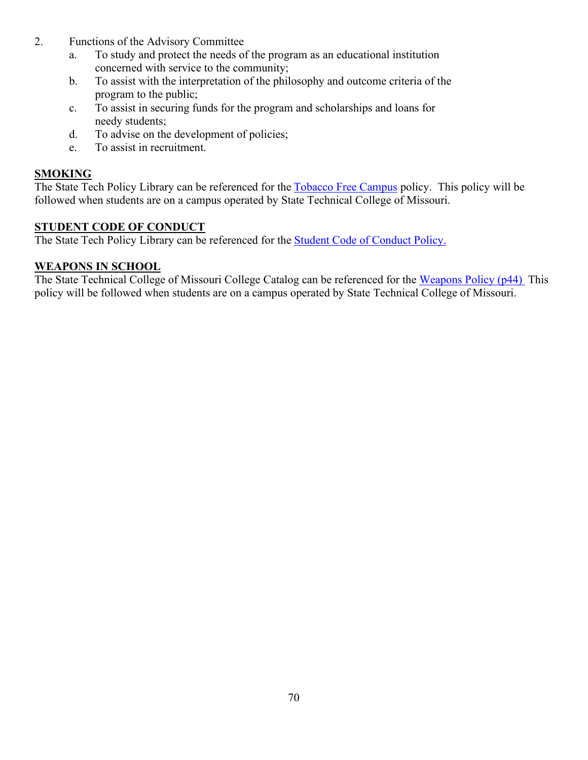2. Functions of the Advisory Committee
   a. To study and protect the needs of the program as an educational institution concerned with service to the community;
   b. To assist with the interpretation of the philosophy and outcome criteria of the program to the public;
   c. To assist in securing funds for the program and scholarships and loans for needy students;
   d. To advise on the development of policies;
   e. To assist in recruitment.

## SMOKING

The State Tech Policy Library can be referenced for the Tobacco Free Campus policy. This policy will be followed when students are on a campus operated by State Technical College of Missouri.

## STUDENT CODE OF CONDUCT

The State Tech Policy Library can be referenced for the Student Code of Conduct Policy.

## WEAPONS IN SCHOOL

The State Technical College of Missouri College Catalog can be referenced for the Weapons Policy (p44) This policy will be followed when students are on a campus operated by State Technical College of Missouri.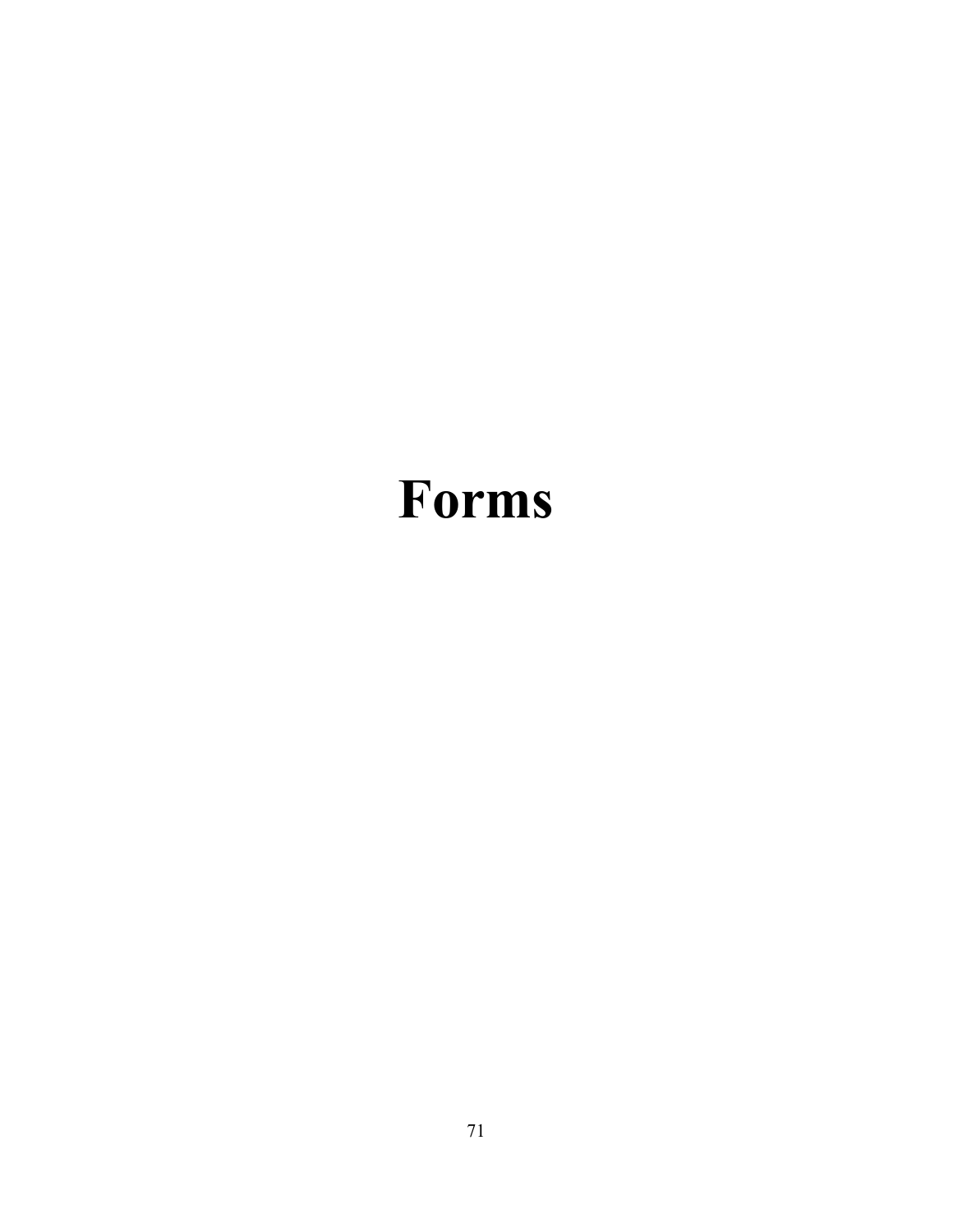# Forms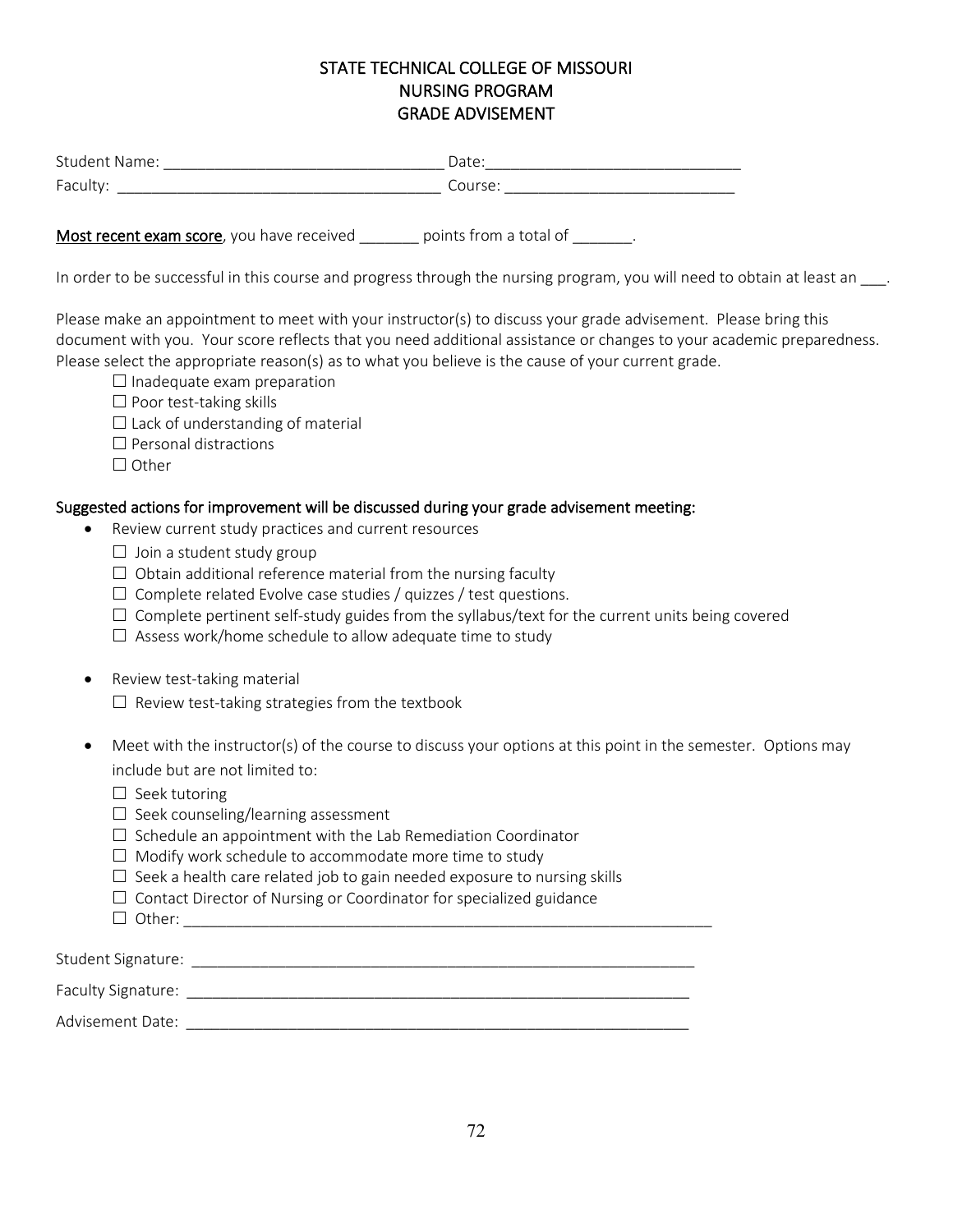# STATE TECHNICAL COLLEGE OF MISSOURI
## NURSING PROGRAM
## GRADE ADVISEMENT

Student Name: _________________________________ Date:______________________________

Faculty: ______________________________________ Course: ___________________________

**Most recent exam score**, you have received _______ points from a total of _______.

In order to be successful in this course and progress through the nursing program, you will need to obtain at least an ___.

Please make an appointment to meet with your instructor(s) to discuss your grade advisement. Please bring this document with you. Your score reflects that you need additional assistance or changes to your academic preparedness. Please select the appropriate reason(s) as to what you believe is the cause of your current grade.

- ☐ Inadequate exam preparation
- ☐ Poor test-taking skills
- ☐ Lack of understanding of material
- ☐ Personal distractions
- ☐ Other

**Suggested actions for improvement will be discussed during your grade advisement meeting:**

- Review current study practices and current resources
  - ☐ Join a student study group
  - ☐ Obtain additional reference material from the nursing faculty
  - ☐ Complete related Evolve case studies / quizzes / test questions.
  - ☐ Complete pertinent self-study guides from the syllabus/text for the current units being covered
  - ☐ Assess work/home schedule to allow adequate time to study

- Review test-taking material
  - ☐ Review test-taking strategies from the textbook

- Meet with the instructor(s) of the course to discuss your options at this point in the semester. Options may include but are not limited to:
  - ☐ Seek tutoring
  - ☐ Seek counseling/learning assessment
  - ☐ Schedule an appointment with the Lab Remediation Coordinator
  - ☐ Modify work schedule to accommodate more time to study
  - ☐ Seek a health care related job to gain needed exposure to nursing skills
  - ☐ Contact Director of Nursing or Coordinator for specialized guidance
  - ☐ Other: ______________________________________________________________

Student Signature: ___________________________________________________________

Faculty Signature: ___________________________________________________________

Advisement Date: ___________________________________________________________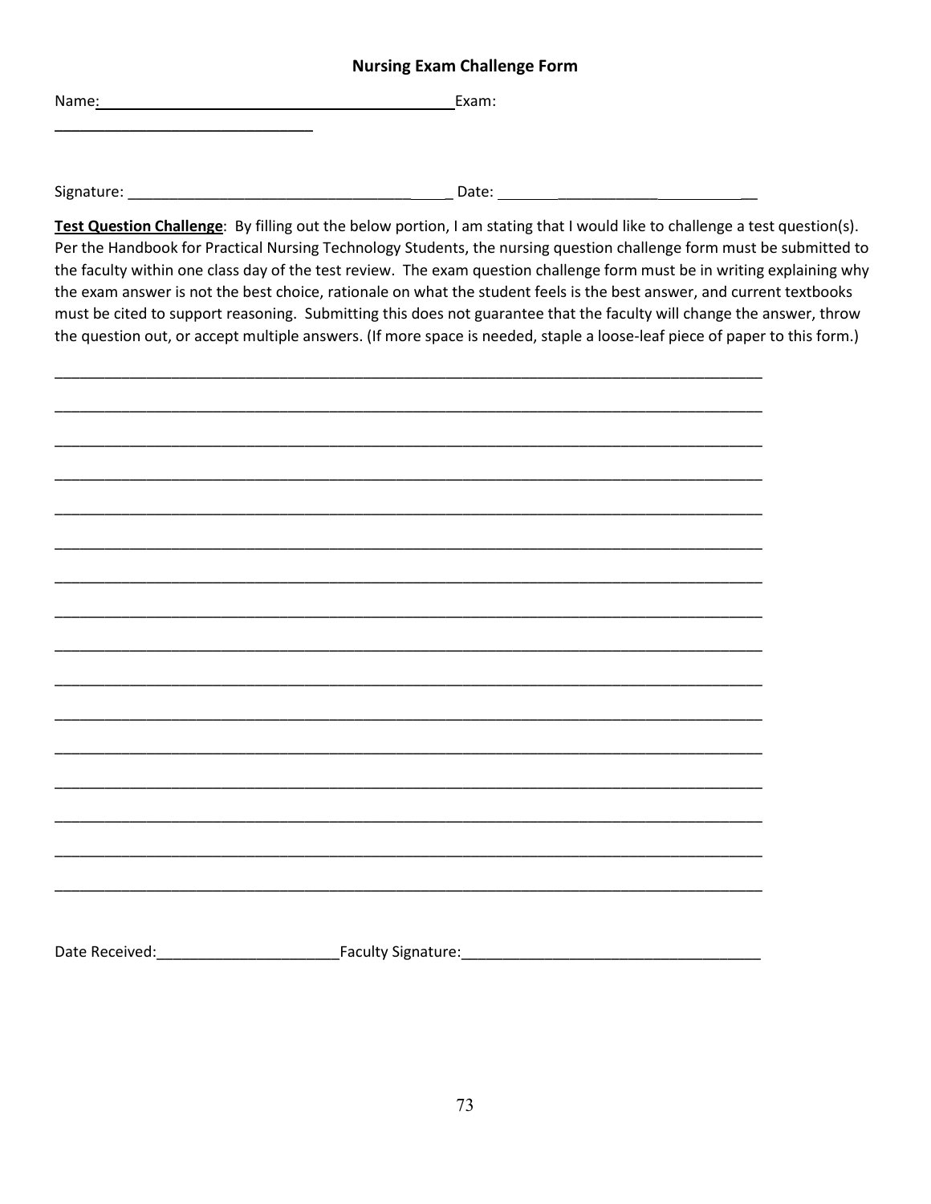## Nursing Exam Challenge Form

Name:_____________________________________________ Exam:

_______________________________

Signature: ________________________________________ Date: ________________________________

**Test Question Challenge**: By filling out the below portion, I am stating that I would like to challenge a test question(s). Per the Handbook for Practical Nursing Technology Students, the nursing question challenge form must be submitted to the faculty within one class day of the test review. The exam question challenge form must be in writing explaining why the exam answer is not the best choice, rationale on what the student feels is the best answer, and current textbooks must be cited to support reasoning. Submitting this does not guarantee that the faculty will change the answer, throw the question out, or accept multiple answers. (If more space is needed, staple a loose-leaf piece of paper to this form.)

______________________________________________________________________________________

______________________________________________________________________________________

______________________________________________________________________________________

______________________________________________________________________________________

______________________________________________________________________________________

______________________________________________________________________________________

______________________________________________________________________________________

______________________________________________________________________________________

______________________________________________________________________________________

______________________________________________________________________________________

______________________________________________________________________________________

______________________________________________________________________________________

______________________________________________________________________________________

______________________________________________________________________________________

______________________________________________________________________________________

______________________________________________________________________________________

Date Received:______________________Faculty Signature:____________________________________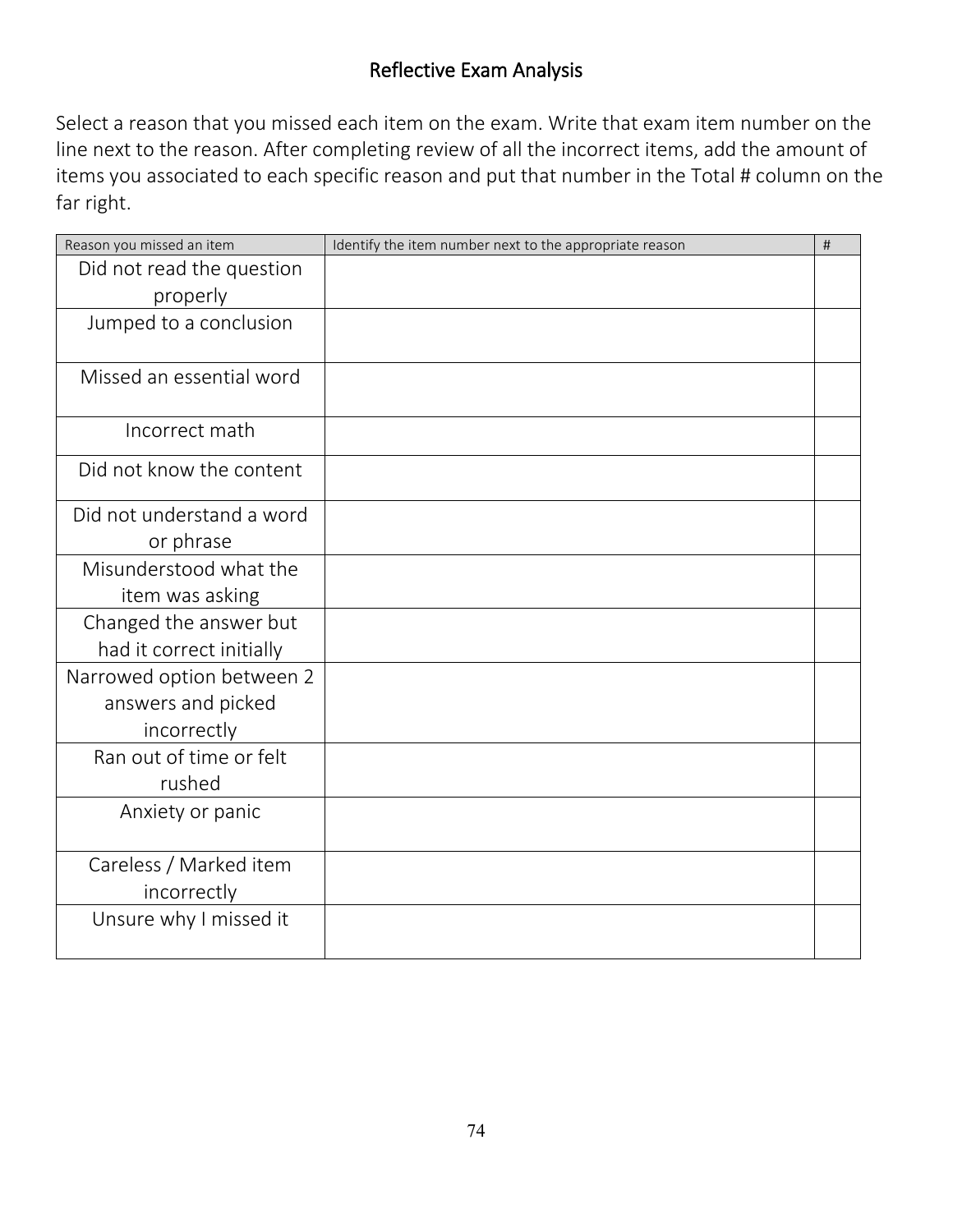# Reflective Exam Analysis

Select a reason that you missed each item on the exam. Write that exam item number on the line next to the reason. After completing review of all the incorrect items, add the amount of items you associated to each specific reason and put that number in the Total # column on the far right.

| Reason you missed an item | Identify the item number next to the appropriate reason | # |
|---|---|---|
| Did not read the question properly | | |
| Jumped to a conclusion | | |
| Missed an essential word | | |
| Incorrect math | | |
| Did not know the content | | |
| Did not understand a word or phrase | | |
| Misunderstood what the item was asking | | |
| Changed the answer but had it correct initially | | |
| Narrowed option between 2 answers and picked incorrectly | | |
| Ran out of time or felt rushed | | |
| Anxiety or panic | | |
| Careless / Marked item incorrectly | | |
| Unsure why I missed it | | |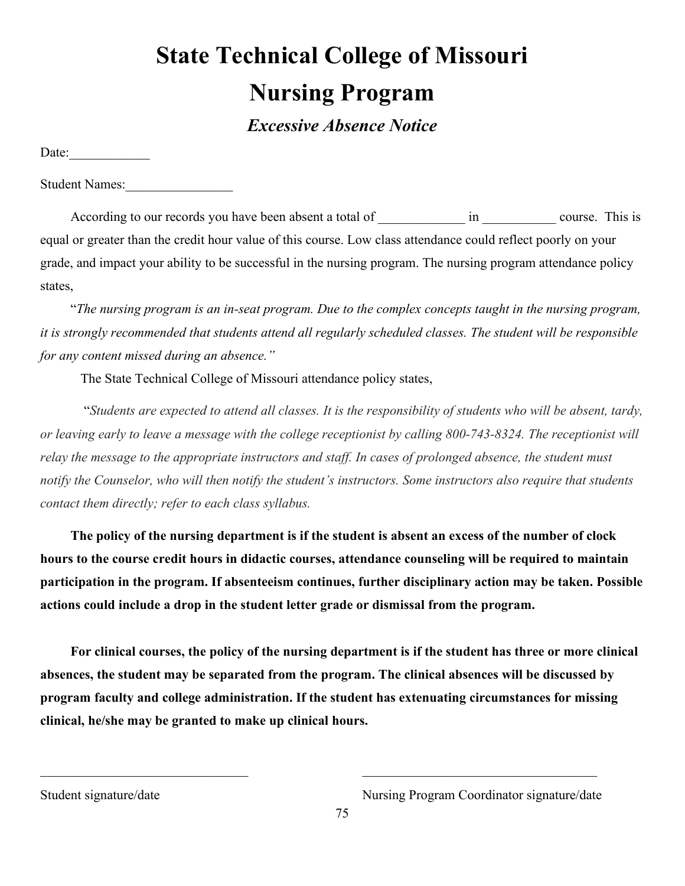# State Technical College of Missouri

# Nursing Program

### *Excessive Absence Notice*

Date:____________

Student Names:________________

According to our records you have been absent a total of _____________ in ___________ course. This is equal or greater than the credit hour value of this course. Low class attendance could reflect poorly on your grade, and impact your ability to be successful in the nursing program. The nursing program attendance policy states,

"*The nursing program is an in-seat program. Due to the complex concepts taught in the nursing program, it is strongly recommended that students attend all regularly scheduled classes. The student will be responsible for any content missed during an absence."*

The State Technical College of Missouri attendance policy states,

"*Students are expected to attend all classes. It is the responsibility of students who will be absent, tardy, or leaving early to leave a message with the college receptionist by calling 800-743-8324. The receptionist will relay the message to the appropriate instructors and staff. In cases of prolonged absence, the student must notify the Counselor, who will then notify the student's instructors. Some instructors also require that students contact them directly; refer to each class syllabus.*

**The policy of the nursing department is if the student is absent an excess of the number of clock hours to the course credit hours in didactic courses, attendance counseling will be required to maintain participation in the program. If absenteeism continues, further disciplinary action may be taken. Possible actions could include a drop in the student letter grade or dismissal from the program.**

**For clinical courses, the policy of the nursing department is if the student has three or more clinical absences, the student may be separated from the program. The clinical absences will be discussed by program faculty and college administration. If the student has extenuating circumstances for missing clinical, he/she may be granted to make up clinical hours.**

________________________________ ____________________________________

Student signature/date Nursing Program Coordinator signature/date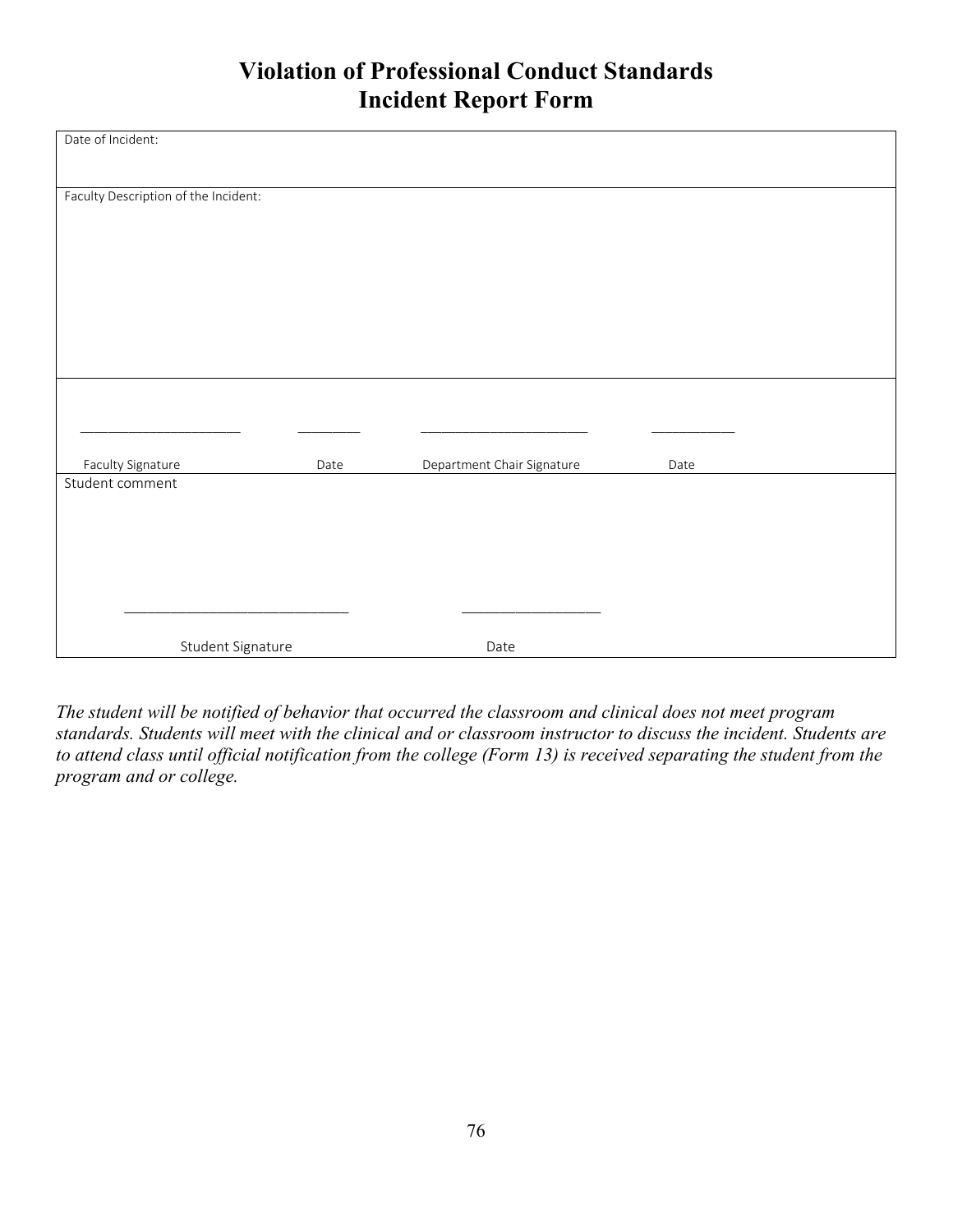# Violation of Professional Conduct Standards
# Incident Report Form

| Date of Incident: |
|---|
| Faculty Description of the Incident: |
| ____________________ ________ ____________________ __________<br>Faculty Signature Date Department Chair Signature Date |
| Student comment<br><br>____________________________ __________________<br>Student Signature Date |

*The student will be notified of behavior that occurred the classroom and clinical does not meet program standards. Students will meet with the clinical and or classroom instructor to discuss the incident. Students are to attend class until official notification from the college (Form 13) is received separating the student from the program and or college.*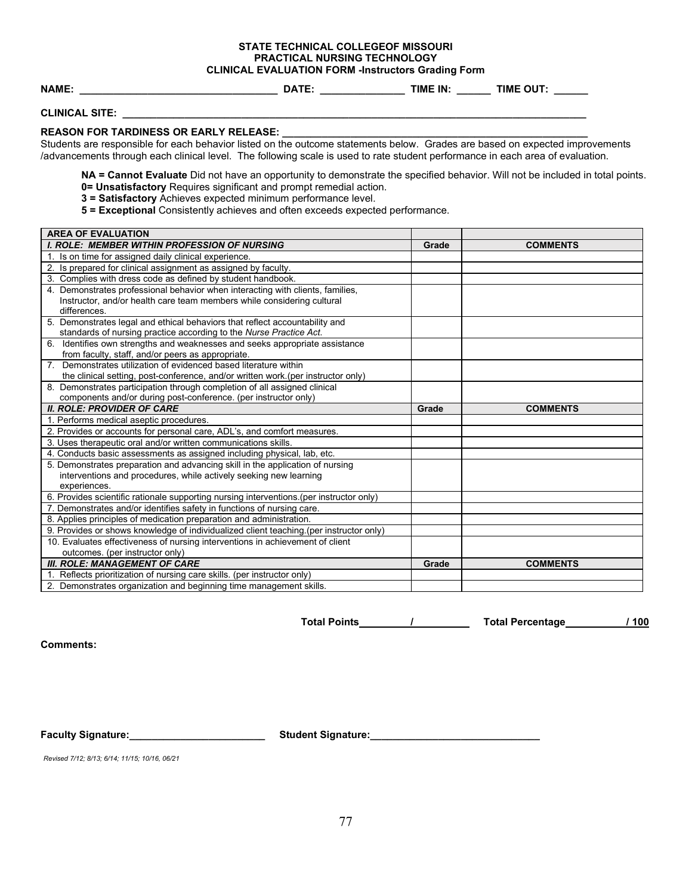**STATE TECHNICAL COLLEGEOF MISSOURI**
**PRACTICAL NURSING TECHNOLOGY**
**CLINICAL EVALUATION FORM -Instructors Grading Form**

**NAME:** ___________________________________ **DATE:** _______________ **TIME IN:** ______ **TIME OUT:** ______

**CLINICAL SITE:** ___________________________________________________________________________________

**REASON FOR TARDINESS OR EARLY RELEASE:** _______________________________________________________

Students are responsible for each behavior listed on the outcome statements below. Grades are based on expected improvements /advancements through each clinical level. The following scale is used to rate student performance in each area of evaluation.

**NA = Cannot Evaluate** Did not have an opportunity to demonstrate the specified behavior. Will not be included in total points.
**0= Unsatisfactory** Requires significant and prompt remedial action.
**3 = Satisfactory** Achieves expected minimum performance level.
**5 = Exceptional** Consistently achieves and often exceeds expected performance.

| AREA OF EVALUATION | | |
|---|---|---|
| ***I. ROLE: MEMBER WITHIN PROFESSION OF NURSING*** | **Grade** | **COMMENTS** |
| 1. Is on time for assigned daily clinical experience. | | |
| 2. Is prepared for clinical assignment as assigned by faculty. | | |
| 3. Complies with dress code as defined by student handbook. | | |
| 4. Demonstrates professional behavior when interacting with clients, families, Instructor, and/or health care team members while considering cultural differences. | | |
| 5. Demonstrates legal and ethical behaviors that reflect accountability and standards of nursing practice according to the *Nurse Practice Act*. | | |
| 6. Identifies own strengths and weaknesses and seeks appropriate assistance from faculty, staff, and/or peers as appropriate. | | |
| 7. Demonstrates utilization of evidenced based literature within the clinical setting, post-conference, and/or written work.(per instructor only) | | |
| 8. Demonstrates participation through completion of all assigned clinical components and/or during post-conference. (per instructor only) | | |
| ***II. ROLE: PROVIDER OF CARE*** | **Grade** | **COMMENTS** |
| 1. Performs medical aseptic procedures. | | |
| 2. Provides or accounts for personal care, ADL's, and comfort measures. | | |
| 3. Uses therapeutic oral and/or written communications skills. | | |
| 4. Conducts basic assessments as assigned including physical, lab, etc. | | |
| 5. Demonstrates preparation and advancing skill in the application of nursing interventions and procedures, while actively seeking new learning experiences. | | |
| 6. Provides scientific rationale supporting nursing interventions.(per instructor only) | | |
| 7. Demonstrates and/or identifies safety in functions of nursing care. | | |
| 8. Applies principles of medication preparation and administration. | | |
| 9. Provides or shows knowledge of individualized client teaching.(per instructor only) | | |
| 10. Evaluates effectiveness of nursing interventions in achievement of client outcomes. (per instructor only) | | |
| ***III. ROLE: MANAGEMENT OF CARE*** | **Grade** | **COMMENTS** |
| 1. Reflects prioritization of nursing care skills. (per instructor only) | | |
| 2. Demonstrates organization and beginning time management skills. | | |

**Total Points**_________/_________ **Total Percentage**__________/ 100

**Comments:**

**Faculty Signature:**________________________ **Student Signature:**_____________________________

*Revised 7/12; 8/13; 6/14; 11/15; 10/16, 06/21*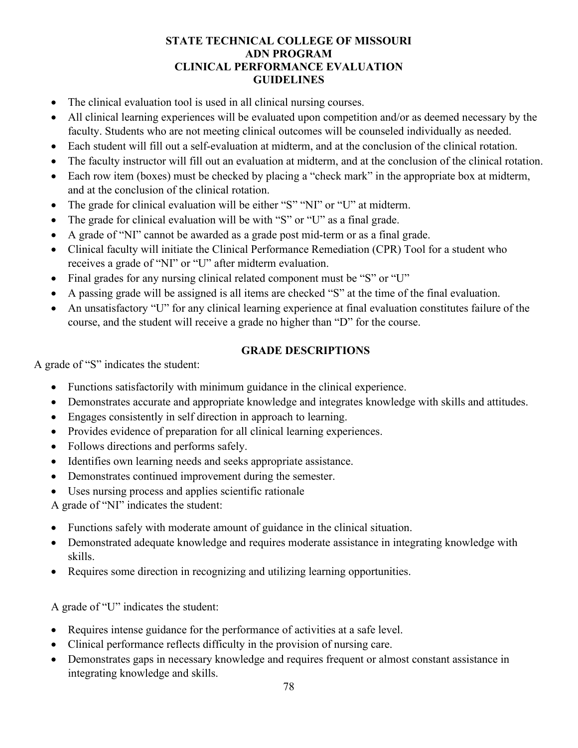# STATE TECHNICAL COLLEGE OF MISSOURI
# ADN PROGRAM
# CLINICAL PERFORMANCE EVALUATION
# GUIDELINES

- The clinical evaluation tool is used in all clinical nursing courses.
- All clinical learning experiences will be evaluated upon competition and/or as deemed necessary by the faculty. Students who are not meeting clinical outcomes will be counseled individually as needed.
- Each student will fill out a self-evaluation at midterm, and at the conclusion of the clinical rotation.
- The faculty instructor will fill out an evaluation at midterm, and at the conclusion of the clinical rotation.
- Each row item (boxes) must be checked by placing a "check mark" in the appropriate box at midterm, and at the conclusion of the clinical rotation.
- The grade for clinical evaluation will be either "S" "NI" or "U" at midterm.
- The grade for clinical evaluation will be with "S" or "U" as a final grade.
- A grade of "NI" cannot be awarded as a grade post mid-term or as a final grade.
- Clinical faculty will initiate the Clinical Performance Remediation (CPR) Tool for a student who receives a grade of "NI" or "U" after midterm evaluation.
- Final grades for any nursing clinical related component must be "S" or "U"
- A passing grade will be assigned is all items are checked "S" at the time of the final evaluation.
- An unsatisfactory "U" for any clinical learning experience at final evaluation constitutes failure of the course, and the student will receive a grade no higher than "D" for the course.

## GRADE DESCRIPTIONS

A grade of "S" indicates the student:

- Functions satisfactorily with minimum guidance in the clinical experience.
- Demonstrates accurate and appropriate knowledge and integrates knowledge with skills and attitudes.
- Engages consistently in self direction in approach to learning.
- Provides evidence of preparation for all clinical learning experiences.
- Follows directions and performs safely.
- Identifies own learning needs and seeks appropriate assistance.
- Demonstrates continued improvement during the semester.
- Uses nursing process and applies scientific rationale

A grade of "NI" indicates the student:

- Functions safely with moderate amount of guidance in the clinical situation.
- Demonstrated adequate knowledge and requires moderate assistance in integrating knowledge with skills.
- Requires some direction in recognizing and utilizing learning opportunities.

A grade of "U" indicates the student:

- Requires intense guidance for the performance of activities at a safe level.
- Clinical performance reflects difficulty in the provision of nursing care.
- Demonstrates gaps in necessary knowledge and requires frequent or almost constant assistance in integrating knowledge and skills.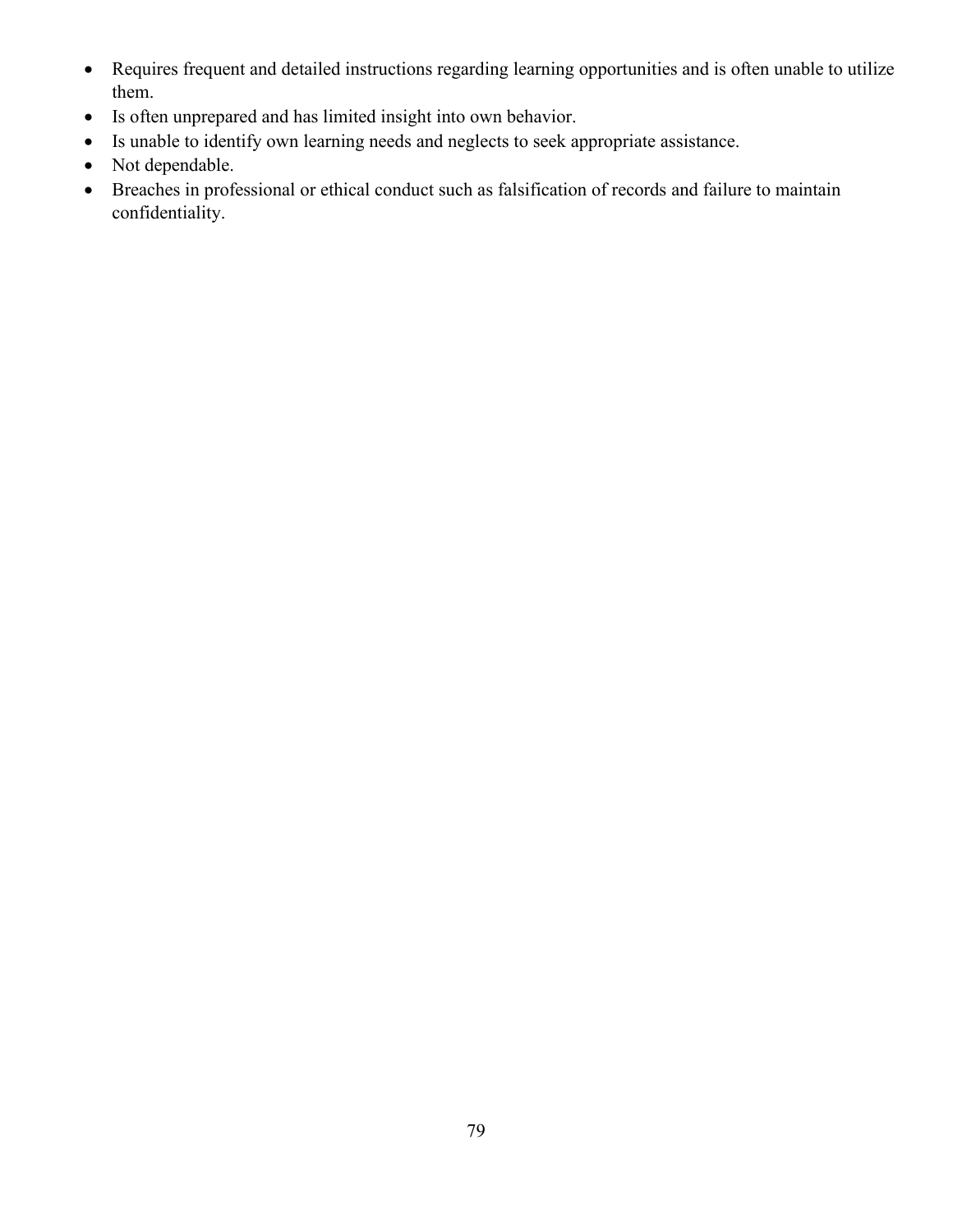- Requires frequent and detailed instructions regarding learning opportunities and is often unable to utilize them.
- Is often unprepared and has limited insight into own behavior.
- Is unable to identify own learning needs and neglects to seek appropriate assistance.
- Not dependable.
- Breaches in professional or ethical conduct such as falsification of records and failure to maintain confidentiality.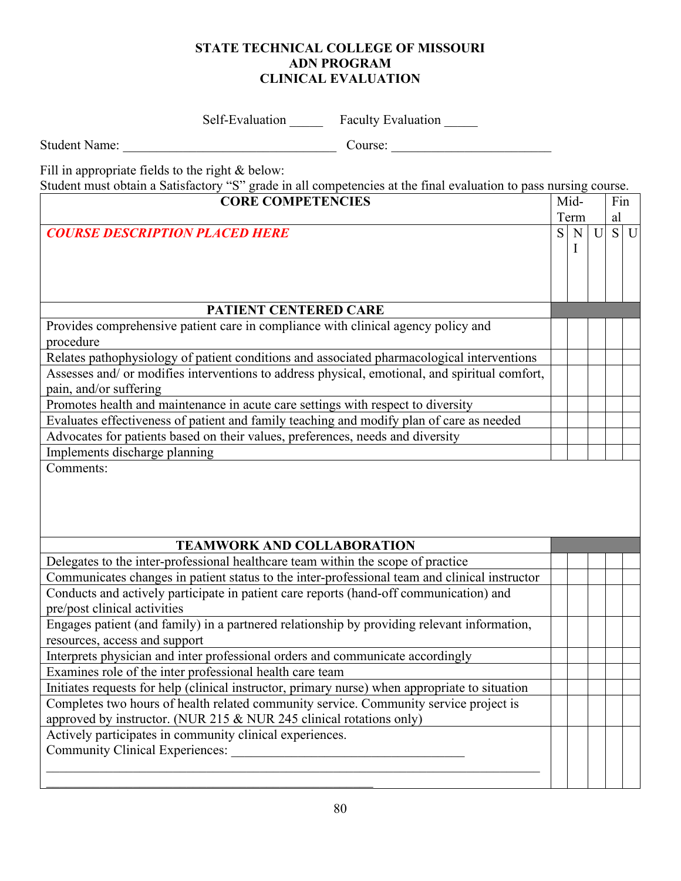**STATE TECHNICAL COLLEGE OF MISSOURI**
**ADN PROGRAM**
**CLINICAL EVALUATION**

Self-Evaluation _____ Faculty Evaluation _____

Student Name: _______________________________ Course: _______________________

Fill in appropriate fields to the right & below:
Student must obtain a Satisfactory "S" grade in all competencies at the final evaluation to pass nursing course.

| CORE COMPETENCIES | Mid-Term | | | Final | |
|---|---|---|---|---|---|
| *COURSE DESCRIPTION PLACED HERE* | S | NI | U | S | U |
| **PATIENT CENTERED CARE** | | | | | |
| Provides comprehensive patient care in compliance with clinical agency policy and procedure | | | | | |
| Relates pathophysiology of patient conditions and associated pharmacological interventions | | | | | |
| Assesses and/ or modifies interventions to address physical, emotional, and spiritual comfort, pain, and/or suffering | | | | | |
| Promotes health and maintenance in acute care settings with respect to diversity | | | | | |
| Evaluates effectiveness of patient and family teaching and modify plan of care as needed | | | | | |
| Advocates for patients based on their values, preferences, needs and diversity | | | | | |
| Implements discharge planning | | | | | |
| Comments: | | | | | |
| **TEAMWORK AND COLLABORATION** | | | | | |
| Delegates to the inter-professional healthcare team within the scope of practice | | | | | |
| Communicates changes in patient status to the inter-professional team and clinical instructor | | | | | |
| Conducts and actively participate in patient care reports (hand-off communication) and pre/post clinical activities | | | | | |
| Engages patient (and family) in a partnered relationship by providing relevant information, resources, access and support | | | | | |
| Interprets physician and inter professional orders and communicate accordingly | | | | | |
| Examines role of the inter professional health care team | | | | | |
| Initiates requests for help (clinical instructor, primary nurse) when appropriate to situation | | | | | |
| Completes two hours of health related community service. Community service project is approved by instructor. (NUR 215 & NUR 245 clinical rotations only) | | | | | |
| Actively participates in community clinical experiences. Community Clinical Experiences: ___________________________________ ___________________________________ | | | | | |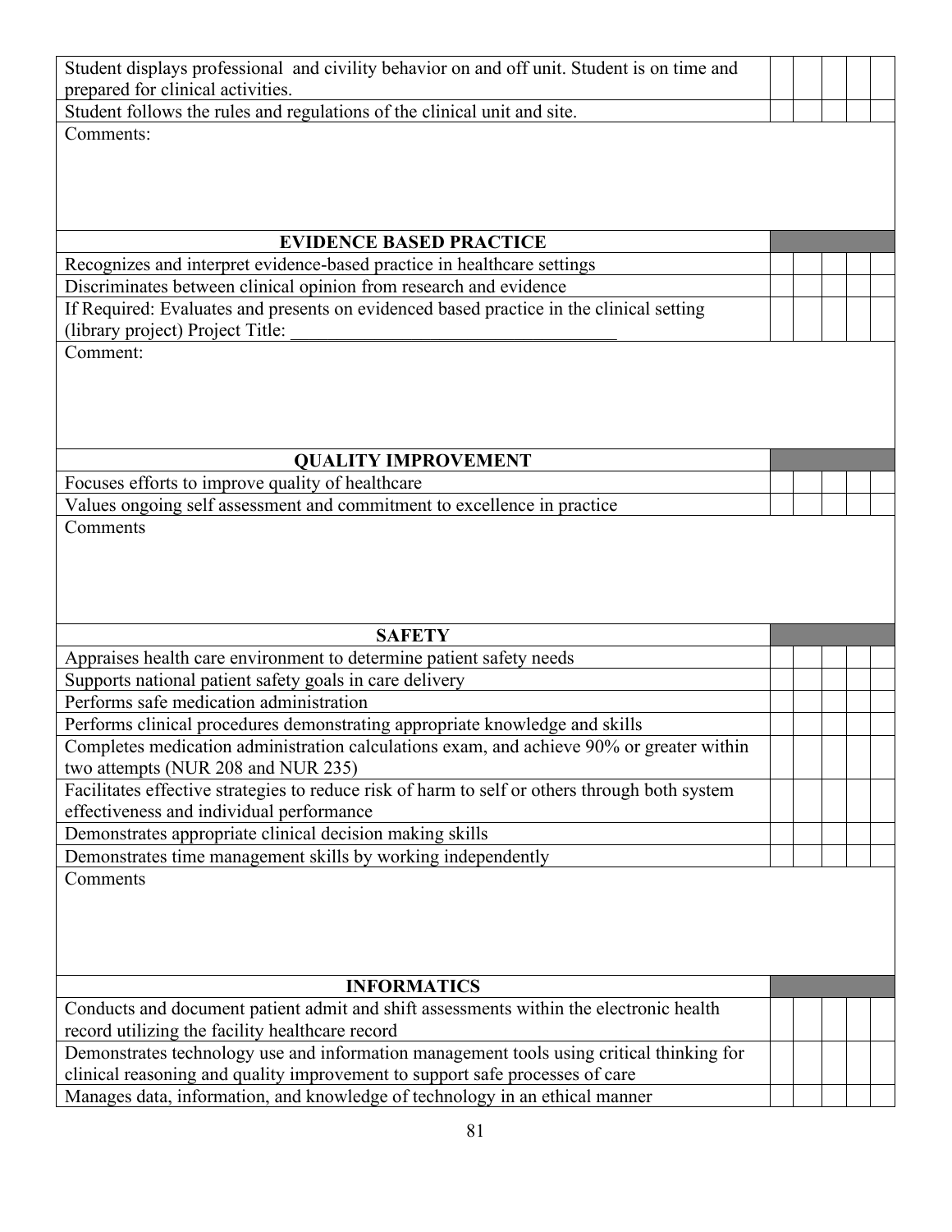| | | | | | |
|---|---|---|---|---|---|
| Student displays professional and civility behavior on and off unit. Student is on time and prepared for clinical activities. | | | | | |
| Student follows the rules and regulations of the clinical unit and site. | | | | | |
| Comments: | | | | | |
| **EVIDENCE BASED PRACTICE** | | | | | |
| Recognizes and interpret evidence-based practice in healthcare settings | | | | | |
| Discriminates between clinical opinion from research and evidence | | | | | |
| If Required: Evaluates and presents on evidenced based practice in the clinical setting (library project) Project Title: ___________________________________ | | | | | |
| Comment: | | | | | |
| **QUALITY IMPROVEMENT** | | | | | |
| Focuses efforts to improve quality of healthcare | | | | | |
| Values ongoing self assessment and commitment to excellence in practice | | | | | |
| Comments | | | | | |
| **SAFETY** | | | | | |
| Appraises health care environment to determine patient safety needs | | | | | |
| Supports national patient safety goals in care delivery | | | | | |
| Performs safe medication administration | | | | | |
| Performs clinical procedures demonstrating appropriate knowledge and skills | | | | | |
| Completes medication administration calculations exam, and achieve 90% or greater within two attempts (NUR 208 and NUR 235) | | | | | |
| Facilitates effective strategies to reduce risk of harm to self or others through both system effectiveness and individual performance | | | | | |
| Demonstrates appropriate clinical decision making skills | | | | | |
| Demonstrates time management skills by working independently | | | | | |
| Comments | | | | | |
| **INFORMATICS** | | | | | |
| Conducts and document patient admit and shift assessments within the electronic health record utilizing the facility healthcare record | | | | | |
| Demonstrates technology use and information management tools using critical thinking for clinical reasoning and quality improvement to support safe processes of care | | | | | |
| Manages data, information, and knowledge of technology in an ethical manner | | | | | |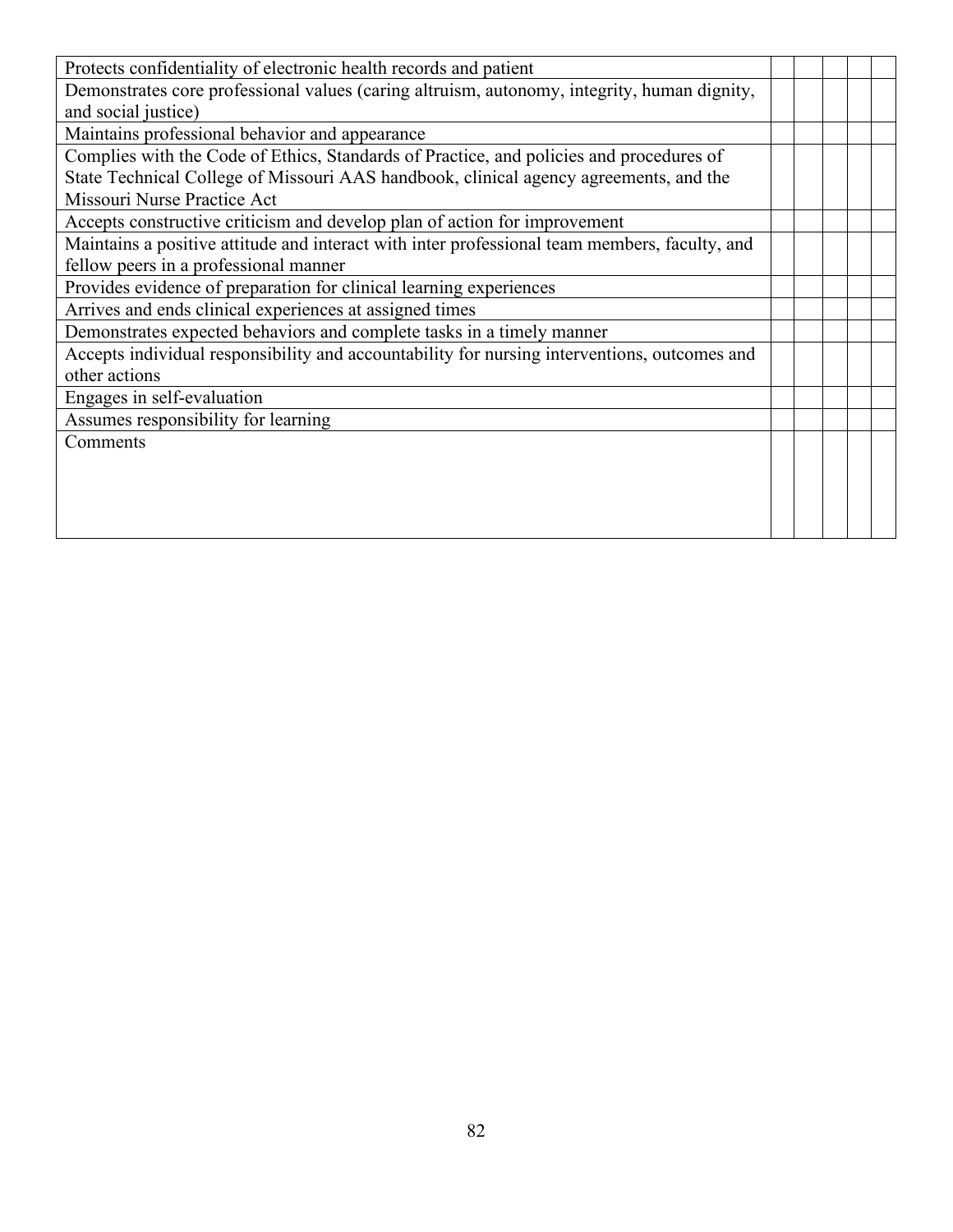| | | | | | |
|---|---|---|---|---|---|
| Protects confidentiality of electronic health records and patient | | | | | |
| Demonstrates core professional values (caring altruism, autonomy, integrity, human dignity, and social justice) | | | | | |
| Maintains professional behavior and appearance | | | | | |
| Complies with the Code of Ethics, Standards of Practice, and policies and procedures of State Technical College of Missouri AAS handbook, clinical agency agreements, and the Missouri Nurse Practice Act | | | | | |
| Accepts constructive criticism and develop plan of action for improvement | | | | | |
| Maintains a positive attitude and interact with inter professional team members, faculty, and fellow peers in a professional manner | | | | | |
| Provides evidence of preparation for clinical learning experiences | | | | | |
| Arrives and ends clinical experiences at assigned times | | | | | |
| Demonstrates expected behaviors and complete tasks in a timely manner | | | | | |
| Accepts individual responsibility and accountability for nursing interventions, outcomes and other actions | | | | | |
| Engages in self-evaluation | | | | | |
| Assumes responsibility for learning | | | | | |
| Comments | | | | | |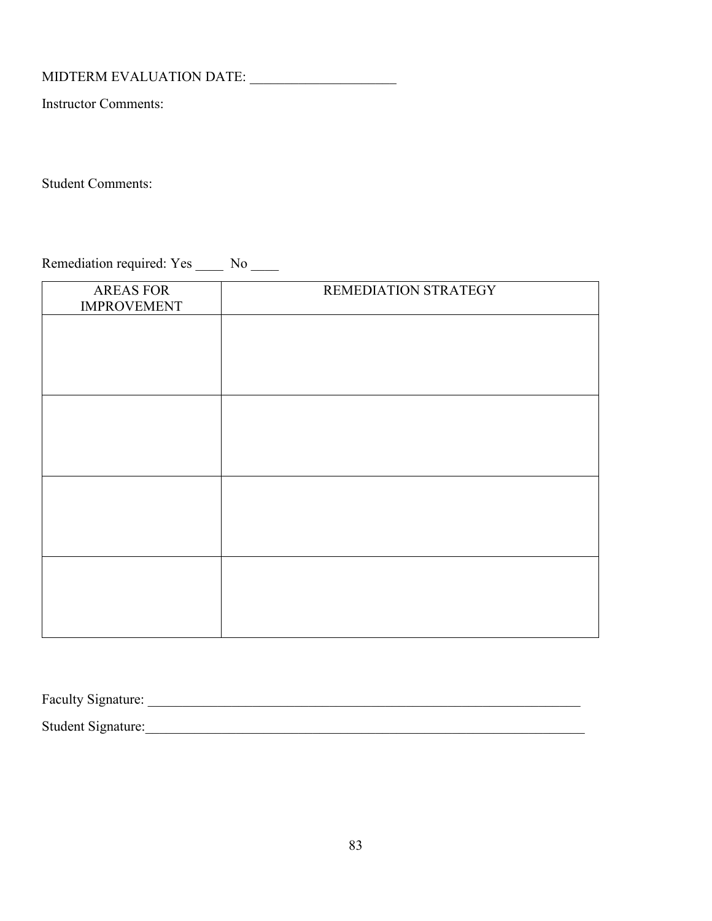MIDTERM EVALUATION DATE: _____________________

Instructor Comments:

Student Comments:

Remediation required: Yes ____ No ____

| AREAS FOR IMPROVEMENT | REMEDIATION STRATEGY |
|---|---|
| | |
| | |
| | |
| | |

Faculty Signature: _______________________________________________________________

Student Signature:_______________________________________________________________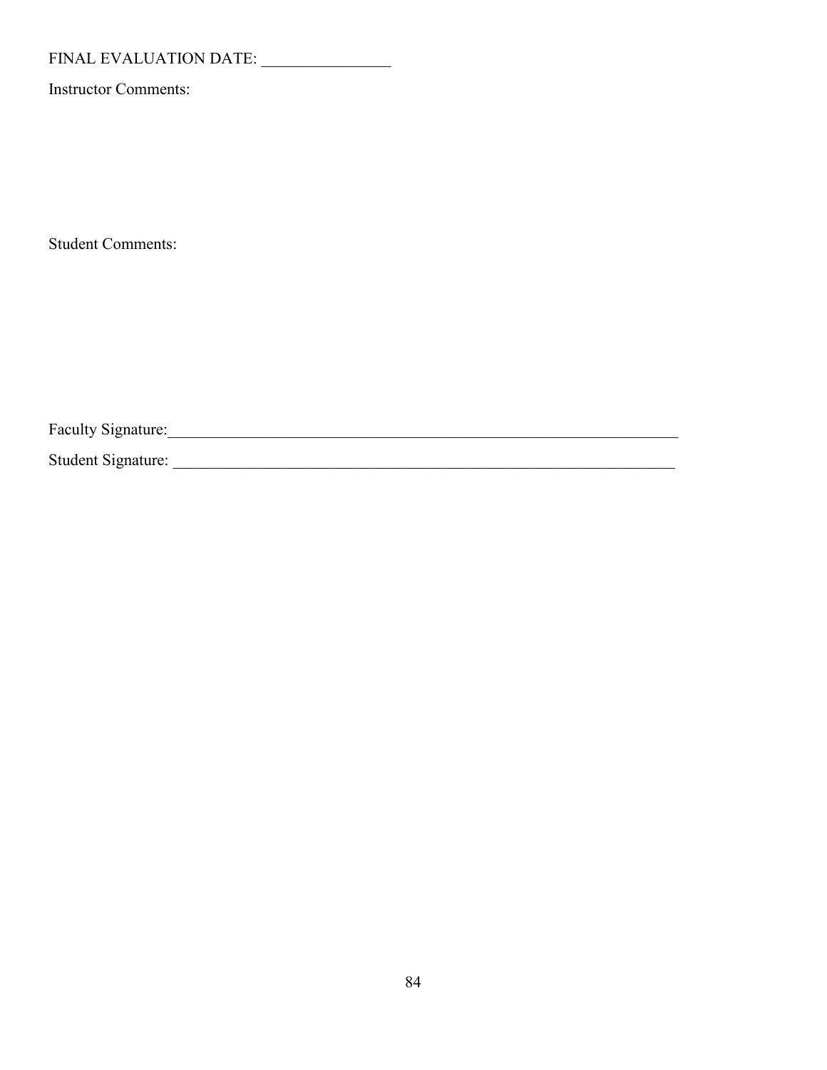FINAL EVALUATION DATE: ________________

Instructor Comments:

Student Comments:

Faculty Signature:_________________________________________________________________

Student Signature: ________________________________________________________________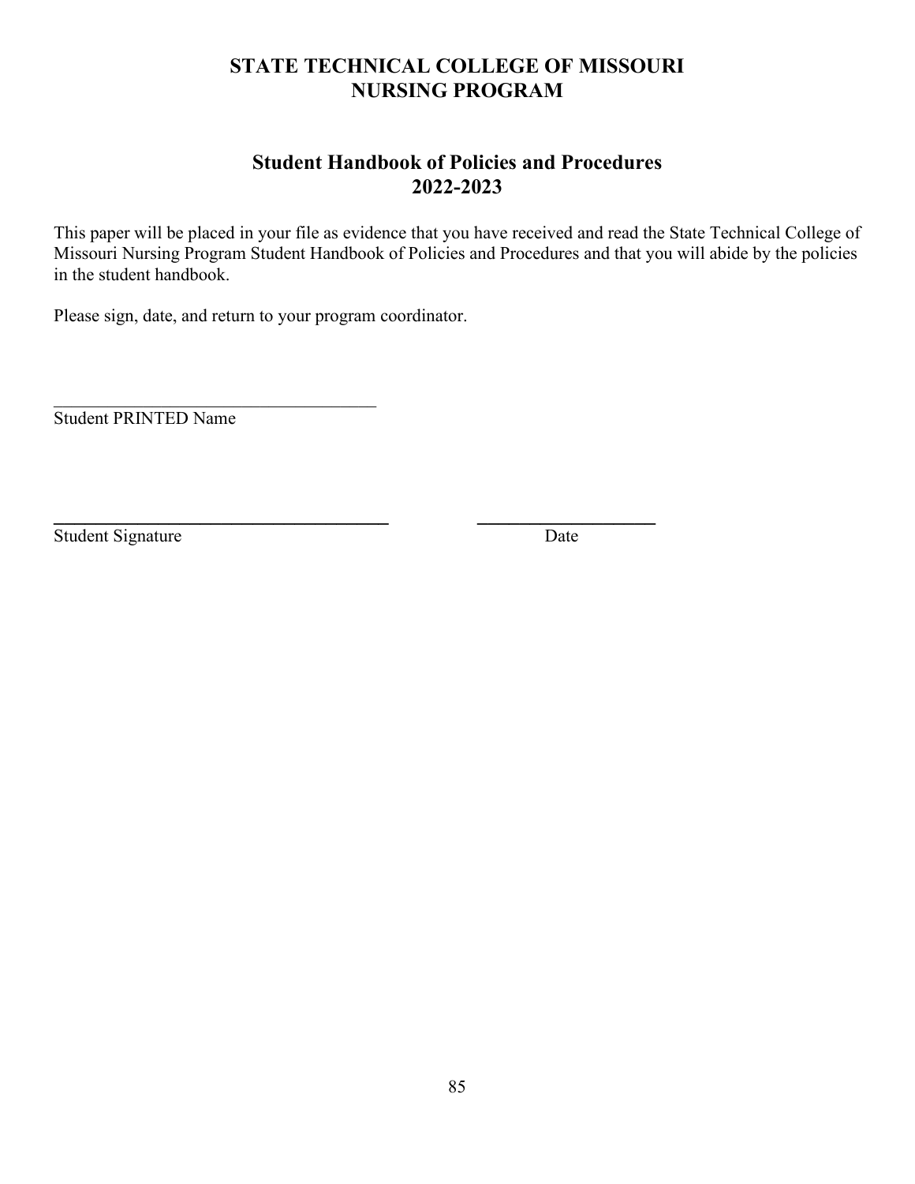# STATE TECHNICAL COLLEGE OF MISSOURI
# NURSING PROGRAM

## Student Handbook of Policies and Procedures
## 2022-2023

This paper will be placed in your file as evidence that you have received and read the State Technical College of Missouri Nursing Program Student Handbook of Policies and Procedures and that you will abide by the policies in the student handbook.

Please sign, date, and return to your program coordinator.

\_\_\_\_\_\_\_\_\_\_\_\_\_\_\_\_\_\_\_\_\_\_\_\_\_\_\_\_\_\_\_\_\_\_\_\_\_\_
Student PRINTED Name

\_\_\_\_\_\_\_\_\_\_\_\_\_\_\_\_\_\_\_\_\_\_\_\_\_\_\_\_\_\_\_\_\_\_\_\_\_\_          \_\_\_\_\_\_\_\_\_\_\_\_\_\_\_\_\_\_\_\_
Student Signature                                                                    Date